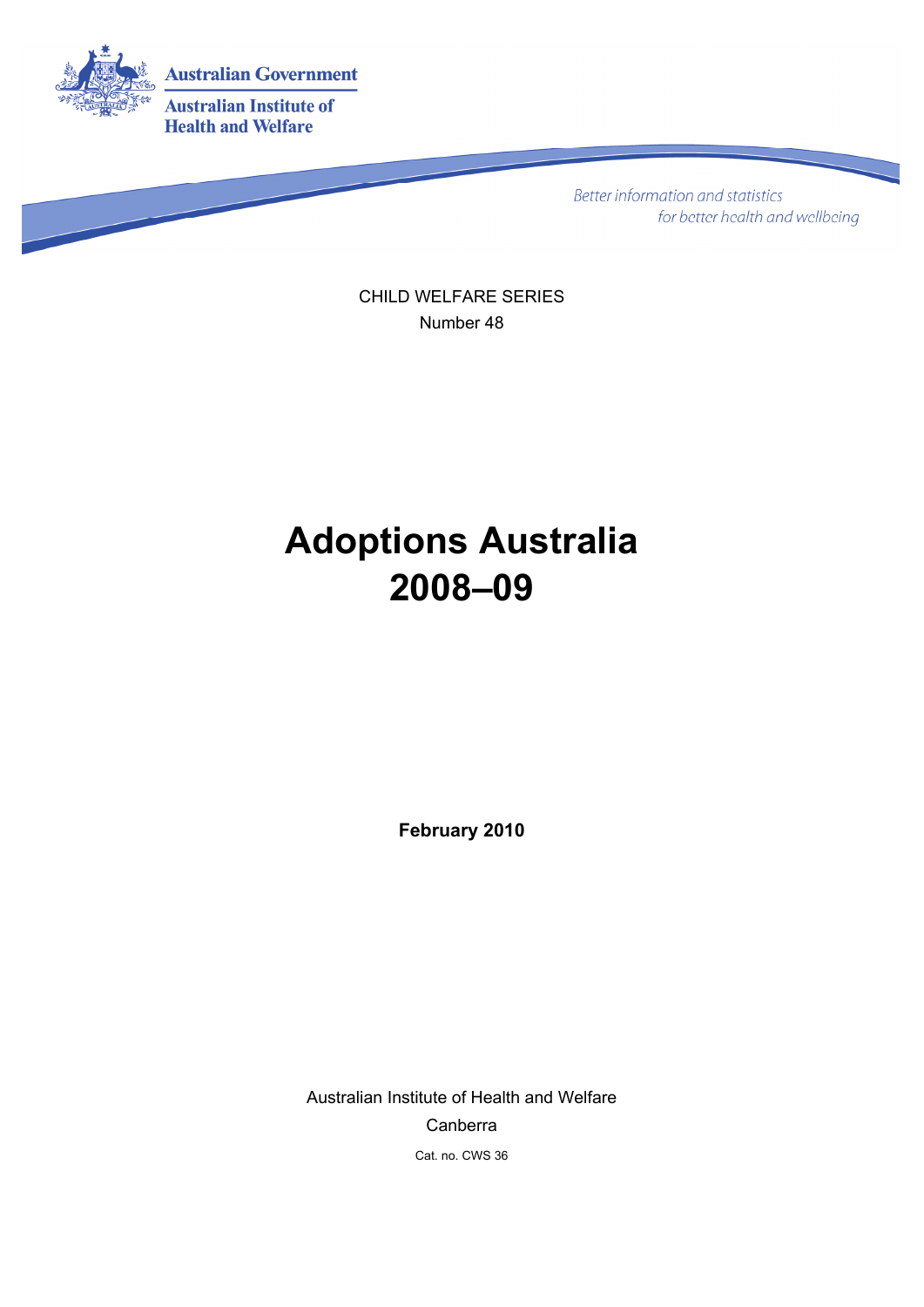Australian Government

Australian Institute of Health and Welfare

*Better information and statistics for better health and wellbeing*

CHILD WELFARE SERIES

Number 48

# Adoptions Australia 2008–09

**February 2010**

Australian Institute of Health and Welfare

Canberra

Cat. no. CWS 36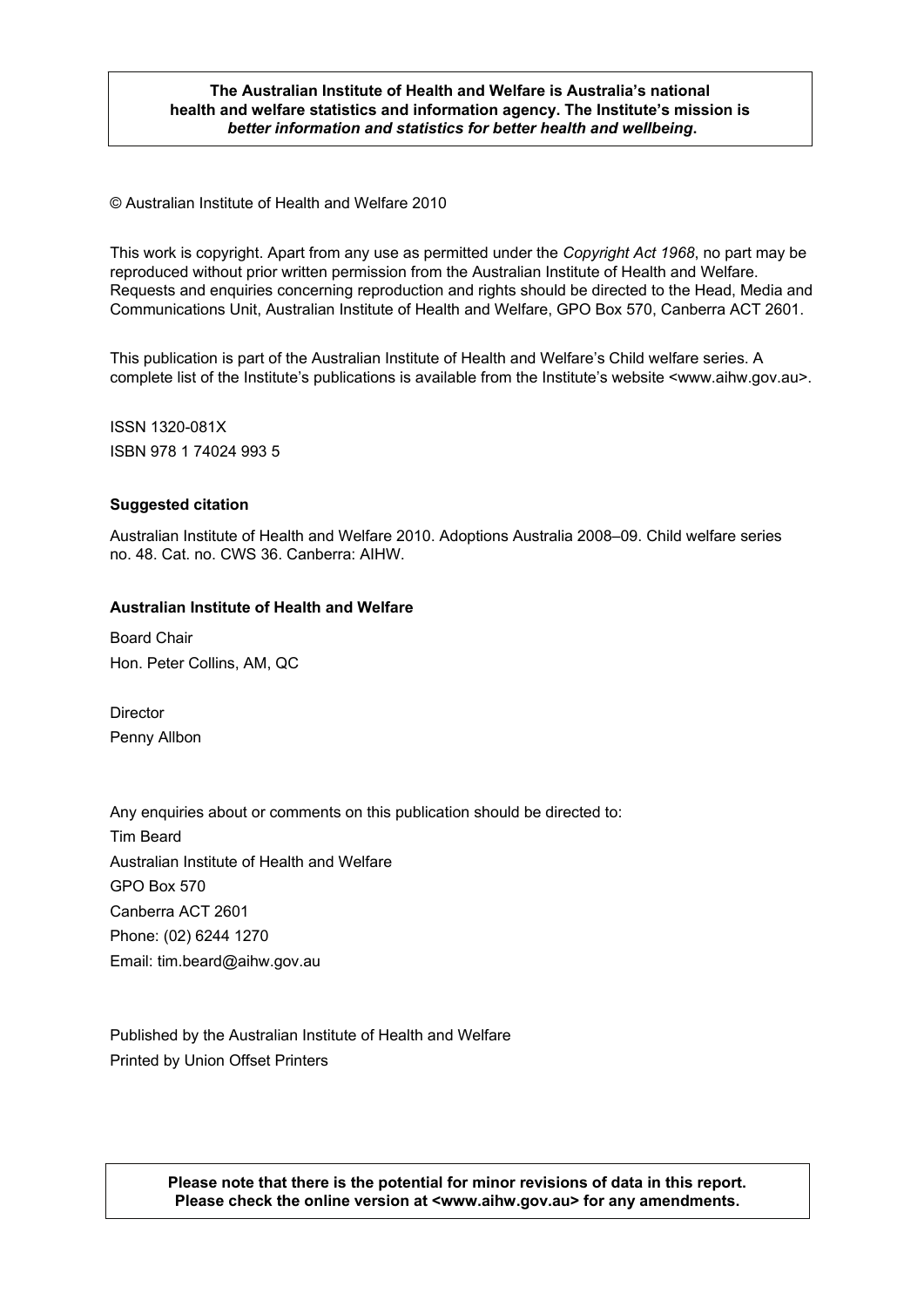**The Australian Institute of Health and Welfare is Australia's national health and welfare statistics and information agency. The Institute's mission is *better information and statistics for better health and wellbeing*.**

© Australian Institute of Health and Welfare 2010

This work is copyright. Apart from any use as permitted under the *Copyright Act 1968*, no part may be reproduced without prior written permission from the Australian Institute of Health and Welfare. Requests and enquiries concerning reproduction and rights should be directed to the Head, Media and Communications Unit, Australian Institute of Health and Welfare, GPO Box 570, Canberra ACT 2601.

This publication is part of the Australian Institute of Health and Welfare's Child welfare series. A complete list of the Institute's publications is available from the Institute's website <www.aihw.gov.au>.

ISSN 1320-081X

ISBN 978 1 74024 993 5

**Suggested citation**

Australian Institute of Health and Welfare 2010. Adoptions Australia 2008–09. Child welfare series no. 48. Cat. no. CWS 36. Canberra: AIHW.

**Australian Institute of Health and Welfare**

Board Chair
Hon. Peter Collins, AM, QC

Director
Penny Allbon

Any enquiries about or comments on this publication should be directed to:
Tim Beard
Australian Institute of Health and Welfare
GPO Box 570
Canberra ACT 2601
Phone: (02) 6244 1270
Email: tim.beard@aihw.gov.au

Published by the Australian Institute of Health and Welfare
Printed by Union Offset Printers

**Please note that there is the potential for minor revisions of data in this report. Please check the online version at <www.aihw.gov.au> for any amendments.**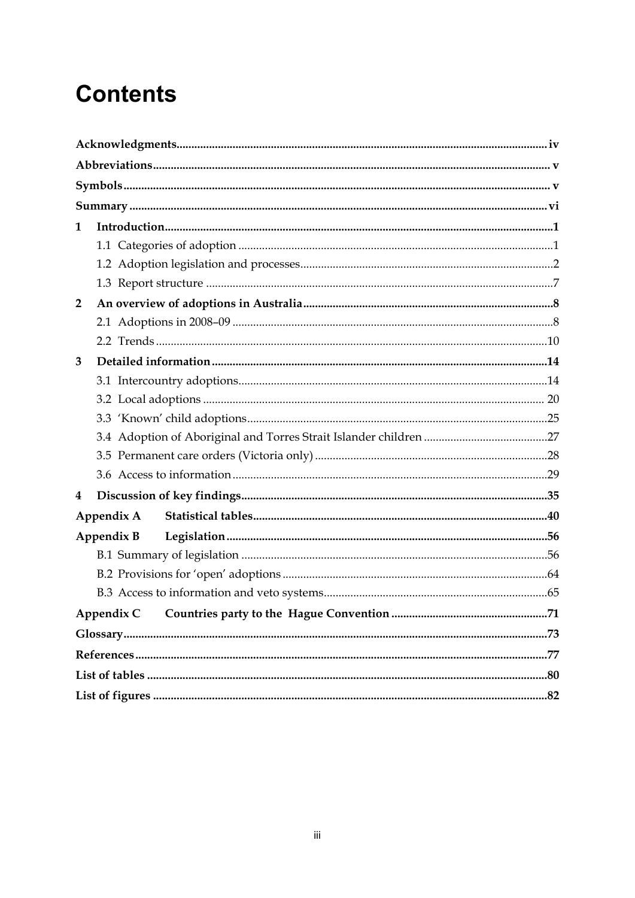# Contents

**Acknowledgments** ..... iv

**Abbreviations** ..... v

**Symbols** ..... v

**Summary** ..... vi

**1 Introduction** ..... 1

- 1.1 Categories of adoption ..... 1
- 1.2 Adoption legislation and processes ..... 2
- 1.3 Report structure ..... 7

**2 An overview of adoptions in Australia** ..... 8

- 2.1 Adoptions in 2008–09 ..... 8
- 2.2 Trends ..... 10

**3 Detailed information** ..... 14

- 3.1 Intercountry adoptions ..... 14
- 3.2 Local adoptions ..... 20
- 3.3 'Known' child adoptions ..... 25
- 3.4 Adoption of Aboriginal and Torres Strait Islander children ..... 27
- 3.5 Permanent care orders (Victoria only) ..... 28
- 3.6 Access to information ..... 29

**4 Discussion of key findings** ..... 35

**Appendix A Statistical tables** ..... 40

**Appendix B Legislation** ..... 56

- B.1 Summary of legislation ..... 56
- B.2 Provisions for 'open' adoptions ..... 64
- B.3 Access to information and veto systems ..... 65

**Appendix C Countries party to the Hague Convention** ..... 71

**Glossary** ..... 73

**References** ..... 77

**List of tables** ..... 80

**List of figures** ..... 82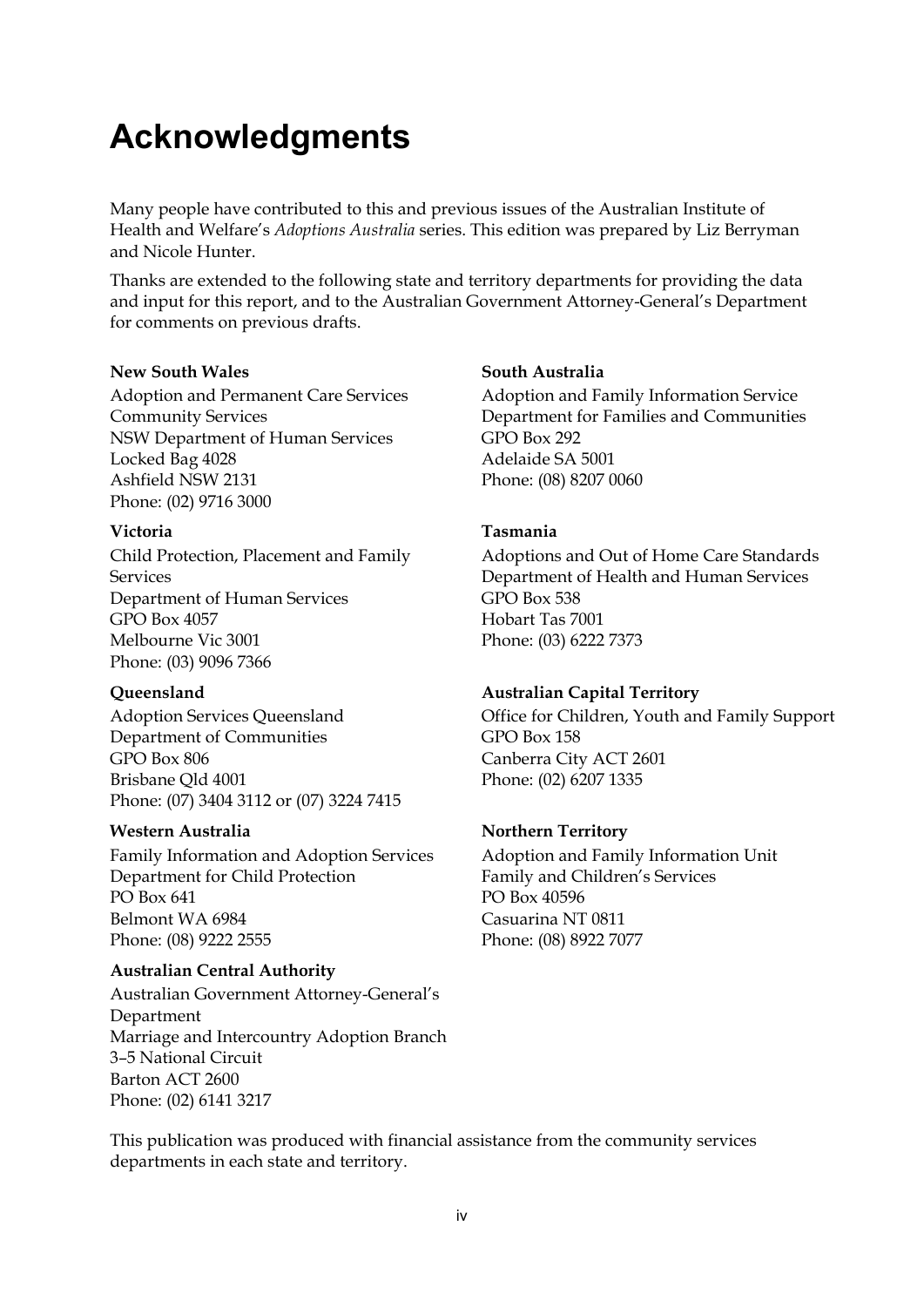# Acknowledgments

Many people have contributed to this and previous issues of the Australian Institute of Health and Welfare's *Adoptions Australia* series. This edition was prepared by Liz Berryman and Nicole Hunter.

Thanks are extended to the following state and territory departments for providing the data and input for this report, and to the Australian Government Attorney-General's Department for comments on previous drafts.

**New South Wales**

Adoption and Permanent Care Services
Community Services
NSW Department of Human Services
Locked Bag 4028
Ashfield NSW 2131
Phone: (02) 9716 3000

**Victoria**

Child Protection, Placement and Family Services
Department of Human Services
GPO Box 4057
Melbourne Vic 3001
Phone: (03) 9096 7366

**Queensland**

Adoption Services Queensland
Department of Communities
GPO Box 806
Brisbane Qld 4001
Phone: (07) 3404 3112 or (07) 3224 7415

**Western Australia**

Family Information and Adoption Services
Department for Child Protection
PO Box 641
Belmont WA 6984
Phone: (08) 9222 2555

**Australian Central Authority**

Australian Government Attorney-General's Department
Marriage and Intercountry Adoption Branch
3–5 National Circuit
Barton ACT 2600
Phone: (02) 6141 3217

**South Australia**

Adoption and Family Information Service
Department for Families and Communities
GPO Box 292
Adelaide SA 5001
Phone: (08) 8207 0060

**Tasmania**

Adoptions and Out of Home Care Standards
Department of Health and Human Services
GPO Box 538
Hobart Tas 7001
Phone: (03) 6222 7373

**Australian Capital Territory**

Office for Children, Youth and Family Support
GPO Box 158
Canberra City ACT 2601
Phone: (02) 6207 1335

**Northern Territory**

Adoption and Family Information Unit
Family and Children's Services
PO Box 40596
Casuarina NT 0811
Phone: (08) 8922 7077

This publication was produced with financial assistance from the community services departments in each state and territory.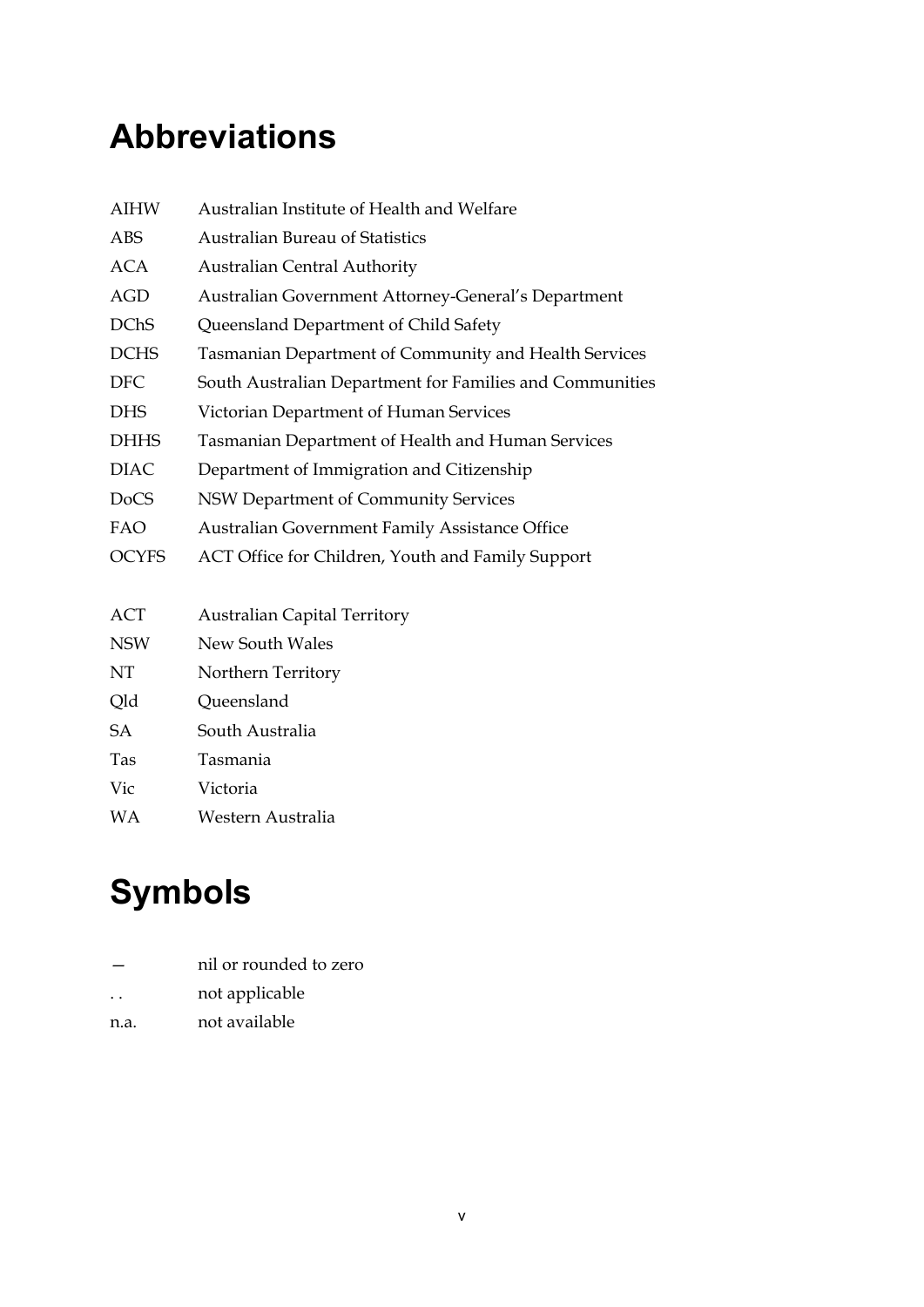# Abbreviations

| | |
|---|---|
| AIHW | Australian Institute of Health and Welfare |
| ABS | Australian Bureau of Statistics |
| ACA | Australian Central Authority |
| AGD | Australian Government Attorney-General's Department |
| DChS | Queensland Department of Child Safety |
| DCHS | Tasmanian Department of Community and Health Services |
| DFC | South Australian Department for Families and Communities |
| DHS | Victorian Department of Human Services |
| DHHS | Tasmanian Department of Health and Human Services |
| DIAC | Department of Immigration and Citizenship |
| DoCS | NSW Department of Community Services |
| FAO | Australian Government Family Assistance Office |
| OCYFS | ACT Office for Children, Youth and Family Support |

| | |
|---|---|
| ACT | Australian Capital Territory |
| NSW | New South Wales |
| NT | Northern Territory |
| Qld | Queensland |
| SA | South Australia |
| Tas | Tasmania |
| Vic | Victoria |
| WA | Western Australia |

# Symbols

| | |
|---|---|
| — | nil or rounded to zero |
| . . | not applicable |
| n.a. | not available |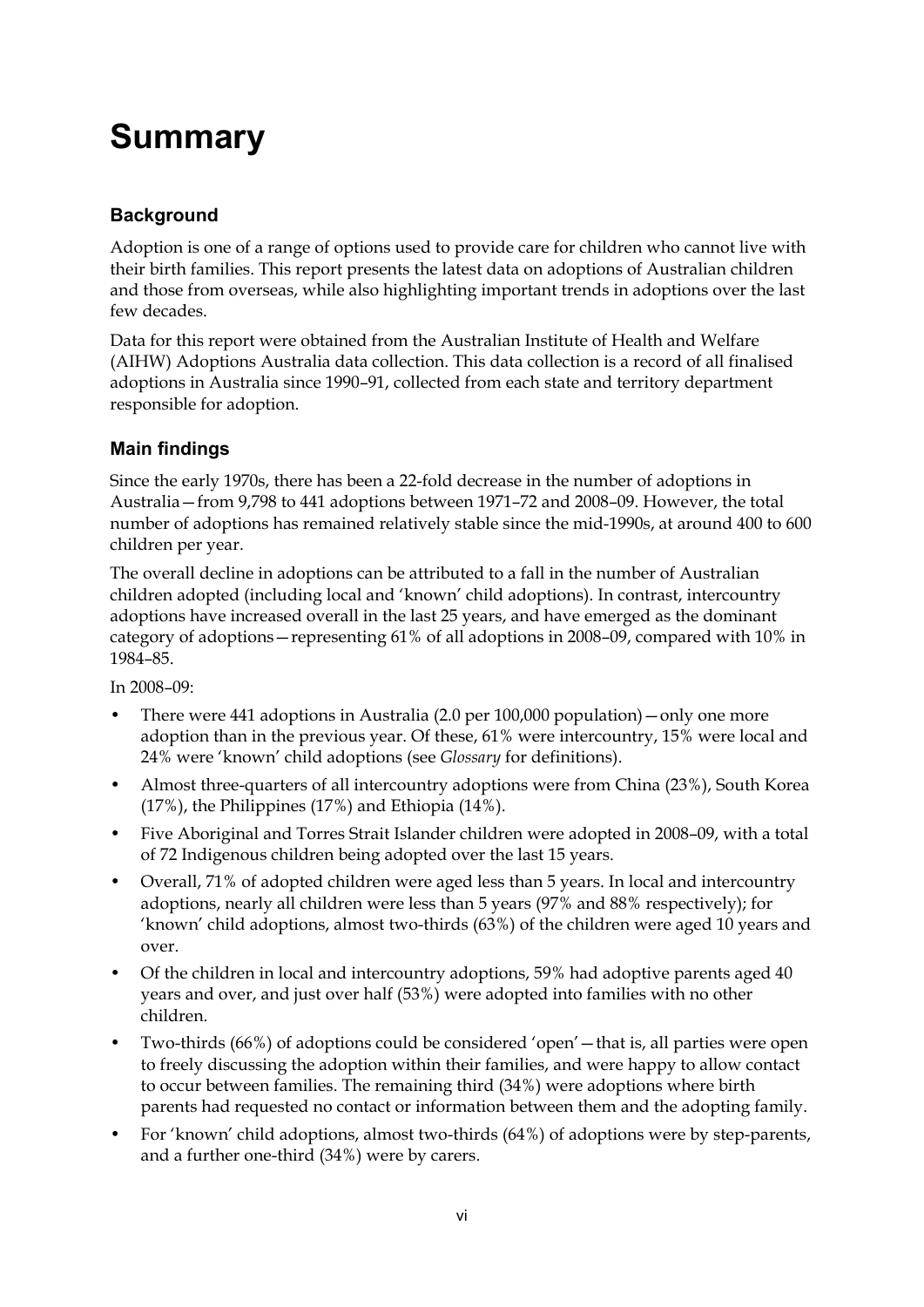# Summary

## Background

Adoption is one of a range of options used to provide care for children who cannot live with their birth families. This report presents the latest data on adoptions of Australian children and those from overseas, while also highlighting important trends in adoptions over the last few decades.

Data for this report were obtained from the Australian Institute of Health and Welfare (AIHW) Adoptions Australia data collection. This data collection is a record of all finalised adoptions in Australia since 1990–91, collected from each state and territory department responsible for adoption.

## Main findings

Since the early 1970s, there has been a 22-fold decrease in the number of adoptions in Australia—from 9,798 to 441 adoptions between 1971–72 and 2008–09. However, the total number of adoptions has remained relatively stable since the mid-1990s, at around 400 to 600 children per year.

The overall decline in adoptions can be attributed to a fall in the number of Australian children adopted (including local and 'known' child adoptions). In contrast, intercountry adoptions have increased overall in the last 25 years, and have emerged as the dominant category of adoptions—representing 61% of all adoptions in 2008–09, compared with 10% in 1984–85.

In 2008–09:

- There were 441 adoptions in Australia (2.0 per 100,000 population)—only one more adoption than in the previous year. Of these, 61% were intercountry, 15% were local and 24% were 'known' child adoptions (see *Glossary* for definitions).
- Almost three-quarters of all intercountry adoptions were from China (23%), South Korea (17%), the Philippines (17%) and Ethiopia (14%).
- Five Aboriginal and Torres Strait Islander children were adopted in 2008–09, with a total of 72 Indigenous children being adopted over the last 15 years.
- Overall, 71% of adopted children were aged less than 5 years. In local and intercountry adoptions, nearly all children were less than 5 years (97% and 88% respectively); for 'known' child adoptions, almost two-thirds (63%) of the children were aged 10 years and over.
- Of the children in local and intercountry adoptions, 59% had adoptive parents aged 40 years and over, and just over half (53%) were adopted into families with no other children.
- Two-thirds (66%) of adoptions could be considered 'open'—that is, all parties were open to freely discussing the adoption within their families, and were happy to allow contact to occur between families. The remaining third (34%) were adoptions where birth parents had requested no contact or information between them and the adopting family.
- For 'known' child adoptions, almost two-thirds (64%) of adoptions were by step-parents, and a further one-third (34%) were by carers.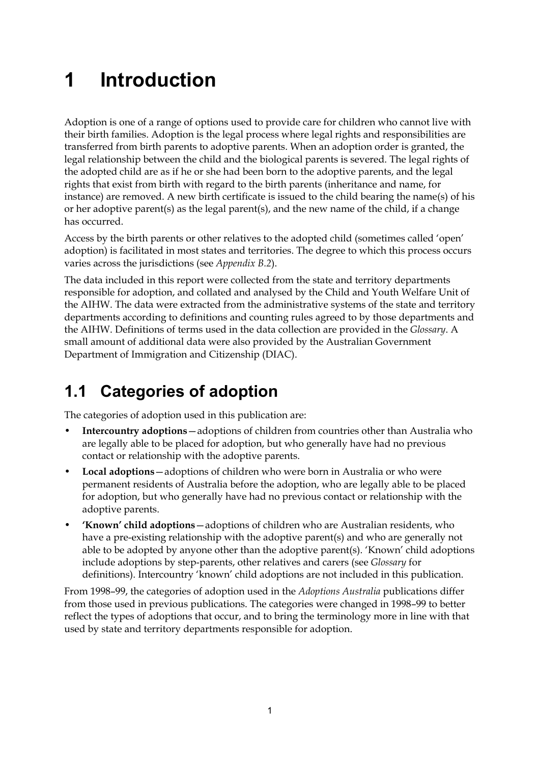# 1 Introduction

Adoption is one of a range of options used to provide care for children who cannot live with their birth families. Adoption is the legal process where legal rights and responsibilities are transferred from birth parents to adoptive parents. When an adoption order is granted, the legal relationship between the child and the biological parents is severed. The legal rights of the adopted child are as if he or she had been born to the adoptive parents, and the legal rights that exist from birth with regard to the birth parents (inheritance and name, for instance) are removed. A new birth certificate is issued to the child bearing the name(s) of his or her adoptive parent(s) as the legal parent(s), and the new name of the child, if a change has occurred.

Access by the birth parents or other relatives to the adopted child (sometimes called 'open' adoption) is facilitated in most states and territories. The degree to which this process occurs varies across the jurisdictions (see *Appendix B.2*).

The data included in this report were collected from the state and territory departments responsible for adoption, and collated and analysed by the Child and Youth Welfare Unit of the AIHW. The data were extracted from the administrative systems of the state and territory departments according to definitions and counting rules agreed to by those departments and the AIHW. Definitions of terms used in the data collection are provided in the *Glossary*. A small amount of additional data were also provided by the Australian Government Department of Immigration and Citizenship (DIAC).

## 1.1 Categories of adoption

The categories of adoption used in this publication are:

- **Intercountry adoptions**—adoptions of children from countries other than Australia who are legally able to be placed for adoption, but who generally have had no previous contact or relationship with the adoptive parents.
- **Local adoptions**—adoptions of children who were born in Australia or who were permanent residents of Australia before the adoption, who are legally able to be placed for adoption, but who generally have had no previous contact or relationship with the adoptive parents.
- **'Known' child adoptions**—adoptions of children who are Australian residents, who have a pre-existing relationship with the adoptive parent(s) and who are generally not able to be adopted by anyone other than the adoptive parent(s). 'Known' child adoptions include adoptions by step-parents, other relatives and carers (see *Glossary* for definitions). Intercountry 'known' child adoptions are not included in this publication.

From 1998–99, the categories of adoption used in the *Adoptions Australia* publications differ from those used in previous publications. The categories were changed in 1998–99 to better reflect the types of adoptions that occur, and to bring the terminology more in line with that used by state and territory departments responsible for adoption.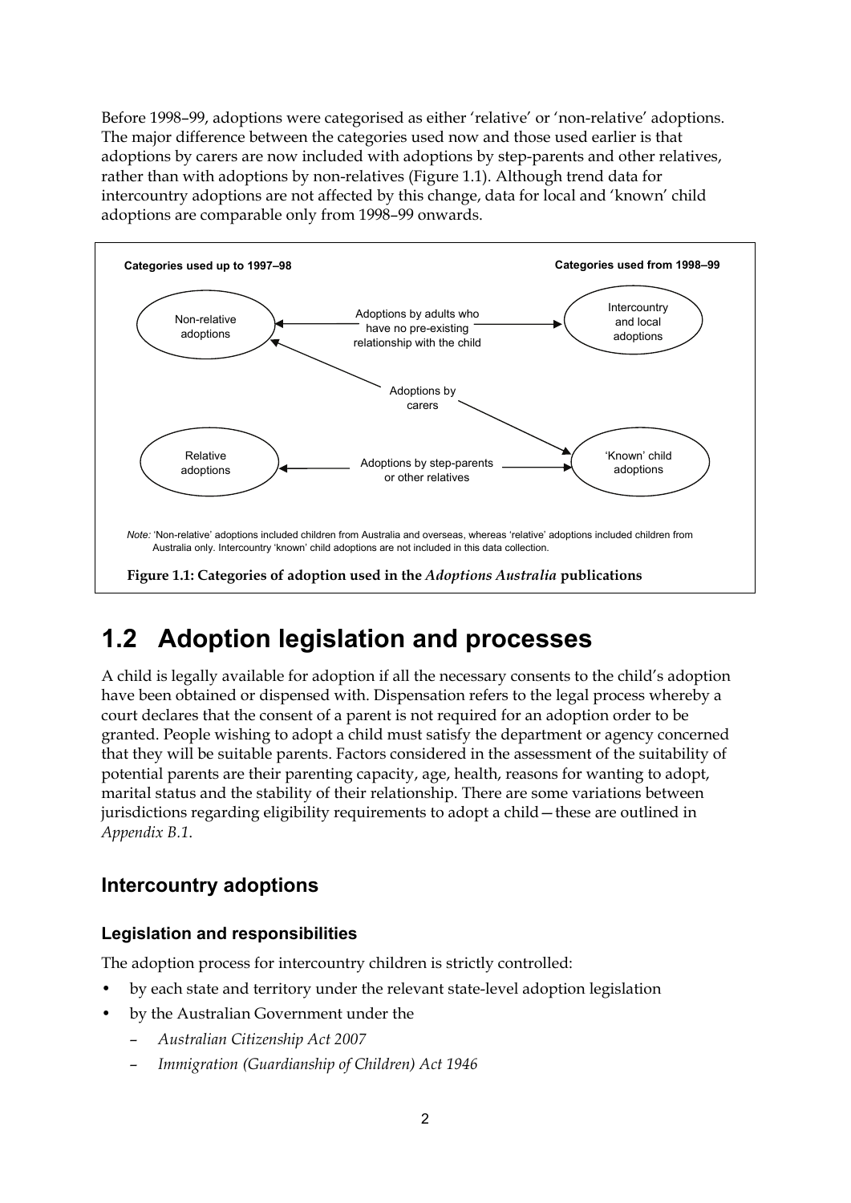Before 1998–99, adoptions were categorised as either 'relative' or 'non-relative' adoptions. The major difference between the categories used now and those used earlier is that adoptions by carers are now included with adoptions by step-parents and other relatives, rather than with adoptions by non-relatives (Figure 1.1). Although trend data for intercountry adoptions are not affected by this change, data for local and 'known' child adoptions are comparable only from 1998–99 onwards.

**Categories used up to 1997–98** | **Categories used from 1998–99**

Non-relative adoptions ← Adoptions by adults who have no pre-existing relationship with the child → Intercountry and local adoptions

Adoptions by carers → Non-relative adoptions (up to 1997–98); 'Known' child adoptions (from 1998–99)

Relative adoptions ← Adoptions by step-parents or other relatives → 'Known' child adoptions

*Note:* 'Non-relative' adoptions included children from Australia and overseas, whereas 'relative' adoptions included children from Australia only. Intercountry 'known' child adoptions are not included in this data collection.

**Figure 1.1: Categories of adoption used in the *Adoptions Australia* publications**

# 1.2 Adoption legislation and processes

A child is legally available for adoption if all the necessary consents to the child's adoption have been obtained or dispensed with. Dispensation refers to the legal process whereby a court declares that the consent of a parent is not required for an adoption order to be granted. People wishing to adopt a child must satisfy the department or agency concerned that they will be suitable parents. Factors considered in the assessment of the suitability of potential parents are their parenting capacity, age, health, reasons for wanting to adopt, marital status and the stability of their relationship. There are some variations between jurisdictions regarding eligibility requirements to adopt a child—these are outlined in *Appendix B.1*.

## Intercountry adoptions

### Legislation and responsibilities

The adoption process for intercountry children is strictly controlled:

- by each state and territory under the relevant state-level adoption legislation
- by the Australian Government under the
  - *Australian Citizenship Act 2007*
  - *Immigration (Guardianship of Children) Act 1946*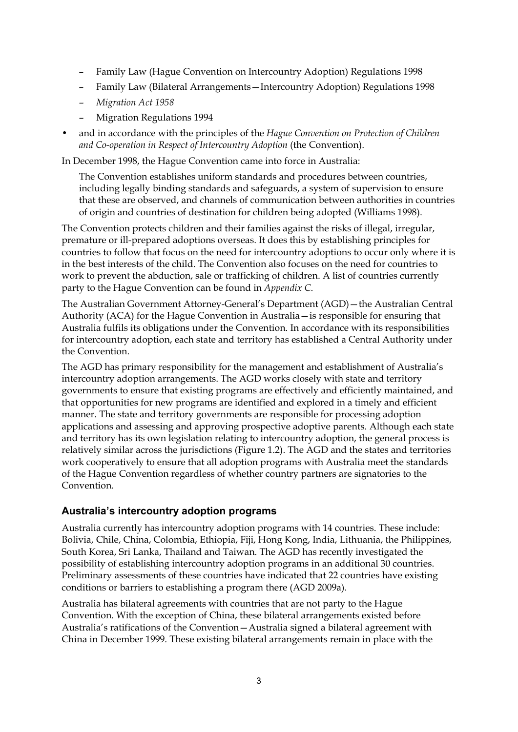- Family Law (Hague Convention on Intercountry Adoption) Regulations 1998
  - Family Law (Bilateral Arrangements—Intercountry Adoption) Regulations 1998
  - *Migration Act 1958*
  - Migration Regulations 1994
- and in accordance with the principles of the *Hague Convention on Protection of Children and Co-operation in Respect of Intercountry Adoption* (the Convention).

In December 1998, the Hague Convention came into force in Australia:

> The Convention establishes uniform standards and procedures between countries, including legally binding standards and safeguards, a system of supervision to ensure that these are observed, and channels of communication between authorities in countries of origin and countries of destination for children being adopted (Williams 1998).

The Convention protects children and their families against the risks of illegal, irregular, premature or ill-prepared adoptions overseas. It does this by establishing principles for countries to follow that focus on the need for intercountry adoptions to occur only where it is in the best interests of the child. The Convention also focuses on the need for countries to work to prevent the abduction, sale or trafficking of children. A list of countries currently party to the Hague Convention can be found in *Appendix C*.

The Australian Government Attorney-General's Department (AGD)—the Australian Central Authority (ACA) for the Hague Convention in Australia—is responsible for ensuring that Australia fulfils its obligations under the Convention. In accordance with its responsibilities for intercountry adoption, each state and territory has established a Central Authority under the Convention.

The AGD has primary responsibility for the management and establishment of Australia's intercountry adoption arrangements. The AGD works closely with state and territory governments to ensure that existing programs are effectively and efficiently maintained, and that opportunities for new programs are identified and explored in a timely and efficient manner. The state and territory governments are responsible for processing adoption applications and assessing and approving prospective adoptive parents. Although each state and territory has its own legislation relating to intercountry adoption, the general process is relatively similar across the jurisdictions (Figure 1.2). The AGD and the states and territories work cooperatively to ensure that all adoption programs with Australia meet the standards of the Hague Convention regardless of whether country partners are signatories to the Convention.

### Australia's intercountry adoption programs

Australia currently has intercountry adoption programs with 14 countries. These include: Bolivia, Chile, China, Colombia, Ethiopia, Fiji, Hong Kong, India, Lithuania, the Philippines, South Korea, Sri Lanka, Thailand and Taiwan. The AGD has recently investigated the possibility of establishing intercountry adoption programs in an additional 30 countries. Preliminary assessments of these countries have indicated that 22 countries have existing conditions or barriers to establishing a program there (AGD 2009a).

Australia has bilateral agreements with countries that are not party to the Hague Convention. With the exception of China, these bilateral arrangements existed before Australia's ratifications of the Convention—Australia signed a bilateral agreement with China in December 1999. These existing bilateral arrangements remain in place with the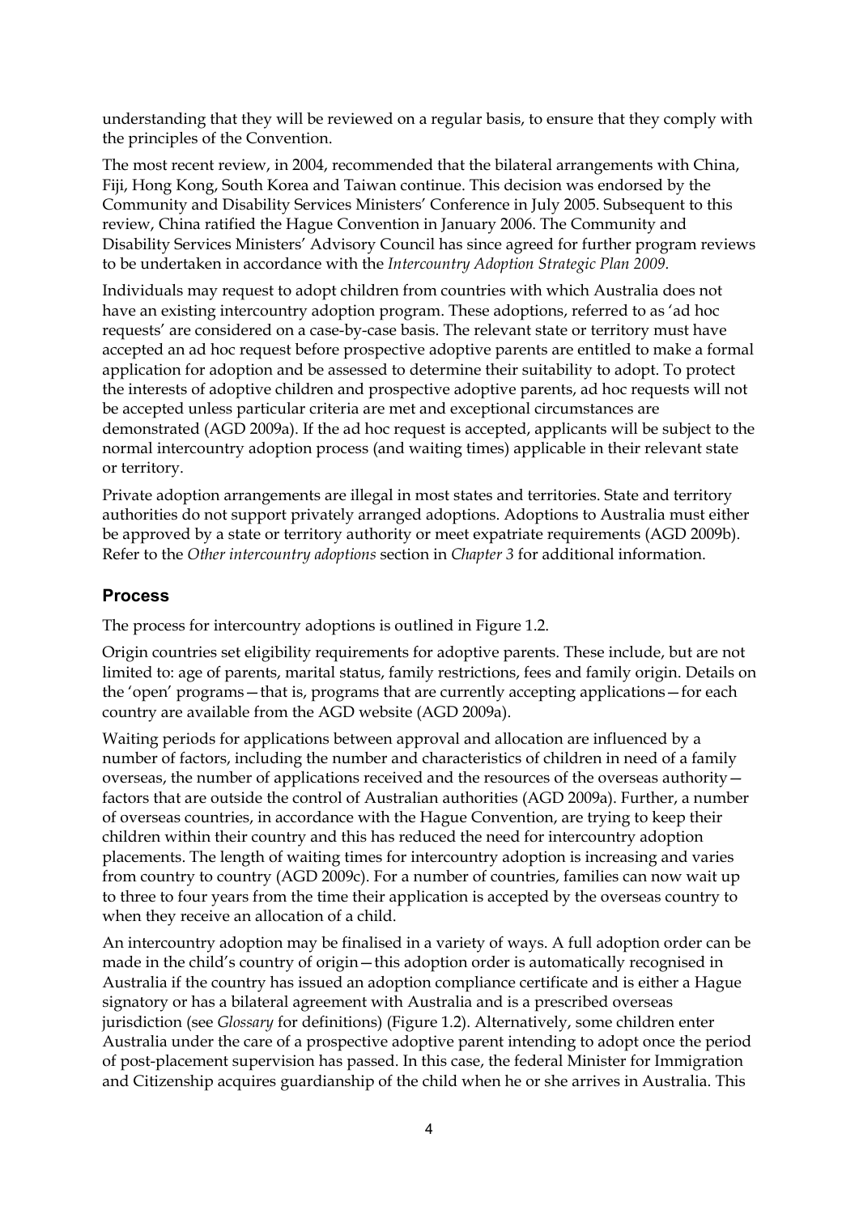understanding that they will be reviewed on a regular basis, to ensure that they comply with the principles of the Convention.

The most recent review, in 2004, recommended that the bilateral arrangements with China, Fiji, Hong Kong, South Korea and Taiwan continue. This decision was endorsed by the Community and Disability Services Ministers' Conference in July 2005. Subsequent to this review, China ratified the Hague Convention in January 2006. The Community and Disability Services Ministers' Advisory Council has since agreed for further program reviews to be undertaken in accordance with the *Intercountry Adoption Strategic Plan 2009*.

Individuals may request to adopt children from countries with which Australia does not have an existing intercountry adoption program. These adoptions, referred to as 'ad hoc requests' are considered on a case-by-case basis. The relevant state or territory must have accepted an ad hoc request before prospective adoptive parents are entitled to make a formal application for adoption and be assessed to determine their suitability to adopt. To protect the interests of adoptive children and prospective adoptive parents, ad hoc requests will not be accepted unless particular criteria are met and exceptional circumstances are demonstrated (AGD 2009a). If the ad hoc request is accepted, applicants will be subject to the normal intercountry adoption process (and waiting times) applicable in their relevant state or territory.

Private adoption arrangements are illegal in most states and territories. State and territory authorities do not support privately arranged adoptions. Adoptions to Australia must either be approved by a state or territory authority or meet expatriate requirements (AGD 2009b). Refer to the *Other intercountry adoptions* section in *Chapter 3* for additional information.

## Process

The process for intercountry adoptions is outlined in Figure 1.2.

Origin countries set eligibility requirements for adoptive parents. These include, but are not limited to: age of parents, marital status, family restrictions, fees and family origin. Details on the 'open' programs—that is, programs that are currently accepting applications—for each country are available from the AGD website (AGD 2009a).

Waiting periods for applications between approval and allocation are influenced by a number of factors, including the number and characteristics of children in need of a family overseas, the number of applications received and the resources of the overseas authority—factors that are outside the control of Australian authorities (AGD 2009a). Further, a number of overseas countries, in accordance with the Hague Convention, are trying to keep their children within their country and this has reduced the need for intercountry adoption placements. The length of waiting times for intercountry adoption is increasing and varies from country to country (AGD 2009c). For a number of countries, families can now wait up to three to four years from the time their application is accepted by the overseas country to when they receive an allocation of a child.

An intercountry adoption may be finalised in a variety of ways. A full adoption order can be made in the child's country of origin—this adoption order is automatically recognised in Australia if the country has issued an adoption compliance certificate and is either a Hague signatory or has a bilateral agreement with Australia and is a prescribed overseas jurisdiction (see *Glossary* for definitions) (Figure 1.2). Alternatively, some children enter Australia under the care of a prospective adoptive parent intending to adopt once the period of post-placement supervision has passed. In this case, the federal Minister for Immigration and Citizenship acquires guardianship of the child when he or she arrives in Australia. This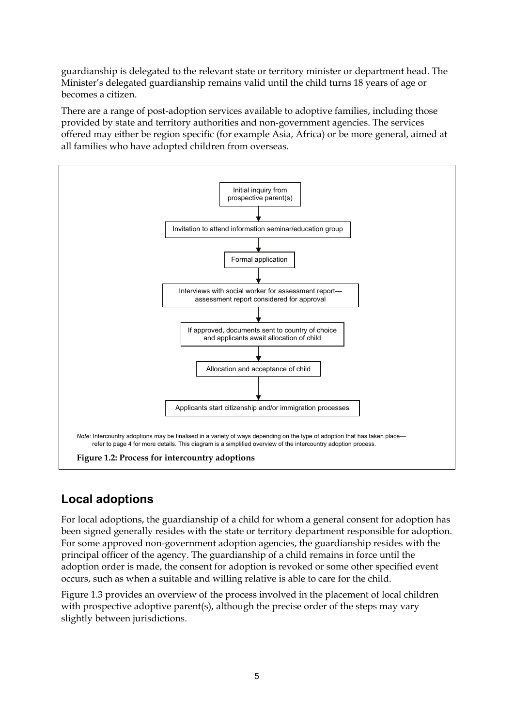guardianship is delegated to the relevant state or territory minister or department head. The Minister's delegated guardianship remains valid until the child turns 18 years of age or becomes a citizen.

There are a range of post-adoption services available to adoptive families, including those provided by state and territory authorities and non-government agencies. The services offered may either be region specific (for example Asia, Africa) or be more general, aimed at all families who have adopted children from overseas.

Initial inquiry from prospective parent(s)

↓

Invitation to attend information seminar/education group

↓

Formal application

↓

Interviews with social worker for assessment report—assessment report considered for approval

↓

If approved, documents sent to country of choice and applicants await allocation of child

↓

Allocation and acceptance of child

↓

Applicants start citizenship and/or immigration processes

*Note:* Intercountry adoptions may be finalised in a variety of ways depending on the type of adoption that has taken place—refer to page 4 for more details. This diagram is a simplified overview of the intercountry adoption process.

**Figure 1.2: Process for intercountry adoptions**

## Local adoptions

For local adoptions, the guardianship of a child for whom a general consent for adoption has been signed generally resides with the state or territory department responsible for adoption. For some approved non-government adoption agencies, the guardianship resides with the principal officer of the agency. The guardianship of a child remains in force until the adoption order is made, the consent for adoption is revoked or some other specified event occurs, such as when a suitable and willing relative is able to care for the child.

Figure 1.3 provides an overview of the process involved in the placement of local children with prospective adoptive parent(s), although the precise order of the steps may vary slightly between jurisdictions.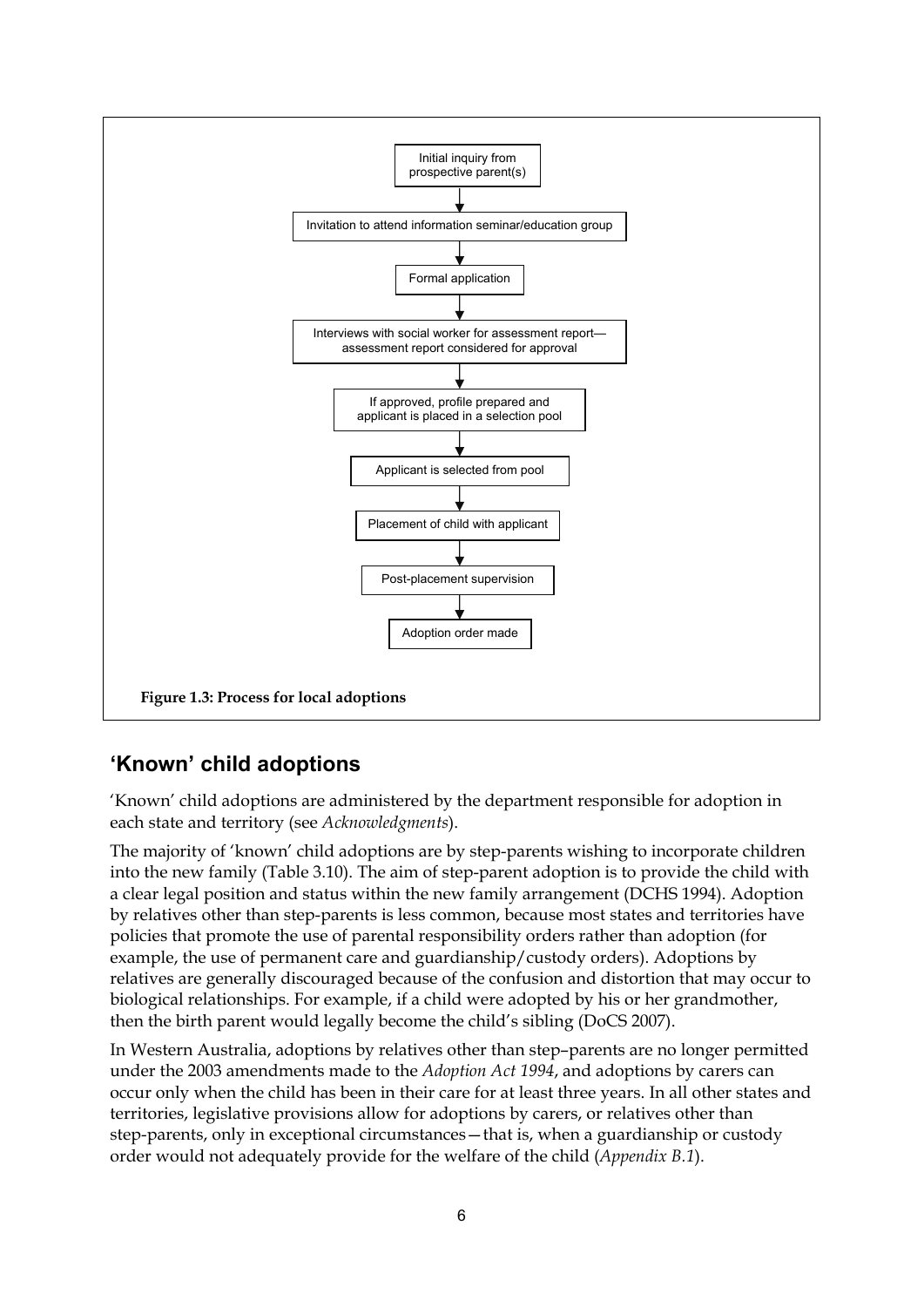Initial inquiry from prospective parent(s)

↓

Invitation to attend information seminar/education group

↓

Formal application

↓

Interviews with social worker for assessment report—assessment report considered for approval

↓

If approved, profile prepared and applicant is placed in a selection pool

↓

Applicant is selected from pool

↓

Placement of child with applicant

↓

Post-placement supervision

↓

Adoption order made

**Figure 1.3: Process for local adoptions**

## 'Known' child adoptions

'Known' child adoptions are administered by the department responsible for adoption in each state and territory (see *Acknowledgments*).

The majority of 'known' child adoptions are by step-parents wishing to incorporate children into the new family (Table 3.10). The aim of step-parent adoption is to provide the child with a clear legal position and status within the new family arrangement (DCHS 1994). Adoption by relatives other than step-parents is less common, because most states and territories have policies that promote the use of parental responsibility orders rather than adoption (for example, the use of permanent care and guardianship/custody orders). Adoptions by relatives are generally discouraged because of the confusion and distortion that may occur to biological relationships. For example, if a child were adopted by his or her grandmother, then the birth parent would legally become the child's sibling (DoCS 2007).

In Western Australia, adoptions by relatives other than step–parents are no longer permitted under the 2003 amendments made to the *Adoption Act 1994*, and adoptions by carers can occur only when the child has been in their care for at least three years. In all other states and territories, legislative provisions allow for adoptions by carers, or relatives other than step-parents, only in exceptional circumstances—that is, when a guardianship or custody order would not adequately provide for the welfare of the child (*Appendix B.1*).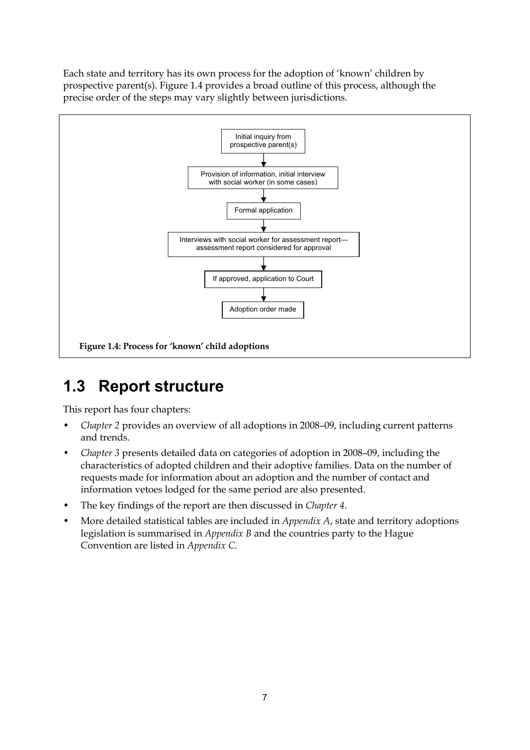Each state and territory has its own process for the adoption of 'known' children by prospective parent(s). Figure 1.4 provides a broad outline of this process, although the precise order of the steps may vary slightly between jurisdictions.

Initial inquiry from prospective parent(s)

↓

Provision of information, initial interview with social worker (in some cases)

↓

Formal application

↓

Interviews with social worker for assessment report—assessment report considered for approval

↓

If approved, application to Court

↓

Adoption order made

**Figure 1.4: Process for 'known' child adoptions**

## 1.3 Report structure

This report has four chapters:

- *Chapter 2* provides an overview of all adoptions in 2008–09, including current patterns and trends.
- *Chapter 3* presents detailed data on categories of adoption in 2008–09, including the characteristics of adopted children and their adoptive families. Data on the number of requests made for information about an adoption and the number of contact and information vetoes lodged for the same period are also presented.
- The key findings of the report are then discussed in *Chapter 4*.
- More detailed statistical tables are included in *Appendix A*, state and territory adoptions legislation is summarised in *Appendix B* and the countries party to the Hague Convention are listed in *Appendix C*.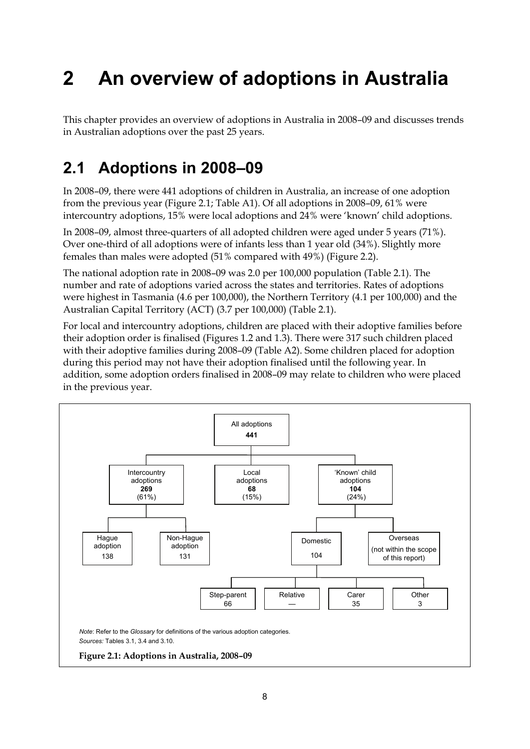# 2 An overview of adoptions in Australia

This chapter provides an overview of adoptions in Australia in 2008–09 and discusses trends in Australian adoptions over the past 25 years.

## 2.1 Adoptions in 2008–09

In 2008–09, there were 441 adoptions of children in Australia, an increase of one adoption from the previous year (Figure 2.1; Table A1). Of all adoptions in 2008–09, 61% were intercountry adoptions, 15% were local adoptions and 24% were 'known' child adoptions.

In 2008–09, almost three-quarters of all adopted children were aged under 5 years (71%). Over one-third of all adoptions were of infants less than 1 year old (34%). Slightly more females than males were adopted (51% compared with 49%) (Figure 2.2).

The national adoption rate in 2008–09 was 2.0 per 100,000 population (Table 2.1). The number and rate of adoptions varied across the states and territories. Rates of adoptions were highest in Tasmania (4.6 per 100,000), the Northern Territory (4.1 per 100,000) and the Australian Capital Territory (ACT) (3.7 per 100,000) (Table 2.1).

For local and intercountry adoptions, children are placed with their adoptive families before their adoption order is finalised (Figures 1.2 and 1.3). There were 317 such children placed with their adoptive families during 2008–09 (Table A2). Some children placed for adoption during this period may not have their adoption finalised until the following year. In addition, some adoption orders finalised in 2008–09 may relate to children who were placed in the previous year.

- All adoptions **441**
  - Intercountry adoptions **269** (61%)
    - Hague adoption 138
    - Non-Hague adoption 131
  - Local adoptions **68** (15%)
  - 'Known' child adoptions **104** (24%)
    - Domestic 104
      - Step-parent 66
      - Relative —
      - Carer 35
      - Other 3
    - Overseas (not within the scope of this report)

*Note*: Refer to the *Glossary* for definitions of the various adoption categories.

*Sources:* Tables 3.1, 3.4 and 3.10.

**Figure 2.1: Adoptions in Australia, 2008–09**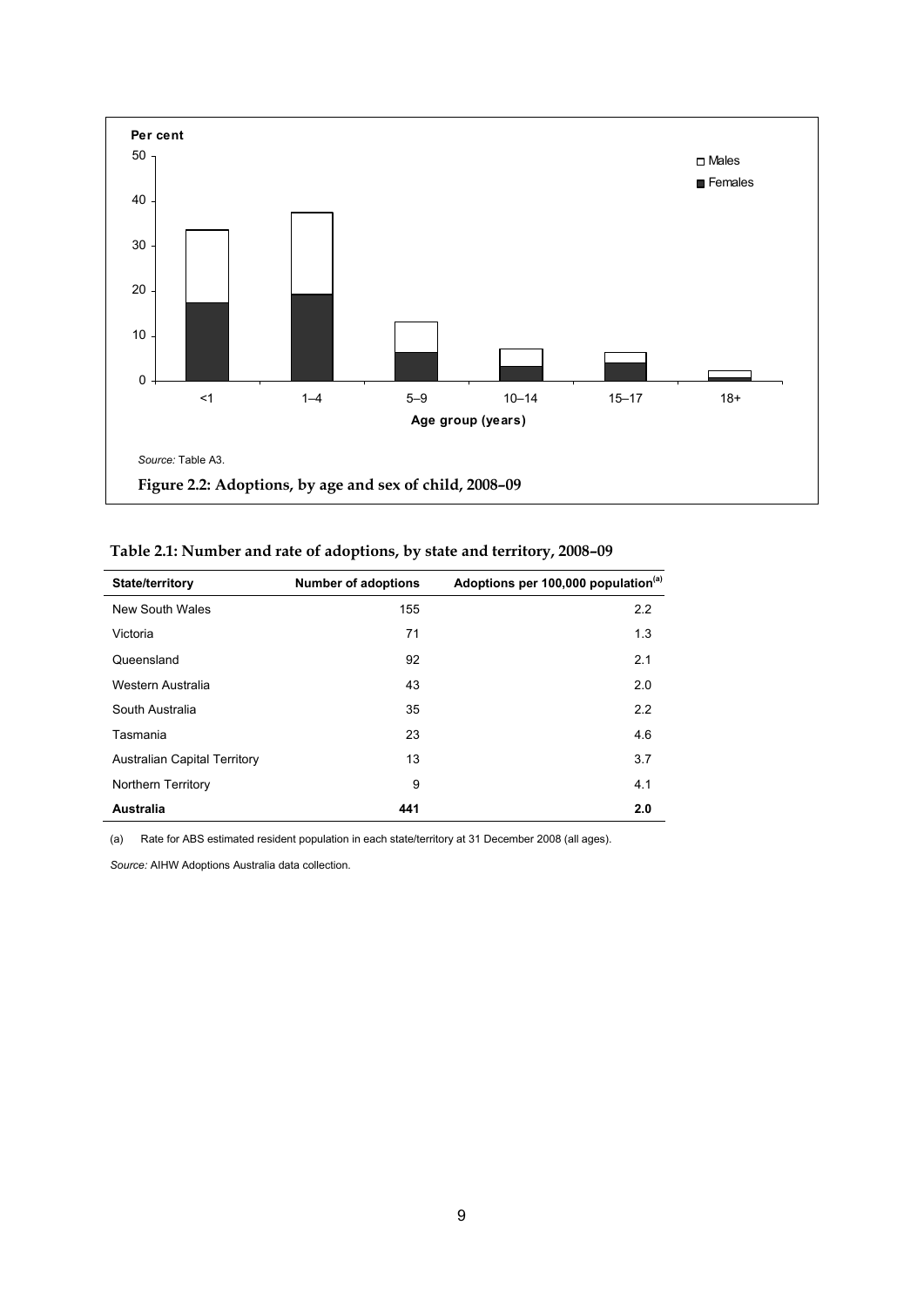Per cent

50

40

30

20

10

0

<1 | 1–4 | 5–9 | 10–14 | 15–17 | 18+

Age group (years)

□ Males
■ Females

*Source:* Table A3.

**Figure 2.2: Adoptions, by age and sex of child, 2008–09**

**Table 2.1: Number and rate of adoptions, by state and territory, 2008–09**

| State/territory | Number of adoptions | Adoptions per 100,000 population[(a)] |
|---|---|---|
| New South Wales | 155 | 2.2 |
| Victoria | 71 | 1.3 |
| Queensland | 92 | 2.1 |
| Western Australia | 43 | 2.0 |
| South Australia | 35 | 2.2 |
| Tasmania | 23 | 4.6 |
| Australian Capital Territory | 13 | 3.7 |
| Northern Territory | 9 | 4.1 |
| **Australia** | **441** | **2.0** |

(a) Rate for ABS estimated resident population in each state/territory at 31 December 2008 (all ages).

*Source:* AIHW Adoptions Australia data collection.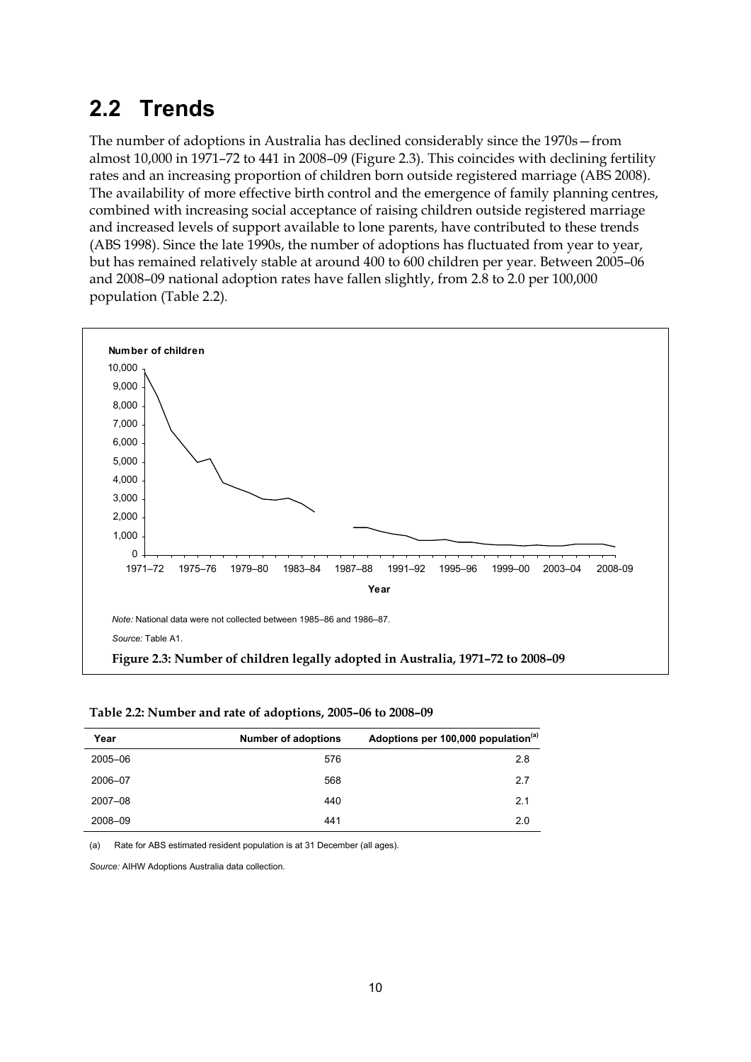## 2.2 Trends

The number of adoptions in Australia has declined considerably since the 1970s—from almost 10,000 in 1971–72 to 441 in 2008–09 (Figure 2.3). This coincides with declining fertility rates and an increasing proportion of children born outside registered marriage (ABS 2008). The availability of more effective birth control and the emergence of family planning centres, combined with increasing social acceptance of raising children outside registered marriage and increased levels of support available to lone parents, have contributed to these trends (ABS 1998). Since the late 1990s, the number of adoptions has fluctuated from year to year, but has remained relatively stable at around 400 to 600 children per year. Between 2005–06 and 2008–09 national adoption rates have fallen slightly, from 2.8 to 2.0 per 100,000 population (Table 2.2).

*Note:* National data were not collected between 1985–86 and 1986–87.

*Source:* Table A1.

**Figure 2.3: Number of children legally adopted in Australia, 1971–72 to 2008–09**

**Table 2.2: Number and rate of adoptions, 2005–06 to 2008–09**

| Year | Number of adoptions | Adoptions per 100,000 population[(a)] |
|---|---|---|
| 2005–06 | 576 | 2.8 |
| 2006–07 | 568 | 2.7 |
| 2007–08 | 440 | 2.1 |
| 2008–09 | 441 | 2.0 |

(a) Rate for ABS estimated resident population is at 31 December (all ages).

*Source:* AIHW Adoptions Australia data collection.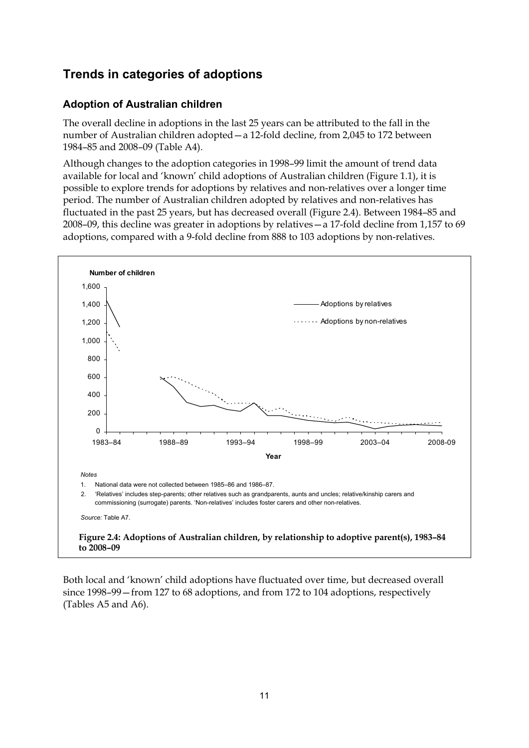## Trends in categories of adoptions

### Adoption of Australian children

The overall decline in adoptions in the last 25 years can be attributed to the fall in the number of Australian children adopted—a 12-fold decline, from 2,045 to 172 between 1984–85 and 2008–09 (Table A4).

Although changes to the adoption categories in 1998–99 limit the amount of trend data available for local and 'known' child adoptions of Australian children (Figure 1.1), it is possible to explore trends for adoptions by relatives and non-relatives over a longer time period. The number of Australian children adopted by relatives and non-relatives has fluctuated in the past 25 years, but has decreased overall (Figure 2.4). Between 1984–85 and 2008–09, this decline was greater in adoptions by relatives—a 17-fold decline from 1,157 to 69 adoptions, compared with a 9-fold decline from 888 to 103 adoptions by non-relatives.

*Notes*

1. National data were not collected between 1985–86 and 1986–87.
2. 'Relatives' includes step-parents; other relatives such as grandparents, aunts and uncles; relative/kinship carers and commissioning (surrogate) parents. 'Non-relatives' includes foster carers and other non-relatives.

*Source:* Table A7.

**Figure 2.4: Adoptions of Australian children, by relationship to adoptive parent(s), 1983–84 to 2008–09**

Both local and 'known' child adoptions have fluctuated over time, but decreased overall since 1998–99—from 127 to 68 adoptions, and from 172 to 104 adoptions, respectively (Tables A5 and A6).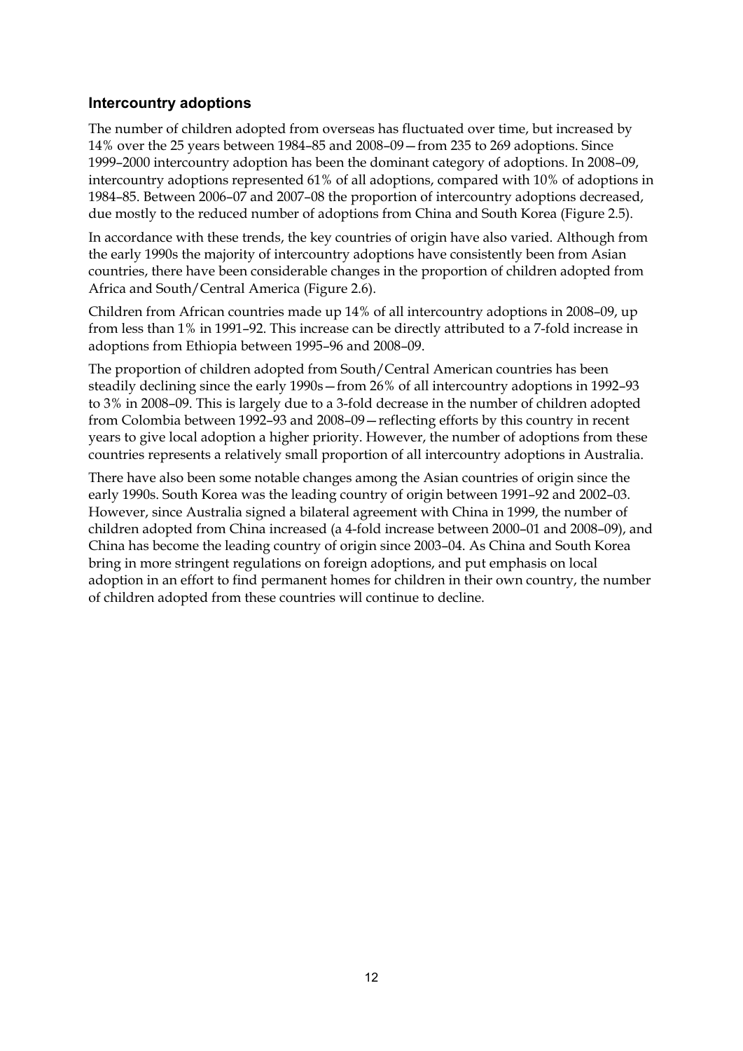### Intercountry adoptions

The number of children adopted from overseas has fluctuated over time, but increased by 14% over the 25 years between 1984–85 and 2008–09—from 235 to 269 adoptions. Since 1999–2000 intercountry adoption has been the dominant category of adoptions. In 2008–09, intercountry adoptions represented 61% of all adoptions, compared with 10% of adoptions in 1984–85. Between 2006–07 and 2007–08 the proportion of intercountry adoptions decreased, due mostly to the reduced number of adoptions from China and South Korea (Figure 2.5).

In accordance with these trends, the key countries of origin have also varied. Although from the early 1990s the majority of intercountry adoptions have consistently been from Asian countries, there have been considerable changes in the proportion of children adopted from Africa and South/Central America (Figure 2.6).

Children from African countries made up 14% of all intercountry adoptions in 2008–09, up from less than 1% in 1991–92. This increase can be directly attributed to a 7-fold increase in adoptions from Ethiopia between 1995–96 and 2008–09.

The proportion of children adopted from South/Central American countries has been steadily declining since the early 1990s—from 26% of all intercountry adoptions in 1992–93 to 3% in 2008–09. This is largely due to a 3-fold decrease in the number of children adopted from Colombia between 1992–93 and 2008–09—reflecting efforts by this country in recent years to give local adoption a higher priority. However, the number of adoptions from these countries represents a relatively small proportion of all intercountry adoptions in Australia.

There have also been some notable changes among the Asian countries of origin since the early 1990s. South Korea was the leading country of origin between 1991–92 and 2002–03. However, since Australia signed a bilateral agreement with China in 1999, the number of children adopted from China increased (a 4-fold increase between 2000–01 and 2008–09), and China has become the leading country of origin since 2003–04. As China and South Korea bring in more stringent regulations on foreign adoptions, and put emphasis on local adoption in an effort to find permanent homes for children in their own country, the number of children adopted from these countries will continue to decline.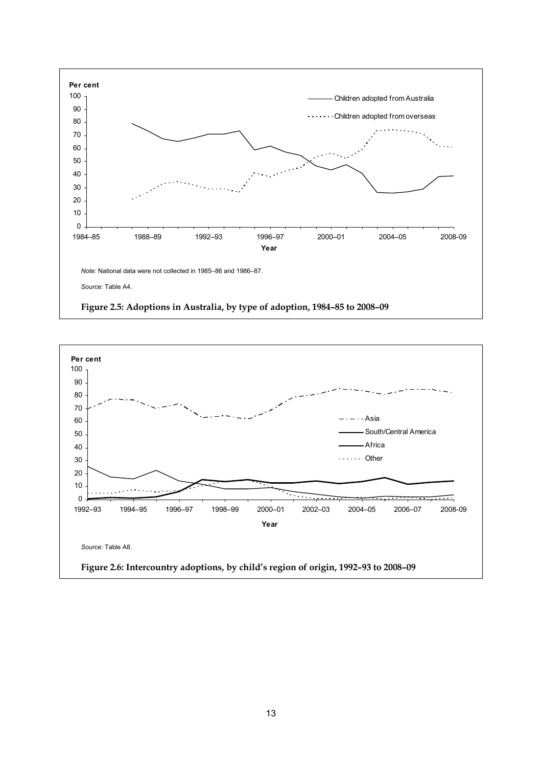*Note:* National data were not collected in 1985–86 and 1986–87.

*Source:* Table A4.

**Figure 2.5: Adoptions in Australia, by type of adoption, 1984–85 to 2008–09**

*Source:* Table A8.

**Figure 2.6: Intercountry adoptions, by child's region of origin, 1992–93 to 2008–09**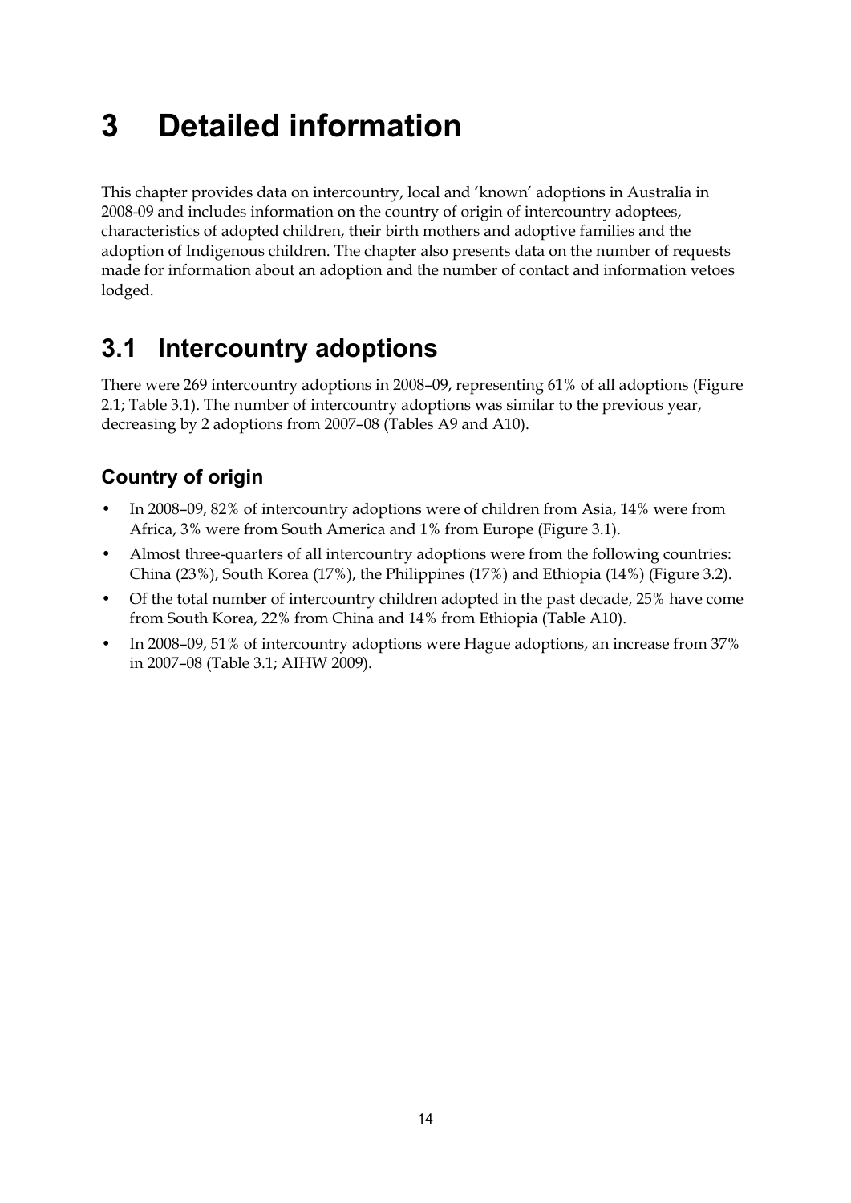# 3 Detailed information

This chapter provides data on intercountry, local and 'known' adoptions in Australia in 2008-09 and includes information on the country of origin of intercountry adoptees, characteristics of adopted children, their birth mothers and adoptive families and the adoption of Indigenous children. The chapter also presents data on the number of requests made for information about an adoption and the number of contact and information vetoes lodged.

## 3.1 Intercountry adoptions

There were 269 intercountry adoptions in 2008–09, representing 61% of all adoptions (Figure 2.1; Table 3.1). The number of intercountry adoptions was similar to the previous year, decreasing by 2 adoptions from 2007–08 (Tables A9 and A10).

### Country of origin

- In 2008–09, 82% of intercountry adoptions were of children from Asia, 14% were from Africa, 3% were from South America and 1% from Europe (Figure 3.1).
- Almost three-quarters of all intercountry adoptions were from the following countries: China (23%), South Korea (17%), the Philippines (17%) and Ethiopia (14%) (Figure 3.2).
- Of the total number of intercountry children adopted in the past decade, 25% have come from South Korea, 22% from China and 14% from Ethiopia (Table A10).
- In 2008–09, 51% of intercountry adoptions were Hague adoptions, an increase from 37% in 2007–08 (Table 3.1; AIHW 2009).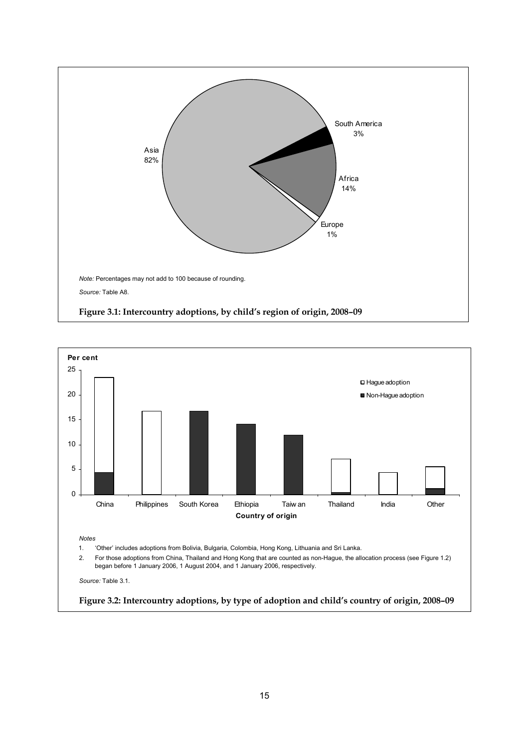*Note:* Percentages may not add to 100 because of rounding.

*Source:* Table A8.

**Figure 3.1: Intercountry adoptions, by child's region of origin, 2008–09**

*Notes*

1. 'Other' includes adoptions from Bolivia, Bulgaria, Colombia, Hong Kong, Lithuania and Sri Lanka.
2. For those adoptions from China, Thailand and Hong Kong that are counted as non-Hague, the allocation process (see Figure 1.2) began before 1 January 2006, 1 August 2004, and 1 January 2006, respectively.

*Source:* Table 3.1.

**Figure 3.2: Intercountry adoptions, by type of adoption and child's country of origin, 2008–09**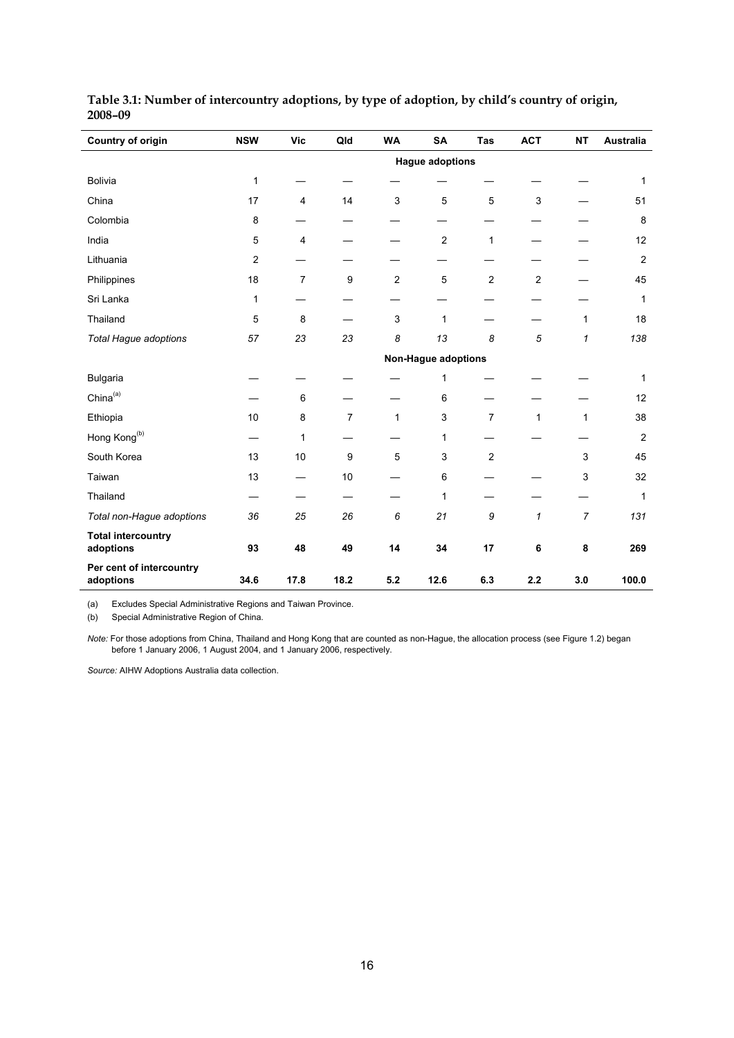**Table 3.1: Number of intercountry adoptions, by type of adoption, by child's country of origin, 2008–09**

| Country of origin | NSW | Vic | Qld | WA | SA | Tas | ACT | NT | Australia |
|---|---|---|---|---|---|---|---|---|---|
| | | | | | **Hague adoptions** | | | | |
| Bolivia | 1 | — | — | — | — | — | — | — | 1 |
| China | 17 | 4 | 14 | 3 | 5 | 5 | 3 | — | 51 |
| Colombia | 8 | — | — | — | — | — | — | — | 8 |
| India | 5 | 4 | — | — | 2 | 1 | — | — | 12 |
| Lithuania | 2 | — | — | — | — | — | — | — | 2 |
| Philippines | 18 | 7 | 9 | 2 | 5 | 2 | 2 | — | 45 |
| Sri Lanka | 1 | — | — | — | — | — | — | — | 1 |
| Thailand | 5 | 8 | — | 3 | 1 | — | — | 1 | 18 |
| *Total Hague adoptions* | *57* | *23* | *23* | *8* | *13* | *8* | *5* | *1* | *138* |
| | | | | | **Non-Hague adoptions** | | | | |
| Bulgaria | — | — | — | — | 1 | — | — | — | 1 |
| China[(a)] | — | 6 | — | — | 6 | — | — | — | 12 |
| Ethiopia | 10 | 8 | 7 | 1 | 3 | 7 | 1 | 1 | 38 |
| Hong Kong[(b)] | — | 1 | — | — | 1 | — | — | — | 2 |
| South Korea | 13 | 10 | 9 | 5 | 3 | 2 | | 3 | 45 |
| Taiwan | 13 | — | 10 | — | 6 | — | — | 3 | 32 |
| Thailand | — | — | — | — | 1 | — | — | — | 1 |
| *Total non-Hague adoptions* | *36* | *25* | *26* | *6* | *21* | *9* | *1* | *7* | *131* |
| **Total intercountry adoptions** | **93** | **48** | **49** | **14** | **34** | **17** | **6** | **8** | **269** |
| **Per cent of intercountry adoptions** | **34.6** | **17.8** | **18.2** | **5.2** | **12.6** | **6.3** | **2.2** | **3.0** | **100.0** |

(a) Excludes Special Administrative Regions and Taiwan Province.

(b) Special Administrative Region of China.

*Note:* For those adoptions from China, Thailand and Hong Kong that are counted as non-Hague, the allocation process (see Figure 1.2) began before 1 January 2006, 1 August 2004, and 1 January 2006, respectively.

*Source:* AIHW Adoptions Australia data collection.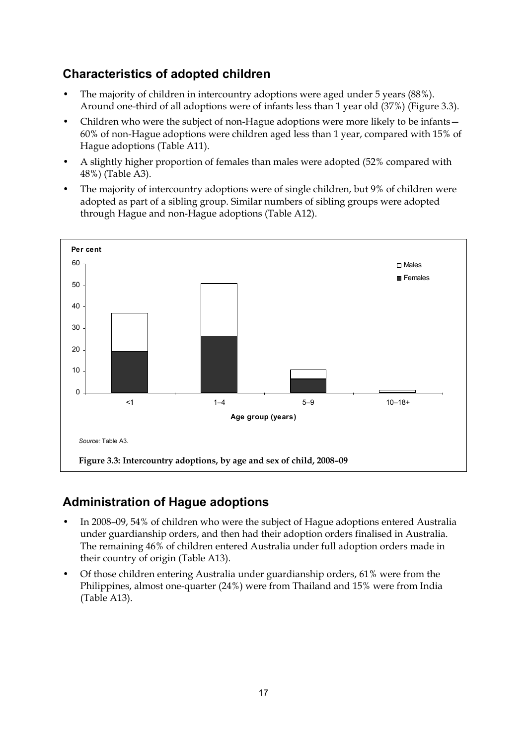## Characteristics of adopted children

- The majority of children in intercountry adoptions were aged under 5 years (88%). Around one-third of all adoptions were of infants less than 1 year old (37%) (Figure 3.3).
- Children who were the subject of non-Hague adoptions were more likely to be infants—60% of non-Hague adoptions were children aged less than 1 year, compared with 15% of Hague adoptions (Table A11).
- A slightly higher proportion of females than males were adopted (52% compared with 48%) (Table A3).
- The majority of intercountry adoptions were of single children, but 9% of children were adopted as part of a sibling group. Similar numbers of sibling groups were adopted through Hague and non-Hague adoptions (Table A12).

*Source:* Table A3.

**Figure 3.3: Intercountry adoptions, by age and sex of child, 2008–09**

## Administration of Hague adoptions

- In 2008–09, 54% of children who were the subject of Hague adoptions entered Australia under guardianship orders, and then had their adoption orders finalised in Australia. The remaining 46% of children entered Australia under full adoption orders made in their country of origin (Table A13).
- Of those children entering Australia under guardianship orders, 61% were from the Philippines, almost one-quarter (24%) were from Thailand and 15% were from India (Table A13).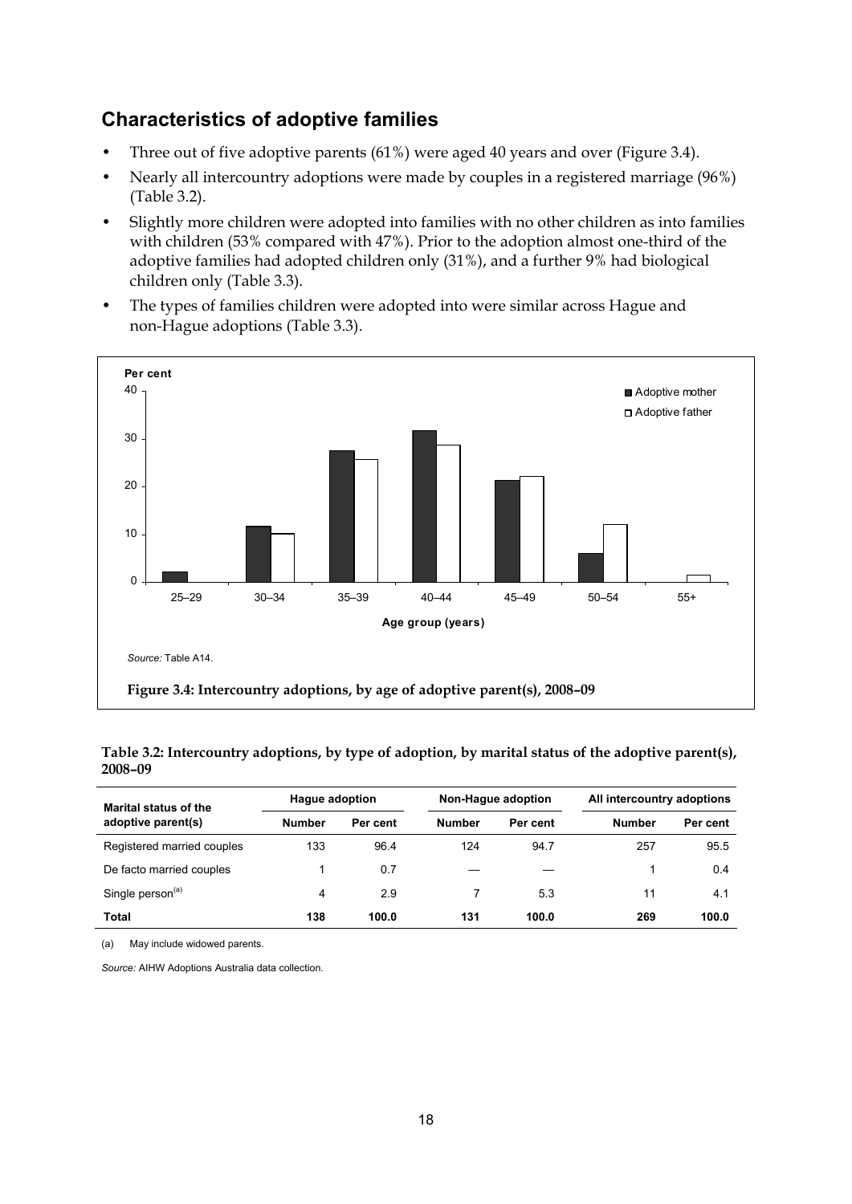## Characteristics of adoptive families

- Three out of five adoptive parents (61%) were aged 40 years and over (Figure 3.4).
- Nearly all intercountry adoptions were made by couples in a registered marriage (96%) (Table 3.2).
- Slightly more children were adopted into families with no other children as into families with children (53% compared with 47%). Prior to the adoption almost one-third of the adoptive families had adopted children only (31%), and a further 9% had biological children only (Table 3.3).
- The types of families children were adopted into were similar across Hague and non-Hague adoptions (Table 3.3).

*Source:* Table A14.

**Figure 3.4: Intercountry adoptions, by age of adoptive parent(s), 2008–09**

**Table 3.2: Intercountry adoptions, by type of adoption, by marital status of the adoptive parent(s), 2008–09**

| Marital status of the adoptive parent(s) | Hague adoption | | Non-Hague adoption | | All intercountry adoptions | |
|---|---|---|---|---|---|---|
| | Number | Per cent | Number | Per cent | Number | Per cent |
| Registered married couples | 133 | 96.4 | 124 | 94.7 | 257 | 95.5 |
| De facto married couples | 1 | 0.7 | — | — | 1 | 0.4 |
| Single person[(a)] | 4 | 2.9 | 7 | 5.3 | 11 | 4.1 |
| **Total** | **138** | **100.0** | **131** | **100.0** | **269** | **100.0** |

(a) May include widowed parents.

*Source:* AIHW Adoptions Australia data collection.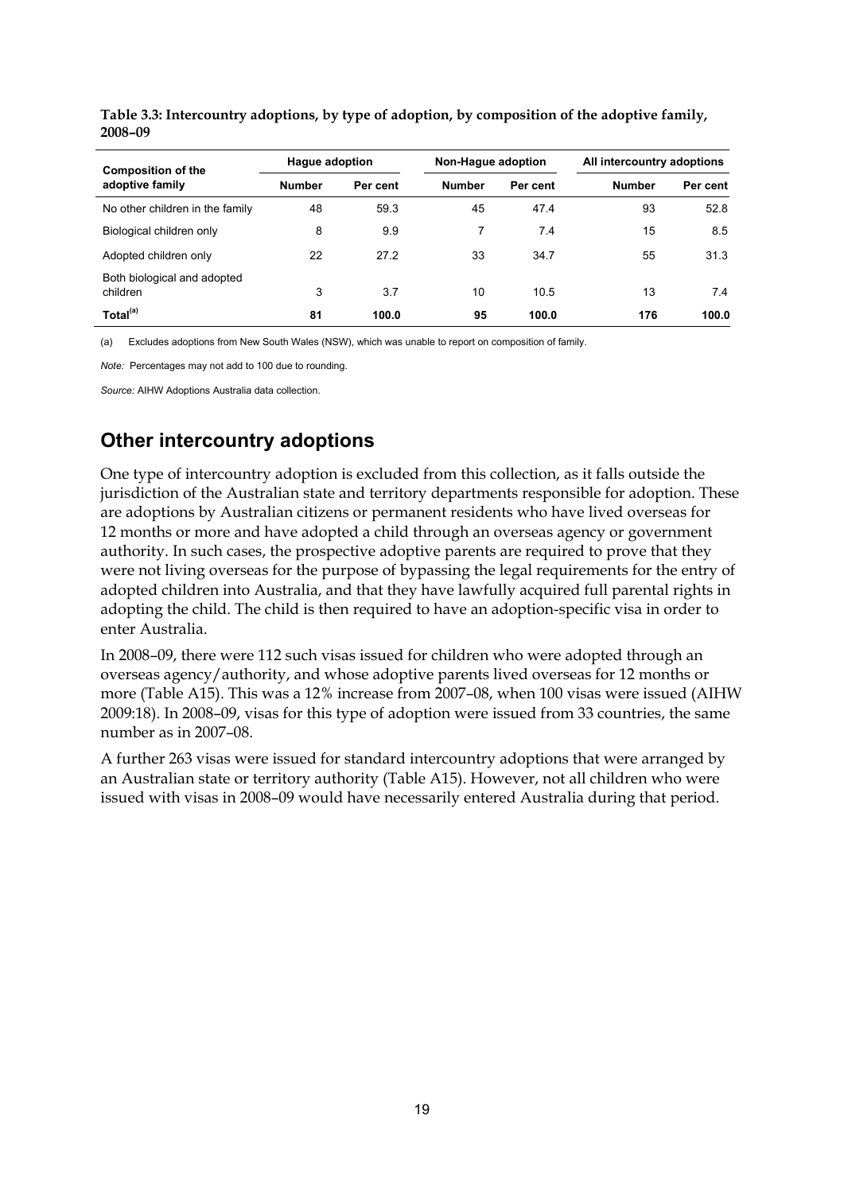**Table 3.3: Intercountry adoptions, by type of adoption, by composition of the adoptive family, 2008–09**

| Composition of the adoptive family | Hague adoption | | Non-Hague adoption | | All intercountry adoptions | |
|---|---|---|---|---|---|---|
| | Number | Per cent | Number | Per cent | Number | Per cent |
| No other children in the family | 48 | 59.3 | 45 | 47.4 | 93 | 52.8 |
| Biological children only | 8 | 9.9 | 7 | 7.4 | 15 | 8.5 |
| Adopted children only | 22 | 27.2 | 33 | 34.7 | 55 | 31.3 |
| Both biological and adopted children | 3 | 3.7 | 10 | 10.5 | 13 | 7.4 |
| **Total[(a)]** | **81** | **100.0** | **95** | **100.0** | **176** | **100.0** |

(a) Excludes adoptions from New South Wales (NSW), which was unable to report on composition of family.

*Note:* Percentages may not add to 100 due to rounding.

*Source:* AIHW Adoptions Australia data collection.

## Other intercountry adoptions

One type of intercountry adoption is excluded from this collection, as it falls outside the jurisdiction of the Australian state and territory departments responsible for adoption. These are adoptions by Australian citizens or permanent residents who have lived overseas for 12 months or more and have adopted a child through an overseas agency or government authority. In such cases, the prospective adoptive parents are required to prove that they were not living overseas for the purpose of bypassing the legal requirements for the entry of adopted children into Australia, and that they have lawfully acquired full parental rights in adopting the child. The child is then required to have an adoption-specific visa in order to enter Australia.

In 2008–09, there were 112 such visas issued for children who were adopted through an overseas agency/authority, and whose adoptive parents lived overseas for 12 months or more (Table A15). This was a 12% increase from 2007–08, when 100 visas were issued (AIHW 2009:18). In 2008–09, visas for this type of adoption were issued from 33 countries, the same number as in 2007–08.

A further 263 visas were issued for standard intercountry adoptions that were arranged by an Australian state or territory authority (Table A15). However, not all children who were issued with visas in 2008–09 would have necessarily entered Australia during that period.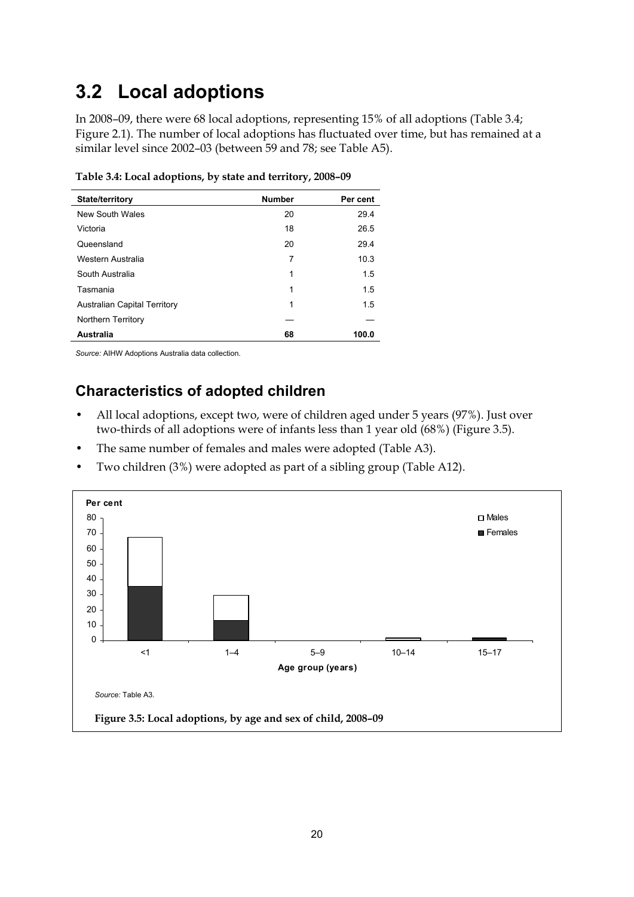## 3.2 Local adoptions

In 2008–09, there were 68 local adoptions, representing 15% of all adoptions (Table 3.4; Figure 2.1). The number of local adoptions has fluctuated over time, but has remained at a similar level since 2002–03 (between 59 and 78; see Table A5).

**Table 3.4: Local adoptions, by state and territory, 2008–09**

| State/territory | Number | Per cent |
|---|---|---|
| New South Wales | 20 | 29.4 |
| Victoria | 18 | 26.5 |
| Queensland | 20 | 29.4 |
| Western Australia | 7 | 10.3 |
| South Australia | 1 | 1.5 |
| Tasmania | 1 | 1.5 |
| Australian Capital Territory | 1 | 1.5 |
| Northern Territory | — | — |
| **Australia** | **68** | **100.0** |

*Source:* AIHW Adoptions Australia data collection.

### Characteristics of adopted children

- All local adoptions, except two, were of children aged under 5 years (97%). Just over two-thirds of all adoptions were of infants less than 1 year old (68%) (Figure 3.5).
- The same number of females and males were adopted (Table A3).
- Two children (3%) were adopted as part of a sibling group (Table A12).

*Source:* Table A3.

**Figure 3.5: Local adoptions, by age and sex of child, 2008–09**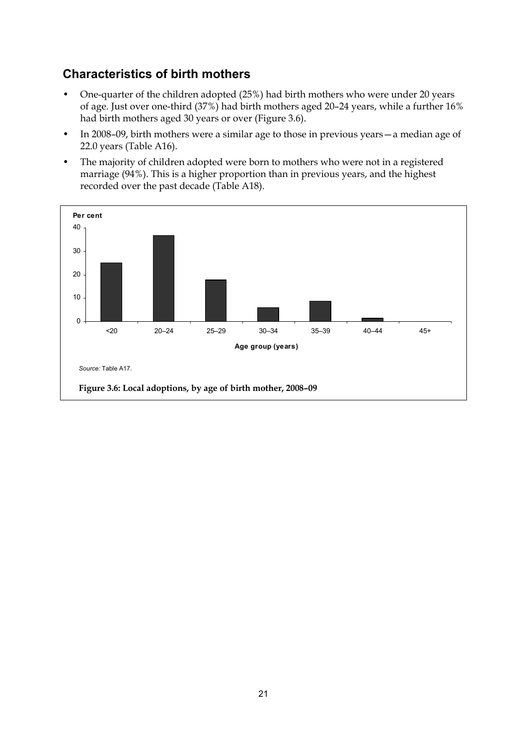## Characteristics of birth mothers

- One-quarter of the children adopted (25%) had birth mothers who were under 20 years of age. Just over one-third (37%) had birth mothers aged 20–24 years, while a further 16% had birth mothers aged 30 years or over (Figure 3.6).
- In 2008–09, birth mothers were a similar age to those in previous years—a median age of 22.0 years (Table A16).
- The majority of children adopted were born to mothers who were not in a registered marriage (94%). This is a higher proportion than in previous years, and the highest recorded over the past decade (Table A18).

*Source:* Table A17.

**Figure 3.6: Local adoptions, by age of birth mother, 2008–09**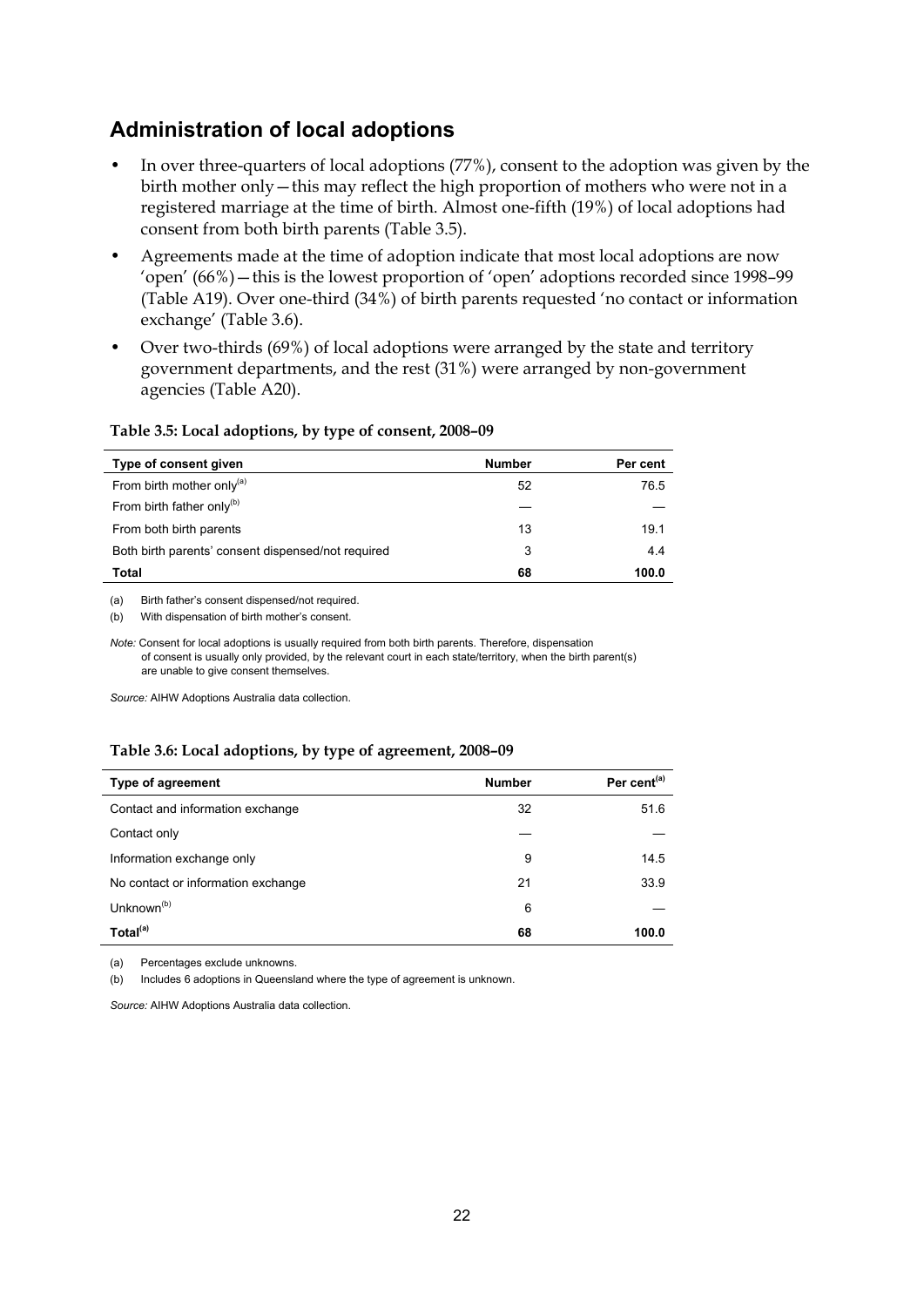## Administration of local adoptions

- In over three-quarters of local adoptions (77%), consent to the adoption was given by the birth mother only—this may reflect the high proportion of mothers who were not in a registered marriage at the time of birth. Almost one-fifth (19%) of local adoptions had consent from both birth parents (Table 3.5).
- Agreements made at the time of adoption indicate that most local adoptions are now 'open' (66%)—this is the lowest proportion of 'open' adoptions recorded since 1998–99 (Table A19). Over one-third (34%) of birth parents requested 'no contact or information exchange' (Table 3.6).
- Over two-thirds (69%) of local adoptions were arranged by the state and territory government departments, and the rest (31%) were arranged by non-government agencies (Table A20).

**Table 3.5: Local adoptions, by type of consent, 2008–09**

| Type of consent given | Number | Per cent |
|---|---|---|
| From birth mother only[(a)] | 52 | 76.5 |
| From birth father only[(b)] | — | — |
| From both birth parents | 13 | 19.1 |
| Both birth parents' consent dispensed/not required | 3 | 4.4 |
| **Total** | **68** | **100.0** |

(a) Birth father's consent dispensed/not required.

(b) With dispensation of birth mother's consent.

*Note:* Consent for local adoptions is usually required from both birth parents. Therefore, dispensation of consent is usually only provided, by the relevant court in each state/territory, when the birth parent(s) are unable to give consent themselves.

*Source:* AIHW Adoptions Australia data collection.

**Table 3.6: Local adoptions, by type of agreement, 2008–09**

| Type of agreement | Number | Per cent[(a)] |
|---|---|---|
| Contact and information exchange | 32 | 51.6 |
| Contact only | — | — |
| Information exchange only | 9 | 14.5 |
| No contact or information exchange | 21 | 33.9 |
| Unknown[(b)] | 6 | — |
| **Total[(a)]** | **68** | **100.0** |

(a) Percentages exclude unknowns.

(b) Includes 6 adoptions in Queensland where the type of agreement is unknown.

*Source:* AIHW Adoptions Australia data collection.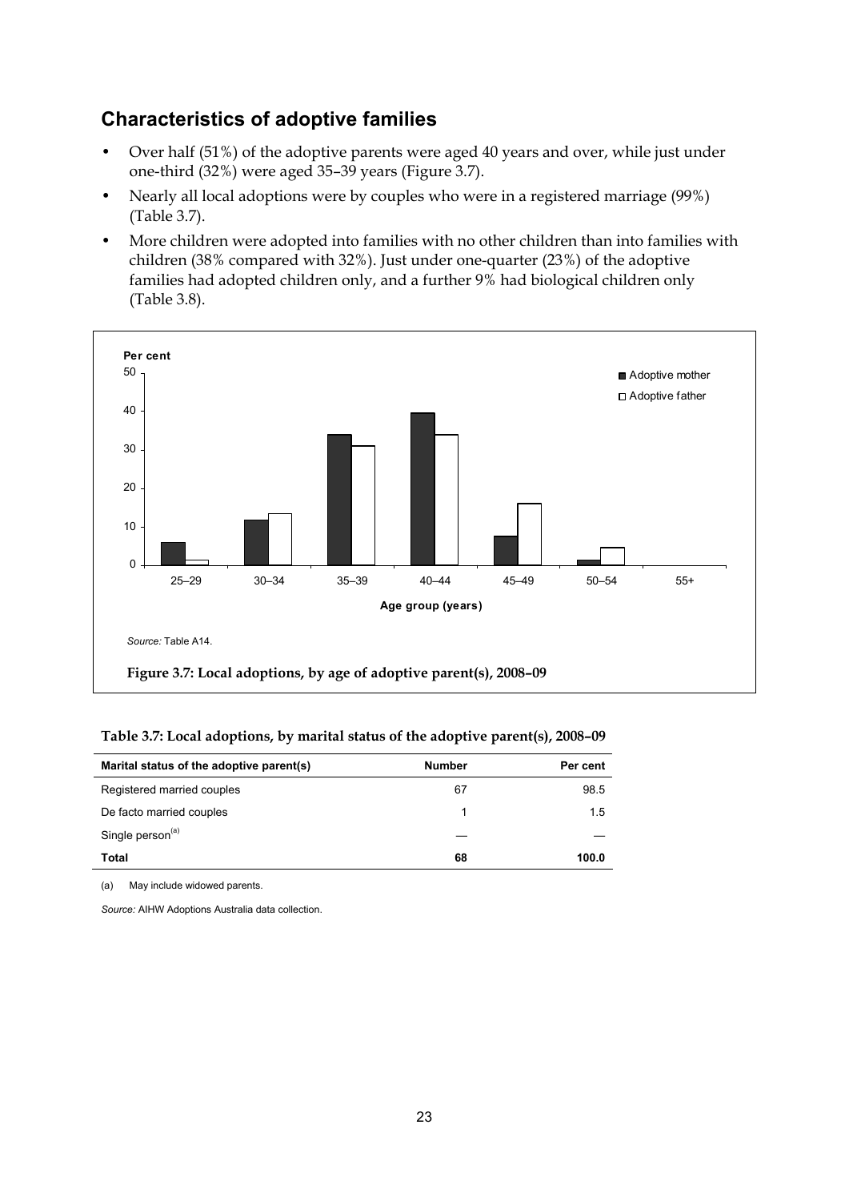## Characteristics of adoptive families

- Over half (51%) of the adoptive parents were aged 40 years and over, while just under one-third (32%) were aged 35–39 years (Figure 3.7).
- Nearly all local adoptions were by couples who were in a registered marriage (99%) (Table 3.7).
- More children were adopted into families with no other children than into families with children (38% compared with 32%). Just under one-quarter (23%) of the adoptive families had adopted children only, and a further 9% had biological children only (Table 3.8).

*Source:* Table A14.

**Figure 3.7: Local adoptions, by age of adoptive parent(s), 2008–09**

**Table 3.7: Local adoptions, by marital status of the adoptive parent(s), 2008–09**

| Marital status of the adoptive parent(s) | Number | Per cent |
|---|---|---|
| Registered married couples | 67 | 98.5 |
| De facto married couples | 1 | 1.5 |
| Single person[(a)] | — | — |
| **Total** | **68** | **100.0** |

(a) May include widowed parents.

*Source:* AIHW Adoptions Australia data collection.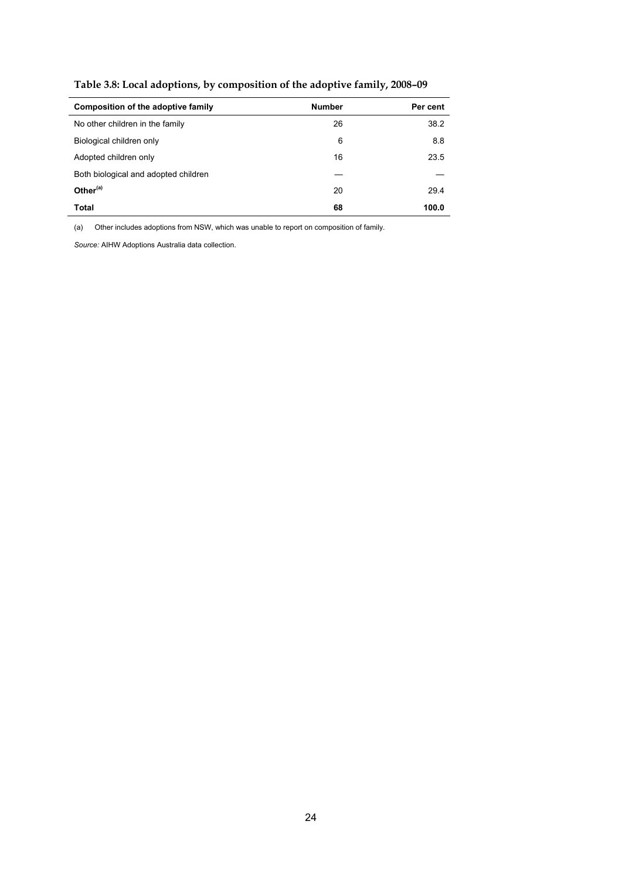**Table 3.8: Local adoptions, by composition of the adoptive family, 2008–09**

| Composition of the adoptive family | Number | Per cent |
| --- | --- | --- |
| No other children in the family | 26 | 38.2 |
| Biological children only | 6 | 8.8 |
| Adopted children only | 16 | 23.5 |
| Both biological and adopted children | — | — |
| **Other[(a)]** | 20 | 29.4 |
| **Total** | **68** | **100.0** |

(a) Other includes adoptions from NSW, which was unable to report on composition of family.

*Source:* AIHW Adoptions Australia data collection.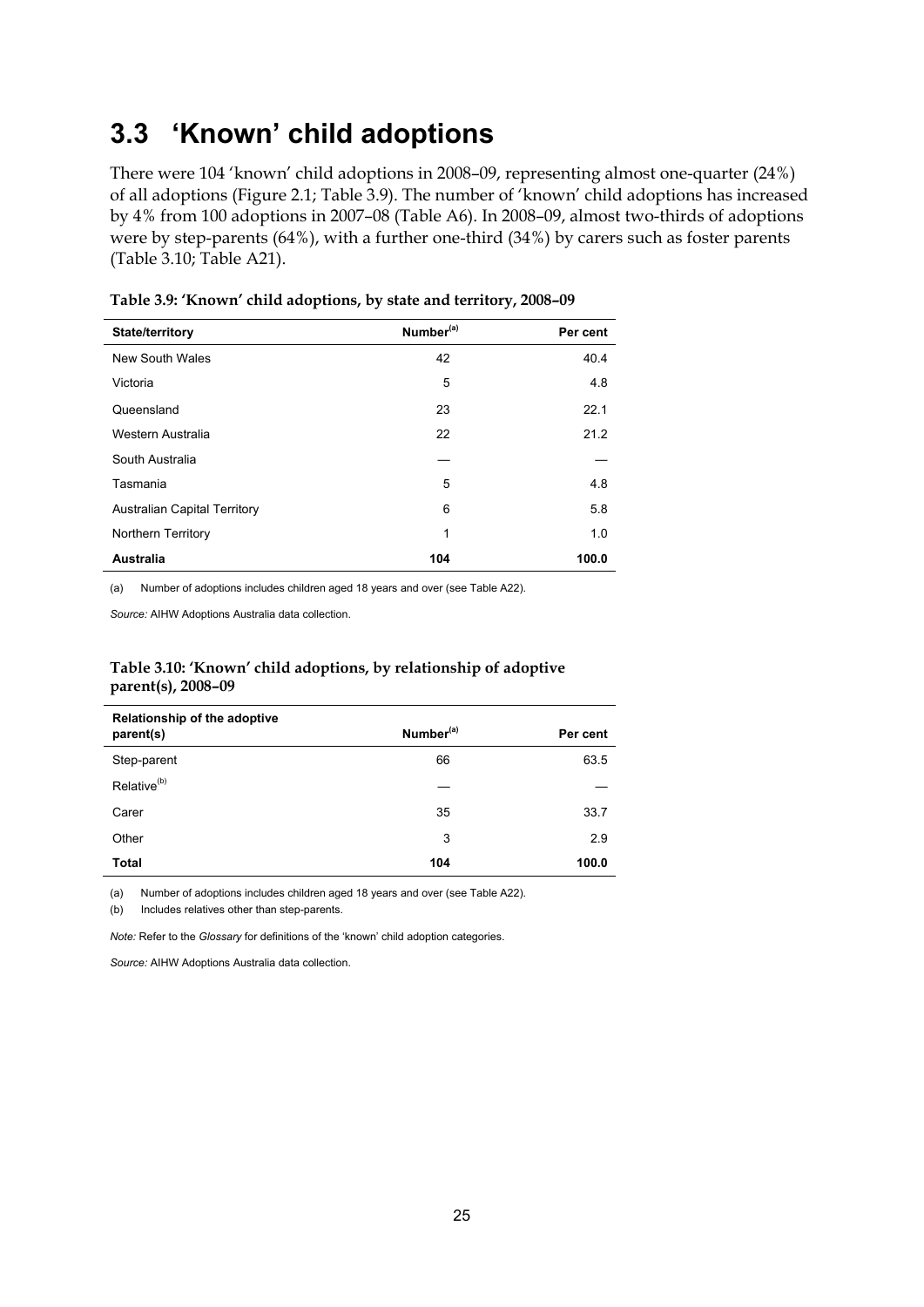## 3.3 'Known' child adoptions

There were 104 'known' child adoptions in 2008–09, representing almost one-quarter (24%) of all adoptions (Figure 2.1; Table 3.9). The number of 'known' child adoptions has increased by 4% from 100 adoptions in 2007–08 (Table A6). In 2008–09, almost two-thirds of adoptions were by step-parents (64%), with a further one-third (34%) by carers such as foster parents (Table 3.10; Table A21).

**Table 3.9: 'Known' child adoptions, by state and territory, 2008–09**

| State/territory | Number[(a)] | Per cent |
|---|---|---|
| New South Wales | 42 | 40.4 |
| Victoria | 5 | 4.8 |
| Queensland | 23 | 22.1 |
| Western Australia | 22 | 21.2 |
| South Australia | — | — |
| Tasmania | 5 | 4.8 |
| Australian Capital Territory | 6 | 5.8 |
| Northern Territory | 1 | 1.0 |
| **Australia** | **104** | **100.0** |

(a) Number of adoptions includes children aged 18 years and over (see Table A22).

*Source:* AIHW Adoptions Australia data collection.

**Table 3.10: 'Known' child adoptions, by relationship of adoptive parent(s), 2008–09**

| Relationship of the adoptive parent(s) | Number[(a)] | Per cent |
|---|---|---|
| Step-parent | 66 | 63.5 |
| Relative[(b)] | — | — |
| Carer | 35 | 33.7 |
| Other | 3 | 2.9 |
| **Total** | **104** | **100.0** |

(a) Number of adoptions includes children aged 18 years and over (see Table A22).

(b) Includes relatives other than step-parents.

*Note:* Refer to the *Glossary* for definitions of the 'known' child adoption categories.

*Source:* AIHW Adoptions Australia data collection.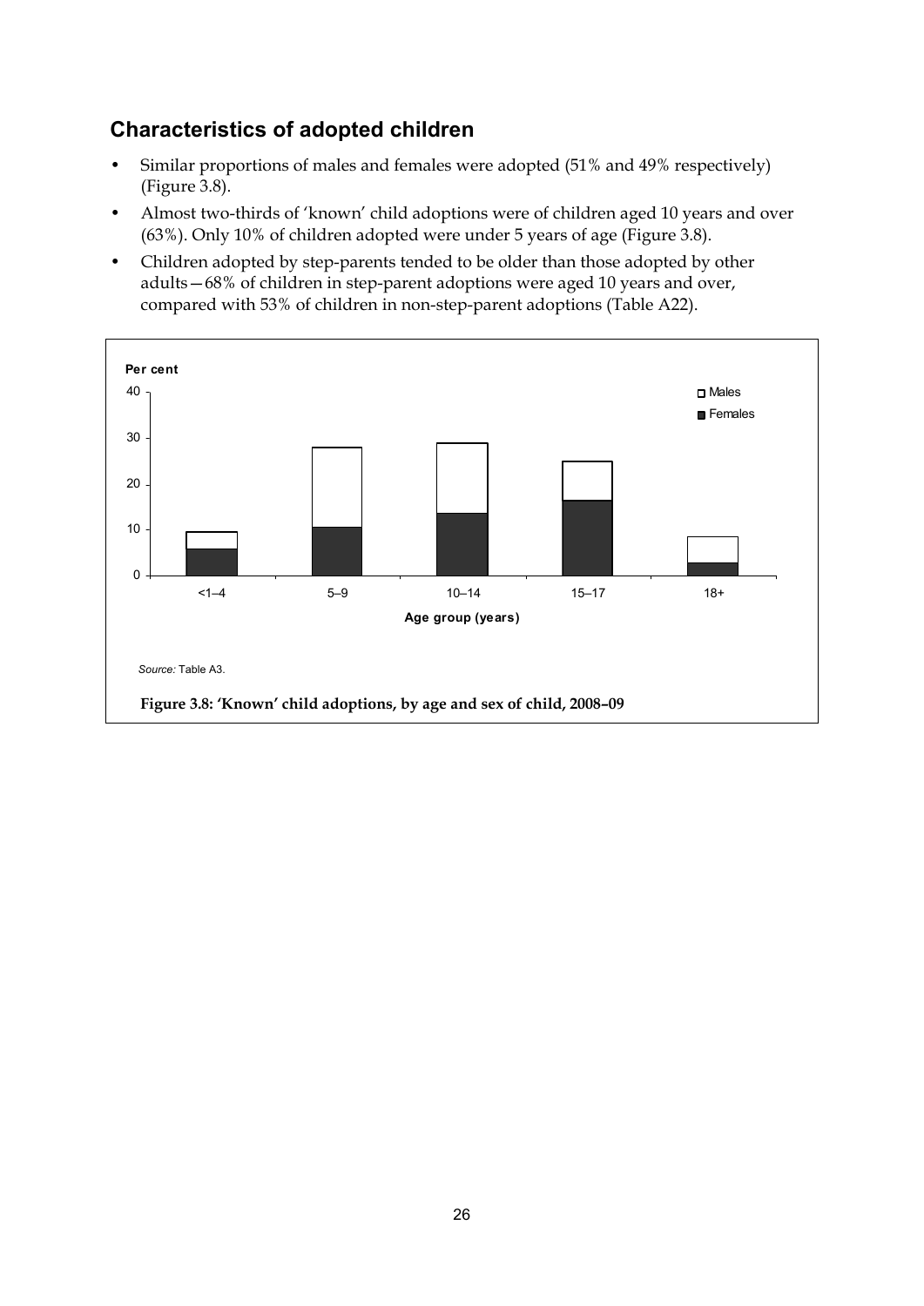## Characteristics of adopted children

- Similar proportions of males and females were adopted (51% and 49% respectively) (Figure 3.8).
- Almost two-thirds of 'known' child adoptions were of children aged 10 years and over (63%). Only 10% of children adopted were under 5 years of age (Figure 3.8).
- Children adopted by step-parents tended to be older than those adopted by other adults—68% of children in step-parent adoptions were aged 10 years and over, compared with 53% of children in non-step-parent adoptions (Table A22).

*Source:* Table A3.

**Figure 3.8: 'Known' child adoptions, by age and sex of child, 2008–09**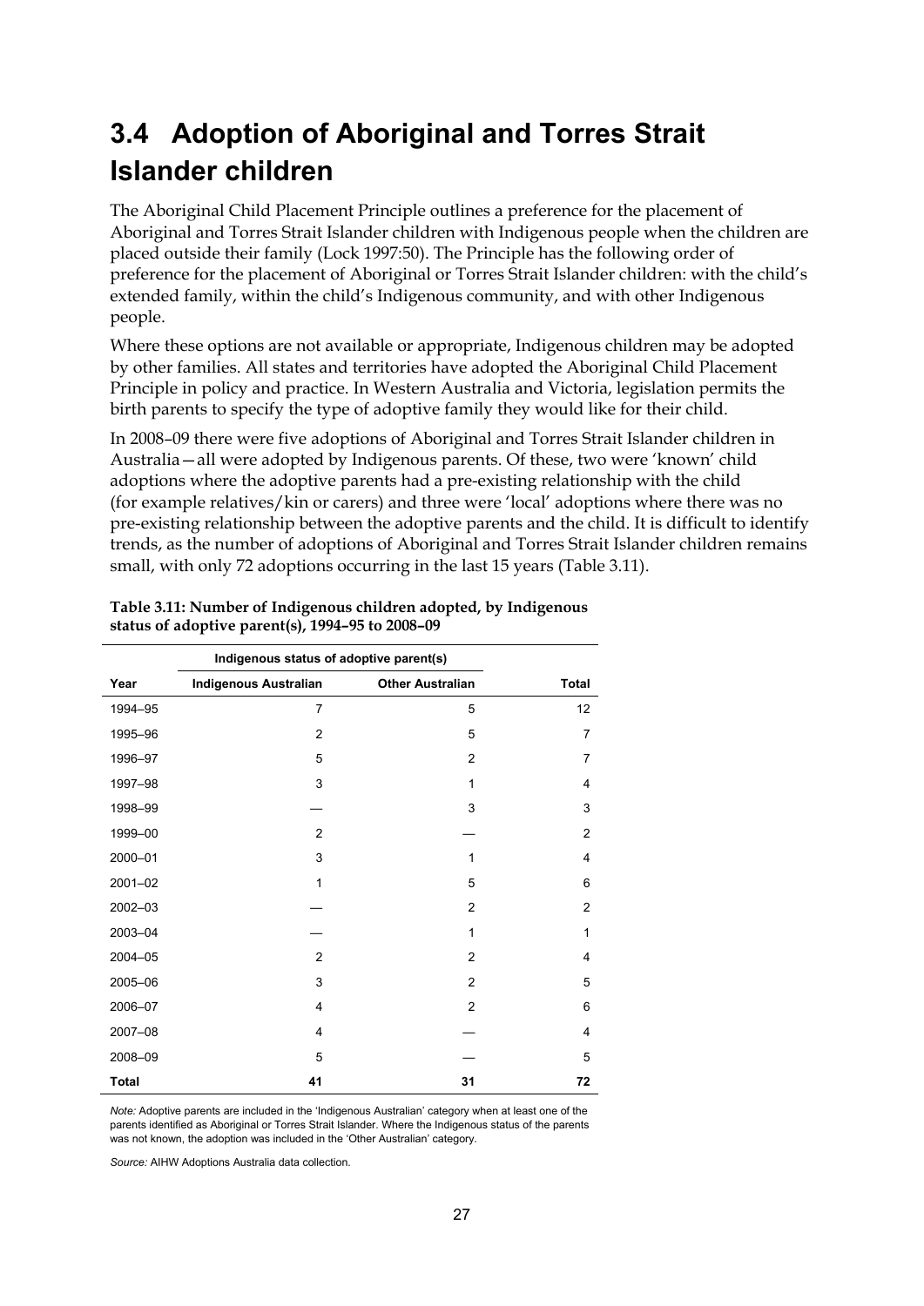## 3.4 Adoption of Aboriginal and Torres Strait Islander children

The Aboriginal Child Placement Principle outlines a preference for the placement of Aboriginal and Torres Strait Islander children with Indigenous people when the children are placed outside their family (Lock 1997:50). The Principle has the following order of preference for the placement of Aboriginal or Torres Strait Islander children: with the child's extended family, within the child's Indigenous community, and with other Indigenous people.

Where these options are not available or appropriate, Indigenous children may be adopted by other families. All states and territories have adopted the Aboriginal Child Placement Principle in policy and practice. In Western Australia and Victoria, legislation permits the birth parents to specify the type of adoptive family they would like for their child.

In 2008–09 there were five adoptions of Aboriginal and Torres Strait Islander children in Australia—all were adopted by Indigenous parents. Of these, two were 'known' child adoptions where the adoptive parents had a pre-existing relationship with the child (for example relatives/kin or carers) and three were 'local' adoptions where there was no pre-existing relationship between the adoptive parents and the child. It is difficult to identify trends, as the number of adoptions of Aboriginal and Torres Strait Islander children remains small, with only 72 adoptions occurring in the last 15 years (Table 3.11).

**Table 3.11: Number of Indigenous children adopted, by Indigenous status of adoptive parent(s), 1994–95 to 2008–09**

| | Indigenous status of adoptive parent(s) | | |
|---|---|---|---|
| **Year** | **Indigenous Australian** | **Other Australian** | **Total** |
| 1994–95 | 7 | 5 | 12 |
| 1995–96 | 2 | 5 | 7 |
| 1996–97 | 5 | 2 | 7 |
| 1997–98 | 3 | 1 | 4 |
| 1998–99 | — | 3 | 3 |
| 1999–00 | 2 | — | 2 |
| 2000–01 | 3 | 1 | 4 |
| 2001–02 | 1 | 5 | 6 |
| 2002–03 | — | 2 | 2 |
| 2003–04 | — | 1 | 1 |
| 2004–05 | 2 | 2 | 4 |
| 2005–06 | 3 | 2 | 5 |
| 2006–07 | 4 | 2 | 6 |
| 2007–08 | 4 | — | 4 |
| 2008–09 | 5 | — | 5 |
| **Total** | **41** | **31** | **72** |

*Note:* Adoptive parents are included in the 'Indigenous Australian' category when at least one of the parents identified as Aboriginal or Torres Strait Islander. Where the Indigenous status of the parents was not known, the adoption was included in the 'Other Australian' category.

*Source:* AIHW Adoptions Australia data collection.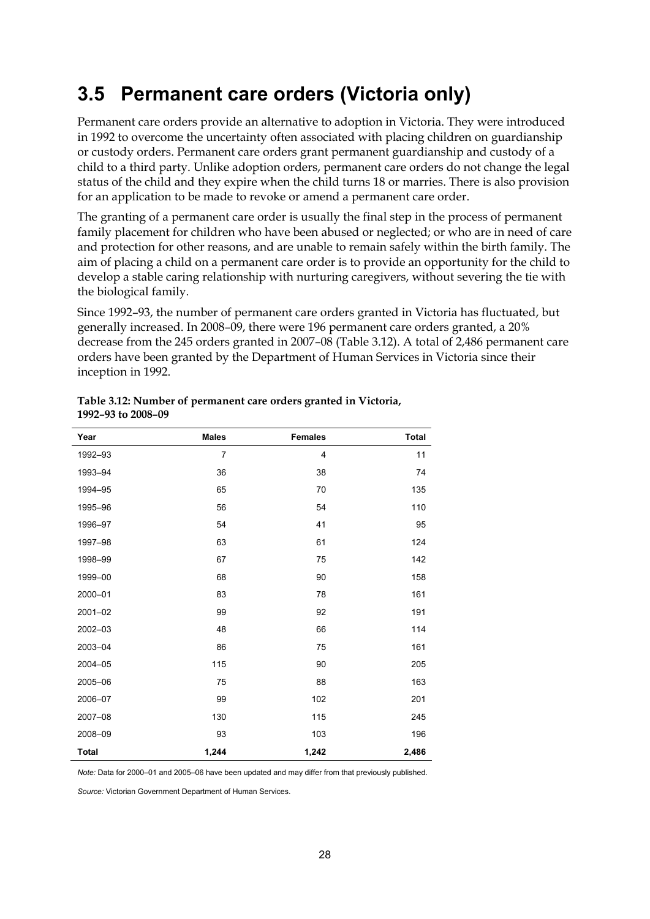## 3.5 Permanent care orders (Victoria only)

Permanent care orders provide an alternative to adoption in Victoria. They were introduced in 1992 to overcome the uncertainty often associated with placing children on guardianship or custody orders. Permanent care orders grant permanent guardianship and custody of a child to a third party. Unlike adoption orders, permanent care orders do not change the legal status of the child and they expire when the child turns 18 or marries. There is also provision for an application to be made to revoke or amend a permanent care order.

The granting of a permanent care order is usually the final step in the process of permanent family placement for children who have been abused or neglected; or who are in need of care and protection for other reasons, and are unable to remain safely within the birth family. The aim of placing a child on a permanent care order is to provide an opportunity for the child to develop a stable caring relationship with nurturing caregivers, without severing the tie with the biological family.

Since 1992–93, the number of permanent care orders granted in Victoria has fluctuated, but generally increased. In 2008–09, there were 196 permanent care orders granted, a 20% decrease from the 245 orders granted in 2007–08 (Table 3.12). A total of 2,486 permanent care orders have been granted by the Department of Human Services in Victoria since their inception in 1992.

**Table 3.12: Number of permanent care orders granted in Victoria, 1992–93 to 2008–09**

| Year | Males | Females | Total |
|---|---|---|---|
| 1992–93 | 7 | 4 | 11 |
| 1993–94 | 36 | 38 | 74 |
| 1994–95 | 65 | 70 | 135 |
| 1995–96 | 56 | 54 | 110 |
| 1996–97 | 54 | 41 | 95 |
| 1997–98 | 63 | 61 | 124 |
| 1998–99 | 67 | 75 | 142 |
| 1999–00 | 68 | 90 | 158 |
| 2000–01 | 83 | 78 | 161 |
| 2001–02 | 99 | 92 | 191 |
| 2002–03 | 48 | 66 | 114 |
| 2003–04 | 86 | 75 | 161 |
| 2004–05 | 115 | 90 | 205 |
| 2005–06 | 75 | 88 | 163 |
| 2006–07 | 99 | 102 | 201 |
| 2007–08 | 130 | 115 | 245 |
| 2008–09 | 93 | 103 | 196 |
| **Total** | **1,244** | **1,242** | **2,486** |

*Note:* Data for 2000–01 and 2005–06 have been updated and may differ from that previously published.

*Source:* Victorian Government Department of Human Services.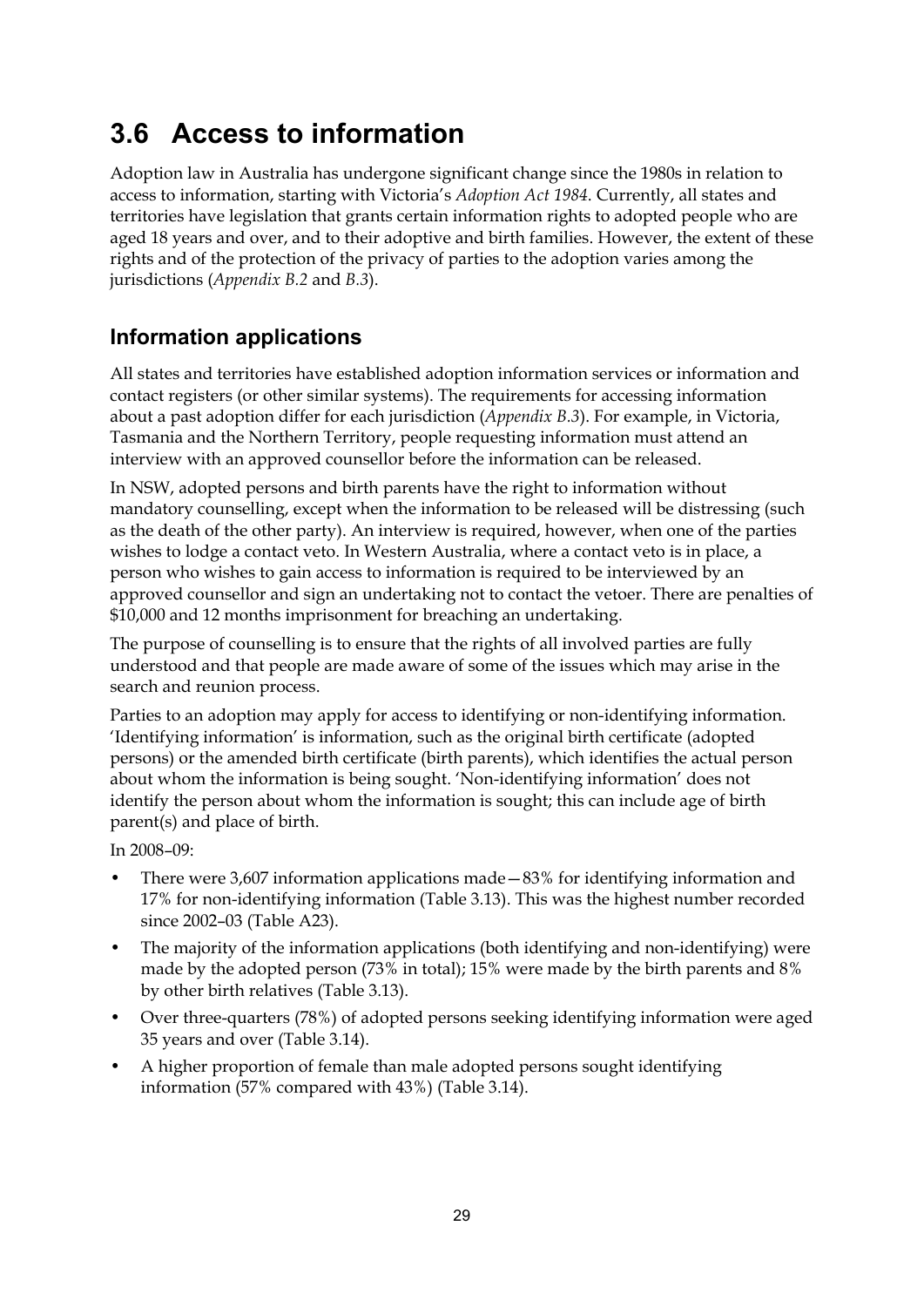# 3.6 Access to information

Adoption law in Australia has undergone significant change since the 1980s in relation to access to information, starting with Victoria's *Adoption Act 1984*. Currently, all states and territories have legislation that grants certain information rights to adopted people who are aged 18 years and over, and to their adoptive and birth families. However, the extent of these rights and of the protection of the privacy of parties to the adoption varies among the jurisdictions (*Appendix B.2* and *B.3*).

## Information applications

All states and territories have established adoption information services or information and contact registers (or other similar systems). The requirements for accessing information about a past adoption differ for each jurisdiction (*Appendix B.3*). For example, in Victoria, Tasmania and the Northern Territory, people requesting information must attend an interview with an approved counsellor before the information can be released.

In NSW, adopted persons and birth parents have the right to information without mandatory counselling, except when the information to be released will be distressing (such as the death of the other party). An interview is required, however, when one of the parties wishes to lodge a contact veto. In Western Australia, where a contact veto is in place, a person who wishes to gain access to information is required to be interviewed by an approved counsellor and sign an undertaking not to contact the vetoer. There are penalties of $10,000 and 12 months imprisonment for breaching an undertaking.

The purpose of counselling is to ensure that the rights of all involved parties are fully understood and that people are made aware of some of the issues which may arise in the search and reunion process.

Parties to an adoption may apply for access to identifying or non-identifying information. 'Identifying information' is information, such as the original birth certificate (adopted persons) or the amended birth certificate (birth parents), which identifies the actual person about whom the information is being sought. 'Non-identifying information' does not identify the person about whom the information is sought; this can include age of birth parent(s) and place of birth.

In 2008–09:

- There were 3,607 information applications made—83% for identifying information and 17% for non-identifying information (Table 3.13). This was the highest number recorded since 2002–03 (Table A23).
- The majority of the information applications (both identifying and non-identifying) were made by the adopted person (73% in total); 15% were made by the birth parents and 8% by other birth relatives (Table 3.13).
- Over three-quarters (78%) of adopted persons seeking identifying information were aged 35 years and over (Table 3.14).
- A higher proportion of female than male adopted persons sought identifying information (57% compared with 43%) (Table 3.14).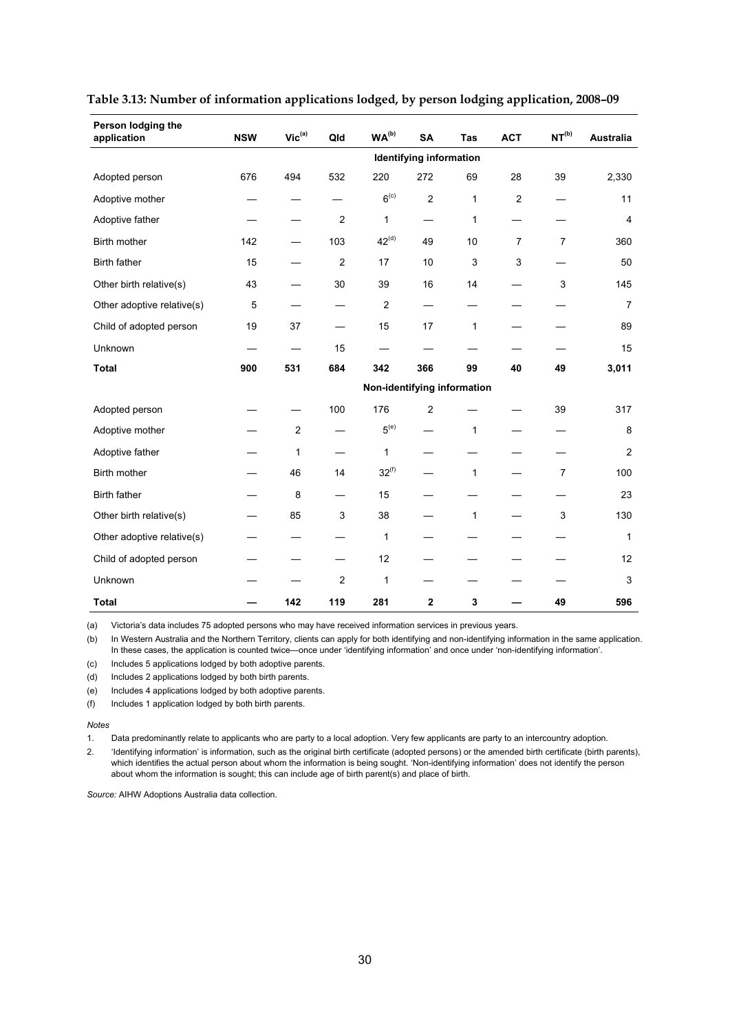**Table 3.13: Number of information applications lodged, by person lodging application, 2008–09**

| Person lodging the application | NSW | Vic[(a)] | Qld | WA[(b)] | SA | Tas | ACT | NT[(b)] | Australia |
|---|---|---|---|---|---|---|---|---|---|
| | | | | **Identifying information** | | | | | |
| Adopted person | 676 | 494 | 532 | 220 | 272 | 69 | 28 | 39 | 2,330 |
| Adoptive mother | — | — | — | 6[(c)] | 2 | 1 | 2 | — | 11 |
| Adoptive father | — | — | 2 | 1 | — | 1 | — | — | 4 |
| Birth mother | 142 | — | 103 | 42[(d)] | 49 | 10 | 7 | 7 | 360 |
| Birth father | 15 | — | 2 | 17 | 10 | 3 | 3 | — | 50 |
| Other birth relative(s) | 43 | — | 30 | 39 | 16 | 14 | — | 3 | 145 |
| Other adoptive relative(s) | 5 | — | — | 2 | — | — | — | — | 7 |
| Child of adopted person | 19 | 37 | — | 15 | 17 | 1 | — | — | 89 |
| Unknown | — | — | 15 | — | — | — | — | — | 15 |
| **Total** | **900** | **531** | **684** | **342** | **366** | **99** | **40** | **49** | **3,011** |
| | | | | **Non-identifying information** | | | | | |
| Adopted person | — | — | 100 | 176 | 2 | — | — | 39 | 317 |
| Adoptive mother | — | 2 | — | 5[(e)] | — | 1 | — | — | 8 |
| Adoptive father | — | 1 | — | 1 | — | — | — | — | 2 |
| Birth mother | — | 46 | 14 | 32[(f)] | — | 1 | — | 7 | 100 |
| Birth father | — | 8 | — | 15 | — | — | — | — | 23 |
| Other birth relative(s) | — | 85 | 3 | 38 | — | 1 | — | 3 | 130 |
| Other adoptive relative(s) | — | — | — | 1 | — | — | — | — | 1 |
| Child of adopted person | — | — | — | 12 | — | — | — | — | 12 |
| Unknown | — | — | 2 | 1 | — | — | — | — | 3 |
| **Total** | **—** | **142** | **119** | **281** | **2** | **3** | **—** | **49** | **596** |

(a) Victoria's data includes 75 adopted persons who may have received information services in previous years.

(b) In Western Australia and the Northern Territory, clients can apply for both identifying and non-identifying information in the same application. In these cases, the application is counted twice—once under 'identifying information' and once under 'non-identifying information'.

(c) Includes 5 applications lodged by both adoptive parents.

(d) Includes 2 applications lodged by both birth parents.

(e) Includes 4 applications lodged by both adoptive parents.

(f) Includes 1 application lodged by both birth parents.

*Notes*

1. Data predominantly relate to applicants who are party to a local adoption. Very few applicants are party to an intercountry adoption.
2. 'Identifying information' is information, such as the original birth certificate (adopted persons) or the amended birth certificate (birth parents), which identifies the actual person about whom the information is being sought. 'Non-identifying information' does not identify the person about whom the information is sought; this can include age of birth parent(s) and place of birth.

*Source:* AIHW Adoptions Australia data collection.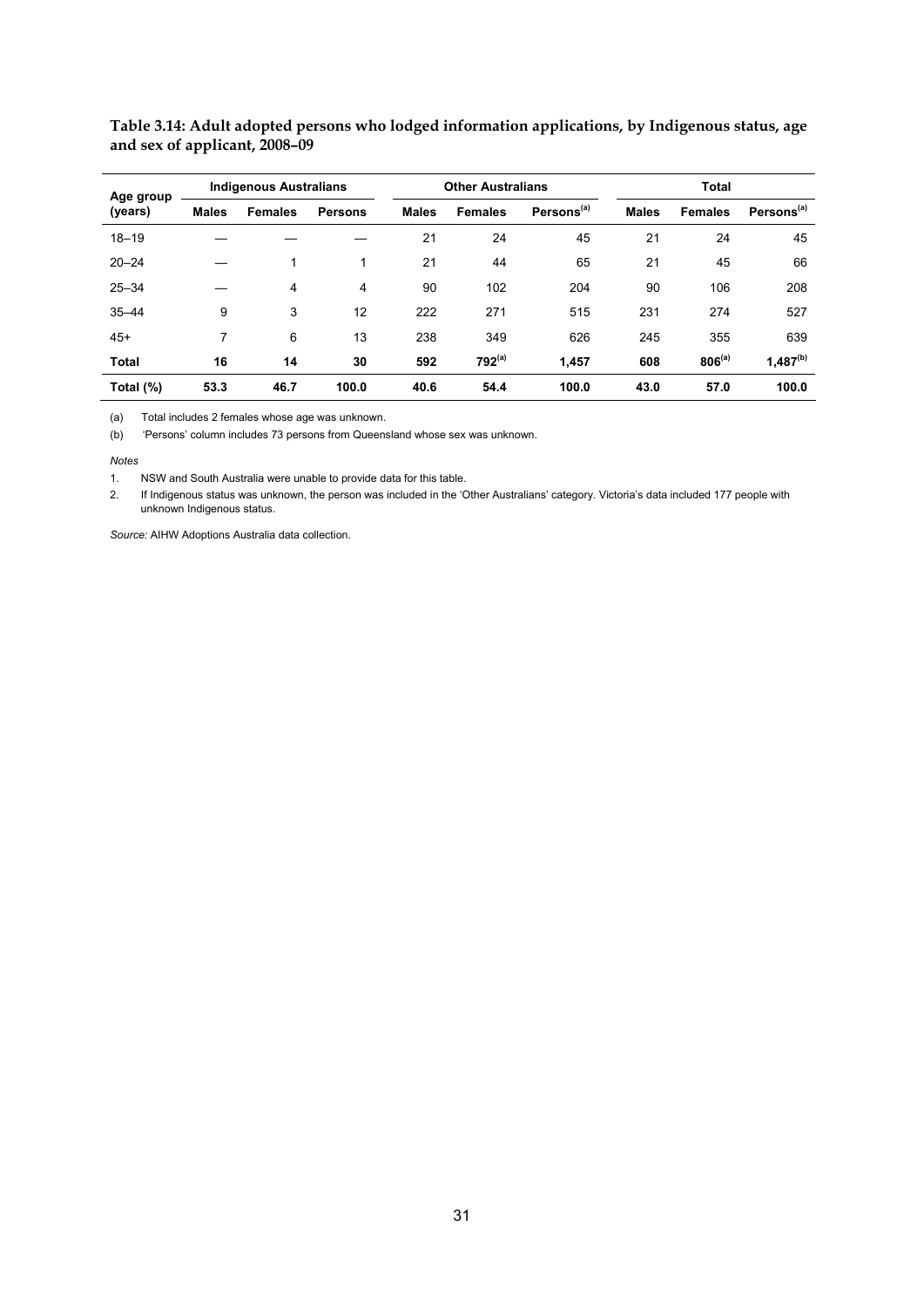**Table 3.14: Adult adopted persons who lodged information applications, by Indigenous status, age and sex of applicant, 2008–09**

| Age group (years) | Indigenous Australians | | | Other Australians | | | Total | | |
|---|---|---|---|---|---|---|---|---|---|
| | Males | Females | Persons | Males | Females | Persons[(a)] | Males | Females | Persons[(a)] |
| 18–19 | — | — | — | 21 | 24 | 45 | 21 | 24 | 45 |
| 20–24 | — | 1 | 1 | 21 | 44 | 65 | 21 | 45 | 66 |
| 25–34 | — | 4 | 4 | 90 | 102 | 204 | 90 | 106 | 208 |
| 35–44 | 9 | 3 | 12 | 222 | 271 | 515 | 231 | 274 | 527 |
| 45+ | 7 | 6 | 13 | 238 | 349 | 626 | 245 | 355 | 639 |
| **Total** | **16** | **14** | **30** | **592** | **792[(a)]** | **1,457** | **608** | **806[(a)]** | **1,487[(b)]** |
| **Total (%)** | **53.3** | **46.7** | **100.0** | **40.6** | **54.4** | **100.0** | **43.0** | **57.0** | **100.0** |

(a) Total includes 2 females whose age was unknown.

(b) 'Persons' column includes 73 persons from Queensland whose sex was unknown.

*Notes*

1. NSW and South Australia were unable to provide data for this table.
2. If Indigenous status was unknown, the person was included in the 'Other Australians' category. Victoria's data included 177 people with unknown Indigenous status.

*Source:* AIHW Adoptions Australia data collection.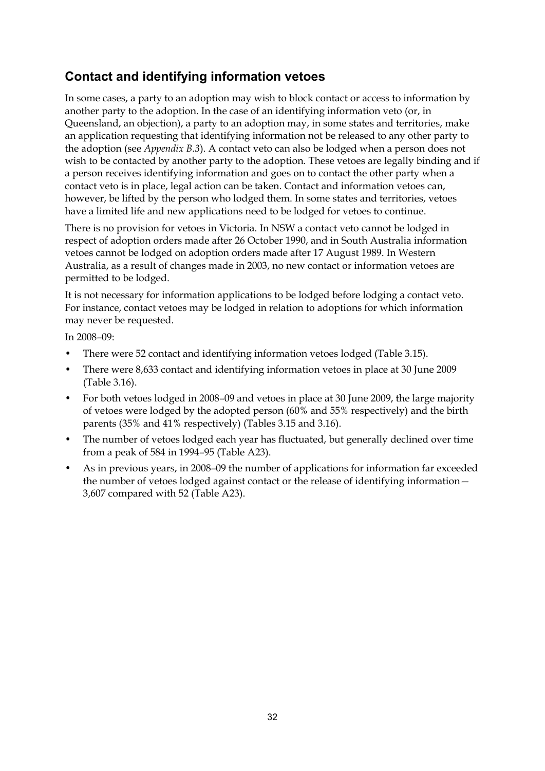## Contact and identifying information vetoes

In some cases, a party to an adoption may wish to block contact or access to information by another party to the adoption. In the case of an identifying information veto (or, in Queensland, an objection), a party to an adoption may, in some states and territories, make an application requesting that identifying information not be released to any other party to the adoption (see *Appendix B.3*). A contact veto can also be lodged when a person does not wish to be contacted by another party to the adoption. These vetoes are legally binding and if a person receives identifying information and goes on to contact the other party when a contact veto is in place, legal action can be taken. Contact and information vetoes can, however, be lifted by the person who lodged them. In some states and territories, vetoes have a limited life and new applications need to be lodged for vetoes to continue.

There is no provision for vetoes in Victoria. In NSW a contact veto cannot be lodged in respect of adoption orders made after 26 October 1990, and in South Australia information vetoes cannot be lodged on adoption orders made after 17 August 1989. In Western Australia, as a result of changes made in 2003, no new contact or information vetoes are permitted to be lodged.

It is not necessary for information applications to be lodged before lodging a contact veto. For instance, contact vetoes may be lodged in relation to adoptions for which information may never be requested.

In 2008–09:

- There were 52 contact and identifying information vetoes lodged (Table 3.15).
- There were 8,633 contact and identifying information vetoes in place at 30 June 2009 (Table 3.16).
- For both vetoes lodged in 2008–09 and vetoes in place at 30 June 2009, the large majority of vetoes were lodged by the adopted person (60% and 55% respectively) and the birth parents (35% and 41% respectively) (Tables 3.15 and 3.16).
- The number of vetoes lodged each year has fluctuated, but generally declined over time from a peak of 584 in 1994–95 (Table A23).
- As in previous years, in 2008–09 the number of applications for information far exceeded the number of vetoes lodged against contact or the release of identifying information—3,607 compared with 52 (Table A23).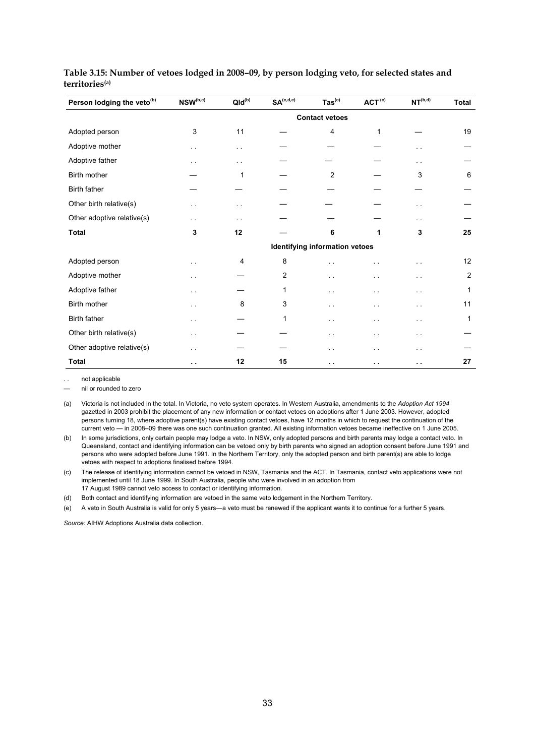**Table 3.15: Number of vetoes lodged in 2008–09, by person lodging veto, for selected states and territories[(a)]**

| Person lodging the veto[(b)] | NSW[(b,c)] | Qld[(b)] | SA[(c,d,e)] | Tas[(c)] | ACT[(c)] | NT[(b,d)] | Total |
|---|---|---|---|---|---|---|---|
| | | | | **Contact vetoes** | | | |
| Adopted person | 3 | 11 | — | 4 | 1 | — | 19 |
| Adoptive mother | . . | . . | — | — | — | . . | — |
| Adoptive father | . . | . . | — | — | — | . . | — |
| Birth mother | — | 1 | — | 2 | — | 3 | 6 |
| Birth father | — | — | — | — | — | — | — |
| Other birth relative(s) | . . | . . | — | — | — | . . | — |
| Other adoptive relative(s) | . . | . . | — | — | — | . . | — |
| **Total** | **3** | **12** | **—** | **6** | **1** | **3** | **25** |
| | | | | **Identifying information vetoes** | | | |
| Adopted person | . . | 4 | 8 | . . | . . | . . | 12 |
| Adoptive mother | . . | — | 2 | . . | . . | . . | 2 |
| Adoptive father | . . | — | 1 | . . | . . | . . | 1 |
| Birth mother | . . | 8 | 3 | . . | . . | . . | 11 |
| Birth father | . . | — | 1 | . . | . . | . . | 1 |
| Other birth relative(s) | . . | — | — | . . | . . | . . | — |
| Other adoptive relative(s) | . . | — | — | . . | . . | . . | — |
| **Total** | **. .** | **12** | **15** | **. .** | **. .** | **. .** | **27** |

. . not applicable

— nil or rounded to zero

(a) Victoria is not included in the total. In Victoria, no veto system operates. In Western Australia, amendments to the *Adoption Act 1994* gazetted in 2003 prohibit the placement of any new information or contact vetoes on adoptions after 1 June 2003. However, adopted persons turning 18, where adoptive parent(s) have existing contact vetoes, have 12 months in which to request the continuation of the current veto — in 2008–09 there was one such continuation granted. All existing information vetoes became ineffective on 1 June 2005.

(b) In some jurisdictions, only certain people may lodge a veto. In NSW, only adopted persons and birth parents may lodge a contact veto. In Queensland, contact and identifying information can be vetoed only by birth parents who signed an adoption consent before June 1991 and persons who were adopted before June 1991. In the Northern Territory, only the adopted person and birth parent(s) are able to lodge vetoes with respect to adoptions finalised before 1994.

(c) The release of identifying information cannot be vetoed in NSW, Tasmania and the ACT. In Tasmania, contact veto applications were not implemented until 18 June 1999. In South Australia, people who were involved in an adoption from 17 August 1989 cannot veto access to contact or identifying information.

(d) Both contact and identifying information are vetoed in the same veto lodgement in the Northern Territory.

(e) A veto in South Australia is valid for only 5 years—a veto must be renewed if the applicant wants it to continue for a further 5 years.

*Source:* AIHW Adoptions Australia data collection.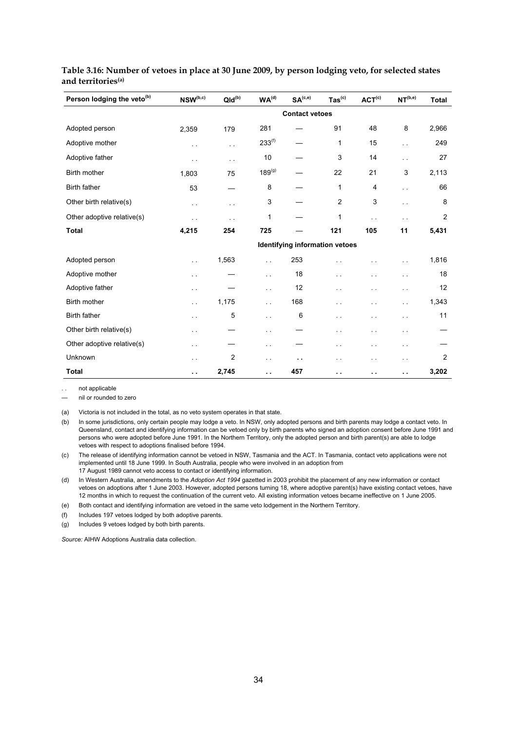**Table 3.16: Number of vetoes in place at 30 June 2009, by person lodging veto, for selected states and territories[(a)]**

| Person lodging the veto[(b)] | NSW[(b,c)] | Qld[(b)] | WA[(d)] | SA[(c,e)] | Tas[(c)] | ACT[(c)] | NT[(b,e)] | Total |
|---|---|---|---|---|---|---|---|---|
| | | | | **Contact vetoes** | | | | |
| Adopted person | 2,359 | 179 | 281 | — | 91 | 48 | 8 | 2,966 |
| Adoptive mother | . . | . . | 233[(f)] | — | 1 | 15 | . . | 249 |
| Adoptive father | . . | . . | 10 | — | 3 | 14 | . . | 27 |
| Birth mother | 1,803 | 75 | 189[(g)] | — | 22 | 21 | 3 | 2,113 |
| Birth father | 53 | — | 8 | — | 1 | 4 | . . | 66 |
| Other birth relative(s) | . . | . . | 3 | — | 2 | 3 | . . | 8 |
| Other adoptive relative(s) | . . | . . | 1 | — | 1 | . . | . . | 2 |
| **Total** | **4,215** | **254** | **725** | **—** | **121** | **105** | **11** | **5,431** |
| | | | | **Identifying information vetoes** | | | | |
| Adopted person | . . | 1,563 | . . | 253 | . . | . . | . . | 1,816 |
| Adoptive mother | . . | — | . . | 18 | . . | . . | . . | 18 |
| Adoptive father | . . | — | . . | 12 | . . | . . | . . | 12 |
| Birth mother | . . | 1,175 | . . | 168 | . . | . . | . . | 1,343 |
| Birth father | . . | 5 | . . | 6 | . . | . . | . . | 11 |
| Other birth relative(s) | . . | — | . . | — | . . | . . | . . | — |
| Other adoptive relative(s) | . . | — | . . | — | . . | . . | . . | — |
| Unknown | . . | 2 | . . | . . | . . | . . | . . | 2 |
| **Total** | **. .** | **2,745** | **. .** | **457** | **. .** | **. .** | **. .** | **3,202** |

. . not applicable

— nil or rounded to zero

(a) Victoria is not included in the total, as no veto system operates in that state.

(b) In some jurisdictions, only certain people may lodge a veto. In NSW, only adopted persons and birth parents may lodge a contact veto. In Queensland, contact and identifying information can be vetoed only by birth parents who signed an adoption consent before June 1991 and persons who were adopted before June 1991. In the Northern Territory, only the adopted person and birth parent(s) are able to lodge vetoes with respect to adoptions finalised before 1994.

(c) The release of identifying information cannot be vetoed in NSW, Tasmania and the ACT. In Tasmania, contact veto applications were not implemented until 18 June 1999. In South Australia, people who were involved in an adoption from 17 August 1989 cannot veto access to contact or identifying information.

(d) In Western Australia, amendments to the *Adoption Act 1994* gazetted in 2003 prohibit the placement of any new information or contact vetoes on adoptions after 1 June 2003. However, adopted persons turning 18, where adoptive parent(s) have existing contact vetoes, have 12 months in which to request the continuation of the current veto. All existing information vetoes became ineffective on 1 June 2005.

(e) Both contact and identifying information are vetoed in the same veto lodgement in the Northern Territory.

(f) Includes 197 vetoes lodged by both adoptive parents.

(g) Includes 9 vetoes lodged by both birth parents.

*Source:* AIHW Adoptions Australia data collection.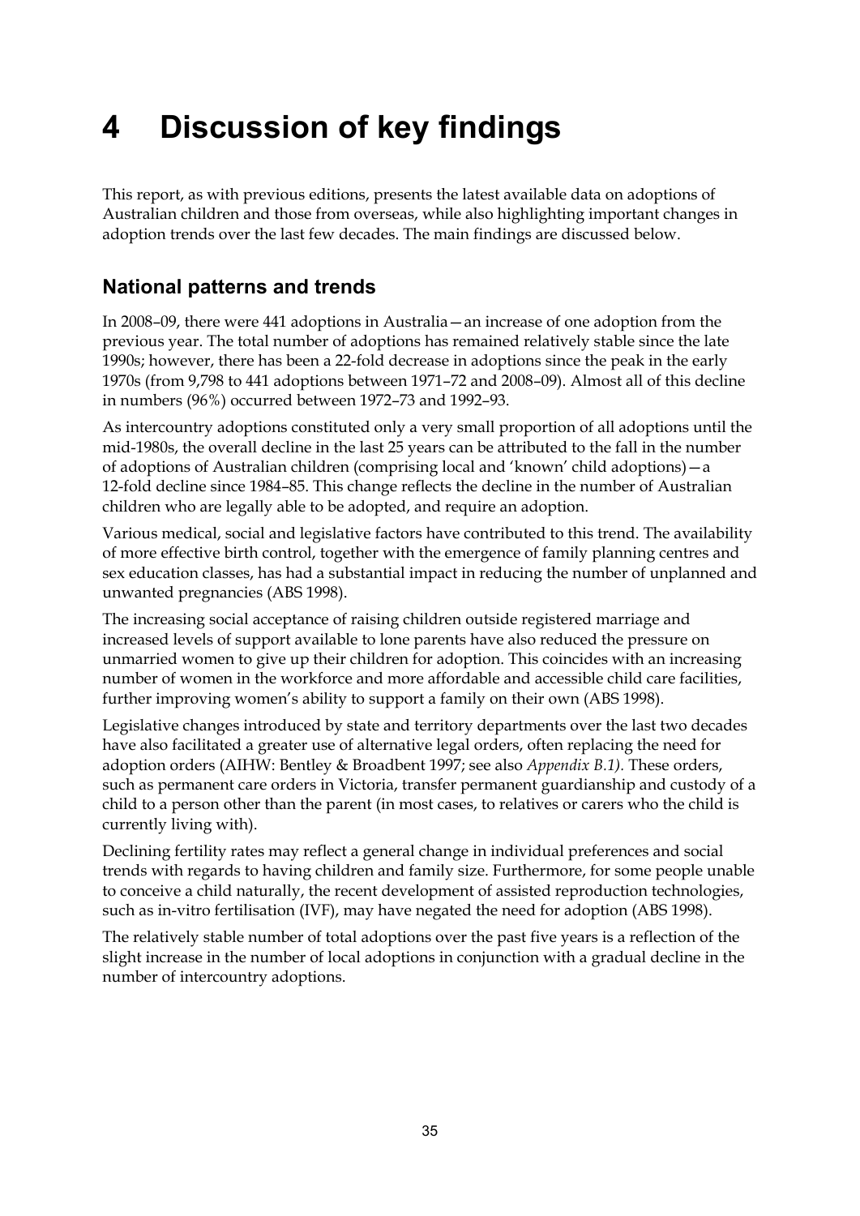# 4 Discussion of key findings

This report, as with previous editions, presents the latest available data on adoptions of Australian children and those from overseas, while also highlighting important changes in adoption trends over the last few decades. The main findings are discussed below.

## National patterns and trends

In 2008–09, there were 441 adoptions in Australia—an increase of one adoption from the previous year. The total number of adoptions has remained relatively stable since the late 1990s; however, there has been a 22-fold decrease in adoptions since the peak in the early 1970s (from 9,798 to 441 adoptions between 1971–72 and 2008–09). Almost all of this decline in numbers (96%) occurred between 1972–73 and 1992–93.

As intercountry adoptions constituted only a very small proportion of all adoptions until the mid-1980s, the overall decline in the last 25 years can be attributed to the fall in the number of adoptions of Australian children (comprising local and 'known' child adoptions)—a 12-fold decline since 1984–85. This change reflects the decline in the number of Australian children who are legally able to be adopted, and require an adoption.

Various medical, social and legislative factors have contributed to this trend. The availability of more effective birth control, together with the emergence of family planning centres and sex education classes, has had a substantial impact in reducing the number of unplanned and unwanted pregnancies (ABS 1998).

The increasing social acceptance of raising children outside registered marriage and increased levels of support available to lone parents have also reduced the pressure on unmarried women to give up their children for adoption. This coincides with an increasing number of women in the workforce and more affordable and accessible child care facilities, further improving women's ability to support a family on their own (ABS 1998).

Legislative changes introduced by state and territory departments over the last two decades have also facilitated a greater use of alternative legal orders, often replacing the need for adoption orders (AIHW: Bentley & Broadbent 1997; see also *Appendix B.1).* These orders, such as permanent care orders in Victoria, transfer permanent guardianship and custody of a child to a person other than the parent (in most cases, to relatives or carers who the child is currently living with).

Declining fertility rates may reflect a general change in individual preferences and social trends with regards to having children and family size. Furthermore, for some people unable to conceive a child naturally, the recent development of assisted reproduction technologies, such as in-vitro fertilisation (IVF), may have negated the need for adoption (ABS 1998).

The relatively stable number of total adoptions over the past five years is a reflection of the slight increase in the number of local adoptions in conjunction with a gradual decline in the number of intercountry adoptions.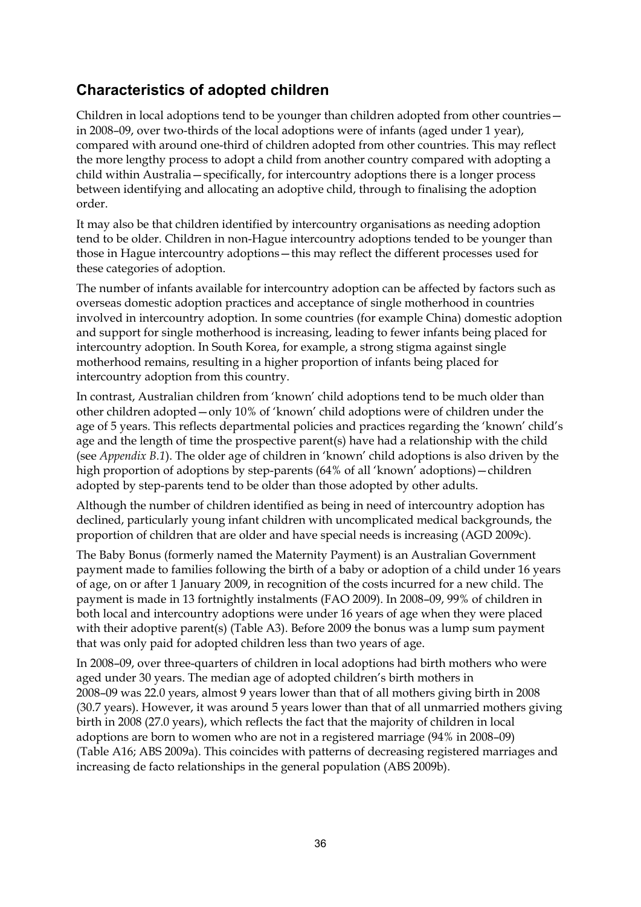## Characteristics of adopted children

Children in local adoptions tend to be younger than children adopted from other countries—in 2008–09, over two-thirds of the local adoptions were of infants (aged under 1 year), compared with around one-third of children adopted from other countries. This may reflect the more lengthy process to adopt a child from another country compared with adopting a child within Australia—specifically, for intercountry adoptions there is a longer process between identifying and allocating an adoptive child, through to finalising the adoption order.

It may also be that children identified by intercountry organisations as needing adoption tend to be older. Children in non-Hague intercountry adoptions tended to be younger than those in Hague intercountry adoptions—this may reflect the different processes used for these categories of adoption.

The number of infants available for intercountry adoption can be affected by factors such as overseas domestic adoption practices and acceptance of single motherhood in countries involved in intercountry adoption. In some countries (for example China) domestic adoption and support for single motherhood is increasing, leading to fewer infants being placed for intercountry adoption. In South Korea, for example, a strong stigma against single motherhood remains, resulting in a higher proportion of infants being placed for intercountry adoption from this country.

In contrast, Australian children from 'known' child adoptions tend to be much older than other children adopted—only 10% of 'known' child adoptions were of children under the age of 5 years. This reflects departmental policies and practices regarding the 'known' child's age and the length of time the prospective parent(s) have had a relationship with the child (see *Appendix B.1*). The older age of children in 'known' child adoptions is also driven by the high proportion of adoptions by step-parents (64% of all 'known' adoptions)—children adopted by step-parents tend to be older than those adopted by other adults.

Although the number of children identified as being in need of intercountry adoption has declined, particularly young infant children with uncomplicated medical backgrounds, the proportion of children that are older and have special needs is increasing (AGD 2009c).

The Baby Bonus (formerly named the Maternity Payment) is an Australian Government payment made to families following the birth of a baby or adoption of a child under 16 years of age, on or after 1 January 2009, in recognition of the costs incurred for a new child. The payment is made in 13 fortnightly instalments (FAO 2009). In 2008–09, 99% of children in both local and intercountry adoptions were under 16 years of age when they were placed with their adoptive parent(s) (Table A3). Before 2009 the bonus was a lump sum payment that was only paid for adopted children less than two years of age.

In 2008–09, over three-quarters of children in local adoptions had birth mothers who were aged under 30 years. The median age of adopted children's birth mothers in 2008–09 was 22.0 years, almost 9 years lower than that of all mothers giving birth in 2008 (30.7 years). However, it was around 5 years lower than that of all unmarried mothers giving birth in 2008 (27.0 years), which reflects the fact that the majority of children in local adoptions are born to women who are not in a registered marriage (94% in 2008–09) (Table A16; ABS 2009a). This coincides with patterns of decreasing registered marriages and increasing de facto relationships in the general population (ABS 2009b).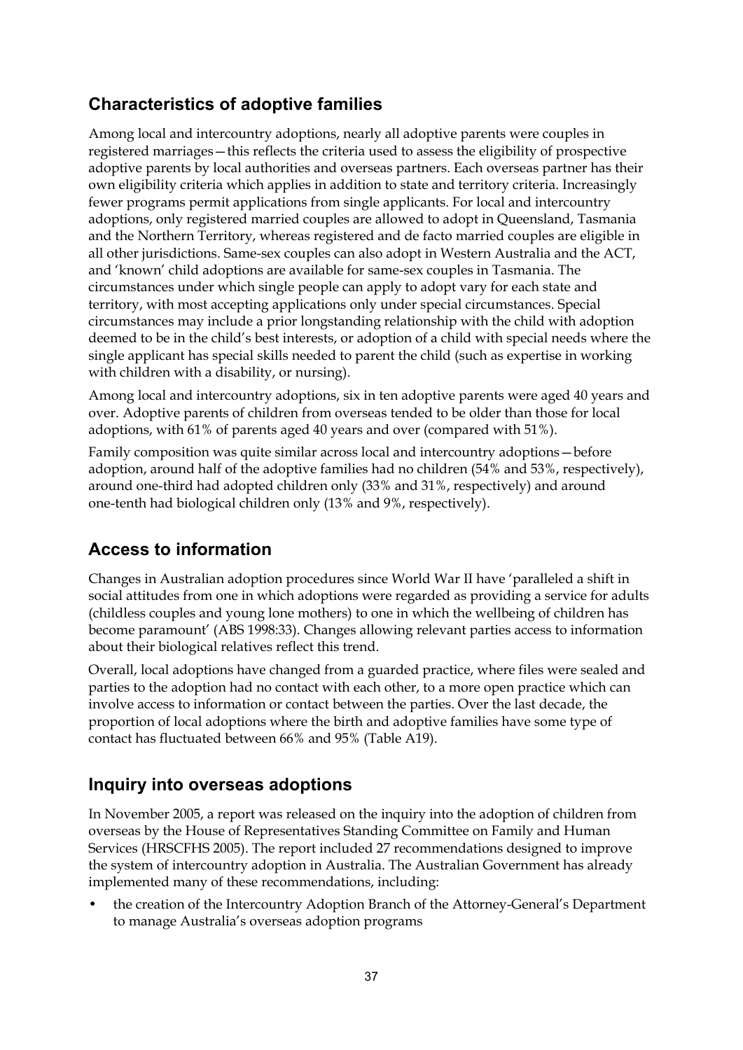## Characteristics of adoptive families

Among local and intercountry adoptions, nearly all adoptive parents were couples in registered marriages—this reflects the criteria used to assess the eligibility of prospective adoptive parents by local authorities and overseas partners. Each overseas partner has their own eligibility criteria which applies in addition to state and territory criteria. Increasingly fewer programs permit applications from single applicants. For local and intercountry adoptions, only registered married couples are allowed to adopt in Queensland, Tasmania and the Northern Territory, whereas registered and de facto married couples are eligible in all other jurisdictions. Same-sex couples can also adopt in Western Australia and the ACT, and 'known' child adoptions are available for same-sex couples in Tasmania. The circumstances under which single people can apply to adopt vary for each state and territory, with most accepting applications only under special circumstances. Special circumstances may include a prior longstanding relationship with the child with adoption deemed to be in the child's best interests, or adoption of a child with special needs where the single applicant has special skills needed to parent the child (such as expertise in working with children with a disability, or nursing).

Among local and intercountry adoptions, six in ten adoptive parents were aged 40 years and over. Adoptive parents of children from overseas tended to be older than those for local adoptions, with 61% of parents aged 40 years and over (compared with 51%).

Family composition was quite similar across local and intercountry adoptions—before adoption, around half of the adoptive families had no children (54% and 53%, respectively), around one-third had adopted children only (33% and 31%, respectively) and around one-tenth had biological children only (13% and 9%, respectively).

## Access to information

Changes in Australian adoption procedures since World War II have 'paralleled a shift in social attitudes from one in which adoptions were regarded as providing a service for adults (childless couples and young lone mothers) to one in which the wellbeing of children has become paramount' (ABS 1998:33). Changes allowing relevant parties access to information about their biological relatives reflect this trend.

Overall, local adoptions have changed from a guarded practice, where files were sealed and parties to the adoption had no contact with each other, to a more open practice which can involve access to information or contact between the parties. Over the last decade, the proportion of local adoptions where the birth and adoptive families have some type of contact has fluctuated between 66% and 95% (Table A19).

## Inquiry into overseas adoptions

In November 2005, a report was released on the inquiry into the adoption of children from overseas by the House of Representatives Standing Committee on Family and Human Services (HRSCFHS 2005). The report included 27 recommendations designed to improve the system of intercountry adoption in Australia. The Australian Government has already implemented many of these recommendations, including:

- the creation of the Intercountry Adoption Branch of the Attorney-General's Department to manage Australia's overseas adoption programs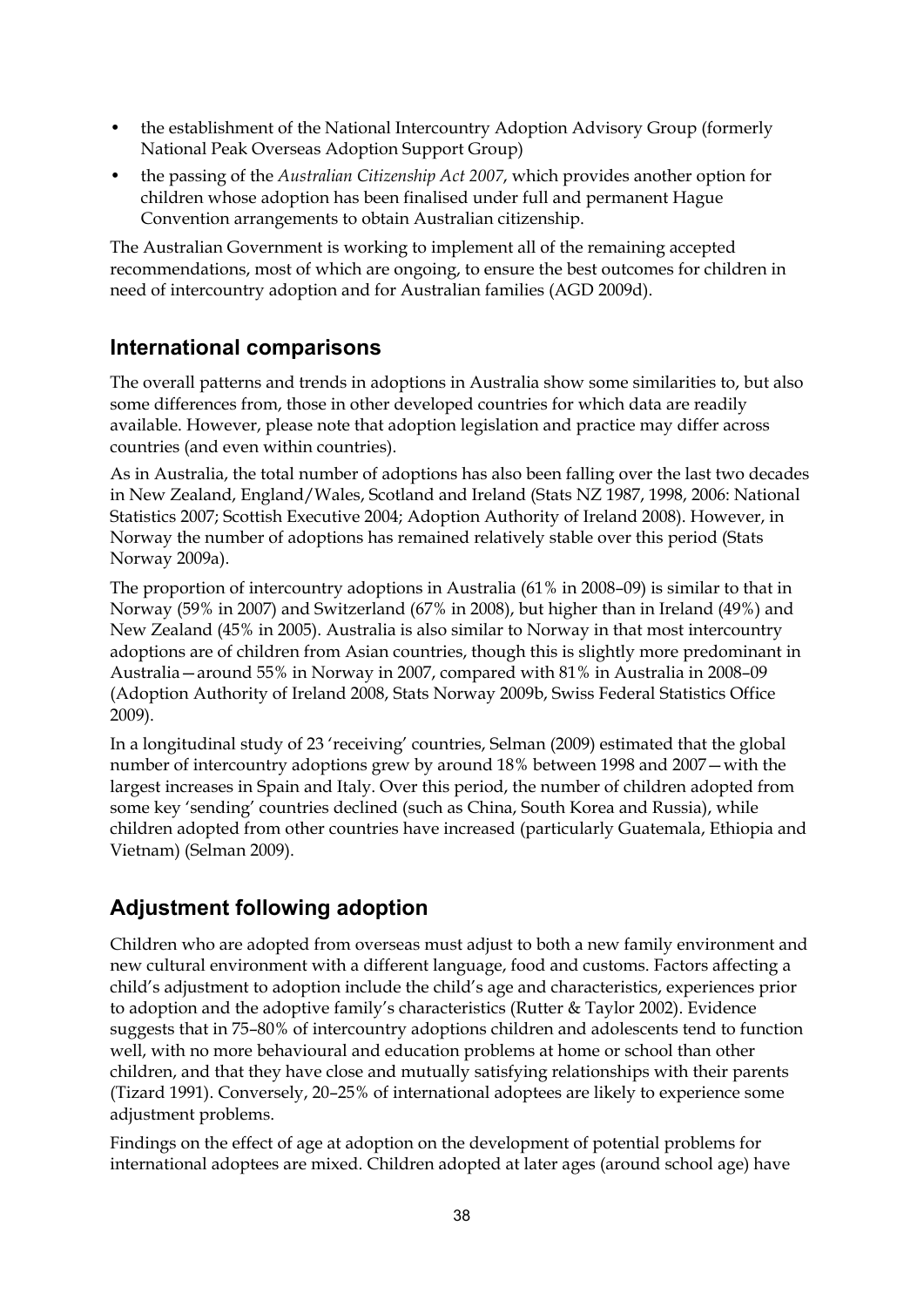- the establishment of the National Intercountry Adoption Advisory Group (formerly National Peak Overseas Adoption Support Group)
- the passing of the *Australian Citizenship Act 2007*, which provides another option for children whose adoption has been finalised under full and permanent Hague Convention arrangements to obtain Australian citizenship.

The Australian Government is working to implement all of the remaining accepted recommendations, most of which are ongoing, to ensure the best outcomes for children in need of intercountry adoption and for Australian families (AGD 2009d).

## International comparisons

The overall patterns and trends in adoptions in Australia show some similarities to, but also some differences from, those in other developed countries for which data are readily available. However, please note that adoption legislation and practice may differ across countries (and even within countries).

As in Australia, the total number of adoptions has also been falling over the last two decades in New Zealand, England/Wales, Scotland and Ireland (Stats NZ 1987, 1998, 2006: National Statistics 2007; Scottish Executive 2004; Adoption Authority of Ireland 2008). However, in Norway the number of adoptions has remained relatively stable over this period (Stats Norway 2009a).

The proportion of intercountry adoptions in Australia (61% in 2008–09) is similar to that in Norway (59% in 2007) and Switzerland (67% in 2008), but higher than in Ireland (49%) and New Zealand (45% in 2005). Australia is also similar to Norway in that most intercountry adoptions are of children from Asian countries, though this is slightly more predominant in Australia—around 55% in Norway in 2007, compared with 81% in Australia in 2008–09 (Adoption Authority of Ireland 2008, Stats Norway 2009b, Swiss Federal Statistics Office 2009).

In a longitudinal study of 23 'receiving' countries, Selman (2009) estimated that the global number of intercountry adoptions grew by around 18% between 1998 and 2007—with the largest increases in Spain and Italy. Over this period, the number of children adopted from some key 'sending' countries declined (such as China, South Korea and Russia), while children adopted from other countries have increased (particularly Guatemala, Ethiopia and Vietnam) (Selman 2009).

## Adjustment following adoption

Children who are adopted from overseas must adjust to both a new family environment and new cultural environment with a different language, food and customs. Factors affecting a child's adjustment to adoption include the child's age and characteristics, experiences prior to adoption and the adoptive family's characteristics (Rutter & Taylor 2002). Evidence suggests that in 75–80% of intercountry adoptions children and adolescents tend to function well, with no more behavioural and education problems at home or school than other children, and that they have close and mutually satisfying relationships with their parents (Tizard 1991). Conversely, 20–25% of international adoptees are likely to experience some adjustment problems.

Findings on the effect of age at adoption on the development of potential problems for international adoptees are mixed. Children adopted at later ages (around school age) have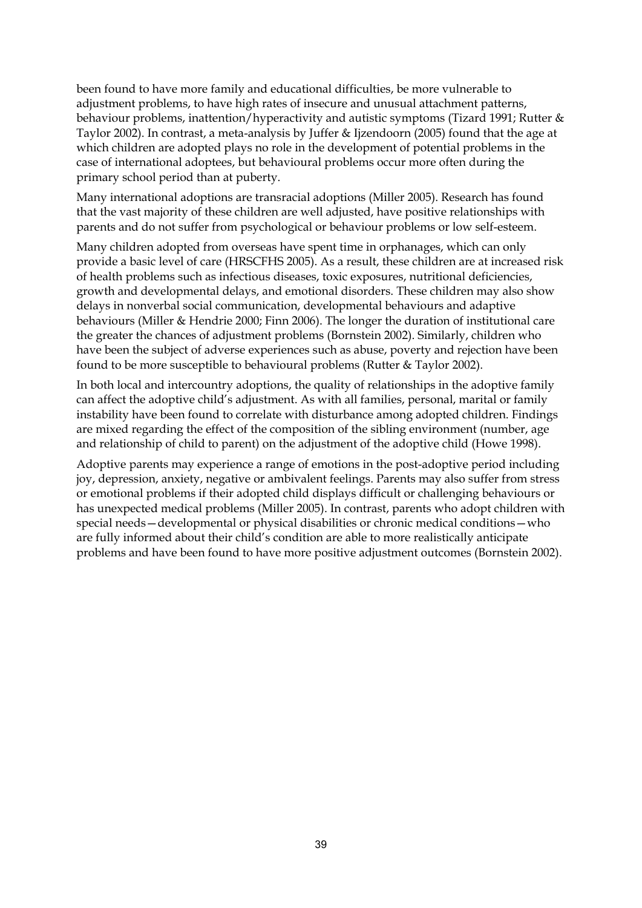been found to have more family and educational difficulties, be more vulnerable to adjustment problems, to have high rates of insecure and unusual attachment patterns, behaviour problems, inattention/hyperactivity and autistic symptoms (Tizard 1991; Rutter & Taylor 2002). In contrast, a meta-analysis by Juffer & Ijzendoorn (2005) found that the age at which children are adopted plays no role in the development of potential problems in the case of international adoptees, but behavioural problems occur more often during the primary school period than at puberty.

Many international adoptions are transracial adoptions (Miller 2005). Research has found that the vast majority of these children are well adjusted, have positive relationships with parents and do not suffer from psychological or behaviour problems or low self-esteem.

Many children adopted from overseas have spent time in orphanages, which can only provide a basic level of care (HRSCFHS 2005). As a result, these children are at increased risk of health problems such as infectious diseases, toxic exposures, nutritional deficiencies, growth and developmental delays, and emotional disorders. These children may also show delays in nonverbal social communication, developmental behaviours and adaptive behaviours (Miller & Hendrie 2000; Finn 2006). The longer the duration of institutional care the greater the chances of adjustment problems (Bornstein 2002). Similarly, children who have been the subject of adverse experiences such as abuse, poverty and rejection have been found to be more susceptible to behavioural problems (Rutter & Taylor 2002).

In both local and intercountry adoptions, the quality of relationships in the adoptive family can affect the adoptive child's adjustment. As with all families, personal, marital or family instability have been found to correlate with disturbance among adopted children. Findings are mixed regarding the effect of the composition of the sibling environment (number, age and relationship of child to parent) on the adjustment of the adoptive child (Howe 1998).

Adoptive parents may experience a range of emotions in the post-adoptive period including joy, depression, anxiety, negative or ambivalent feelings. Parents may also suffer from stress or emotional problems if their adopted child displays difficult or challenging behaviours or has unexpected medical problems (Miller 2005). In contrast, parents who adopt children with special needs—developmental or physical disabilities or chronic medical conditions—who are fully informed about their child's condition are able to more realistically anticipate problems and have been found to have more positive adjustment outcomes (Bornstein 2002).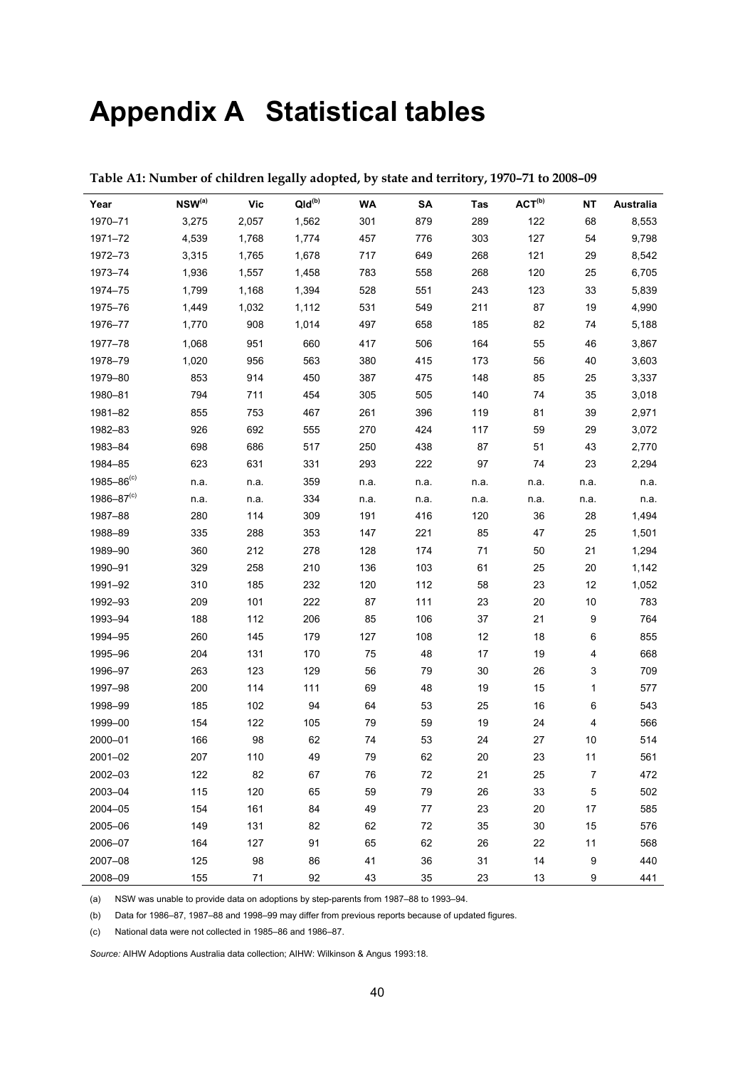# Appendix A Statistical tables

**Table A1: Number of children legally adopted, by state and territory, 1970–71 to 2008–09**

| Year | NSW[(a)] | Vic | Qld[(b)] | WA | SA | Tas | ACT[(b)] | NT | Australia |
|---|---|---|---|---|---|---|---|---|---|
| 1970–71 | 3,275 | 2,057 | 1,562 | 301 | 879 | 289 | 122 | 68 | 8,553 |
| 1971–72 | 4,539 | 1,768 | 1,774 | 457 | 776 | 303 | 127 | 54 | 9,798 |
| 1972–73 | 3,315 | 1,765 | 1,678 | 717 | 649 | 268 | 121 | 29 | 8,542 |
| 1973–74 | 1,936 | 1,557 | 1,458 | 783 | 558 | 268 | 120 | 25 | 6,705 |
| 1974–75 | 1,799 | 1,168 | 1,394 | 528 | 551 | 243 | 123 | 33 | 5,839 |
| 1975–76 | 1,449 | 1,032 | 1,112 | 531 | 549 | 211 | 87 | 19 | 4,990 |
| 1976–77 | 1,770 | 908 | 1,014 | 497 | 658 | 185 | 82 | 74 | 5,188 |
| 1977–78 | 1,068 | 951 | 660 | 417 | 506 | 164 | 55 | 46 | 3,867 |
| 1978–79 | 1,020 | 956 | 563 | 380 | 415 | 173 | 56 | 40 | 3,603 |
| 1979–80 | 853 | 914 | 450 | 387 | 475 | 148 | 85 | 25 | 3,337 |
| 1980–81 | 794 | 711 | 454 | 305 | 505 | 140 | 74 | 35 | 3,018 |
| 1981–82 | 855 | 753 | 467 | 261 | 396 | 119 | 81 | 39 | 2,971 |
| 1982–83 | 926 | 692 | 555 | 270 | 424 | 117 | 59 | 29 | 3,072 |
| 1983–84 | 698 | 686 | 517 | 250 | 438 | 87 | 51 | 43 | 2,770 |
| 1984–85 | 623 | 631 | 331 | 293 | 222 | 97 | 74 | 23 | 2,294 |
| 1985–86[(c)] | n.a. | n.a. | 359 | n.a. | n.a. | n.a. | n.a. | n.a. | n.a. |
| 1986–87[(c)] | n.a. | n.a. | 334 | n.a. | n.a. | n.a. | n.a. | n.a. | n.a. |
| 1987–88 | 280 | 114 | 309 | 191 | 416 | 120 | 36 | 28 | 1,494 |
| 1988–89 | 335 | 288 | 353 | 147 | 221 | 85 | 47 | 25 | 1,501 |
| 1989–90 | 360 | 212 | 278 | 128 | 174 | 71 | 50 | 21 | 1,294 |
| 1990–91 | 329 | 258 | 210 | 136 | 103 | 61 | 25 | 20 | 1,142 |
| 1991–92 | 310 | 185 | 232 | 120 | 112 | 58 | 23 | 12 | 1,052 |
| 1992–93 | 209 | 101 | 222 | 87 | 111 | 23 | 20 | 10 | 783 |
| 1993–94 | 188 | 112 | 206 | 85 | 106 | 37 | 21 | 9 | 764 |
| 1994–95 | 260 | 145 | 179 | 127 | 108 | 12 | 18 | 6 | 855 |
| 1995–96 | 204 | 131 | 170 | 75 | 48 | 17 | 19 | 4 | 668 |
| 1996–97 | 263 | 123 | 129 | 56 | 79 | 30 | 26 | 3 | 709 |
| 1997–98 | 200 | 114 | 111 | 69 | 48 | 19 | 15 | 1 | 577 |
| 1998–99 | 185 | 102 | 94 | 64 | 53 | 25 | 16 | 6 | 543 |
| 1999–00 | 154 | 122 | 105 | 79 | 59 | 19 | 24 | 4 | 566 |
| 2000–01 | 166 | 98 | 62 | 74 | 53 | 24 | 27 | 10 | 514 |
| 2001–02 | 207 | 110 | 49 | 79 | 62 | 20 | 23 | 11 | 561 |
| 2002–03 | 122 | 82 | 67 | 76 | 72 | 21 | 25 | 7 | 472 |
| 2003–04 | 115 | 120 | 65 | 59 | 79 | 26 | 33 | 5 | 502 |
| 2004–05 | 154 | 161 | 84 | 49 | 77 | 23 | 20 | 17 | 585 |
| 2005–06 | 149 | 131 | 82 | 62 | 72 | 35 | 30 | 15 | 576 |
| 2006–07 | 164 | 127 | 91 | 65 | 62 | 26 | 22 | 11 | 568 |
| 2007–08 | 125 | 98 | 86 | 41 | 36 | 31 | 14 | 9 | 440 |
| 2008–09 | 155 | 71 | 92 | 43 | 35 | 23 | 13 | 9 | 441 |

(a) NSW was unable to provide data on adoptions by step-parents from 1987–88 to 1993–94.

(b) Data for 1986–87, 1987–88 and 1998–99 may differ from previous reports because of updated figures.

(c) National data were not collected in 1985–86 and 1986–87.

*Source:* AIHW Adoptions Australia data collection; AIHW: Wilkinson & Angus 1993:18.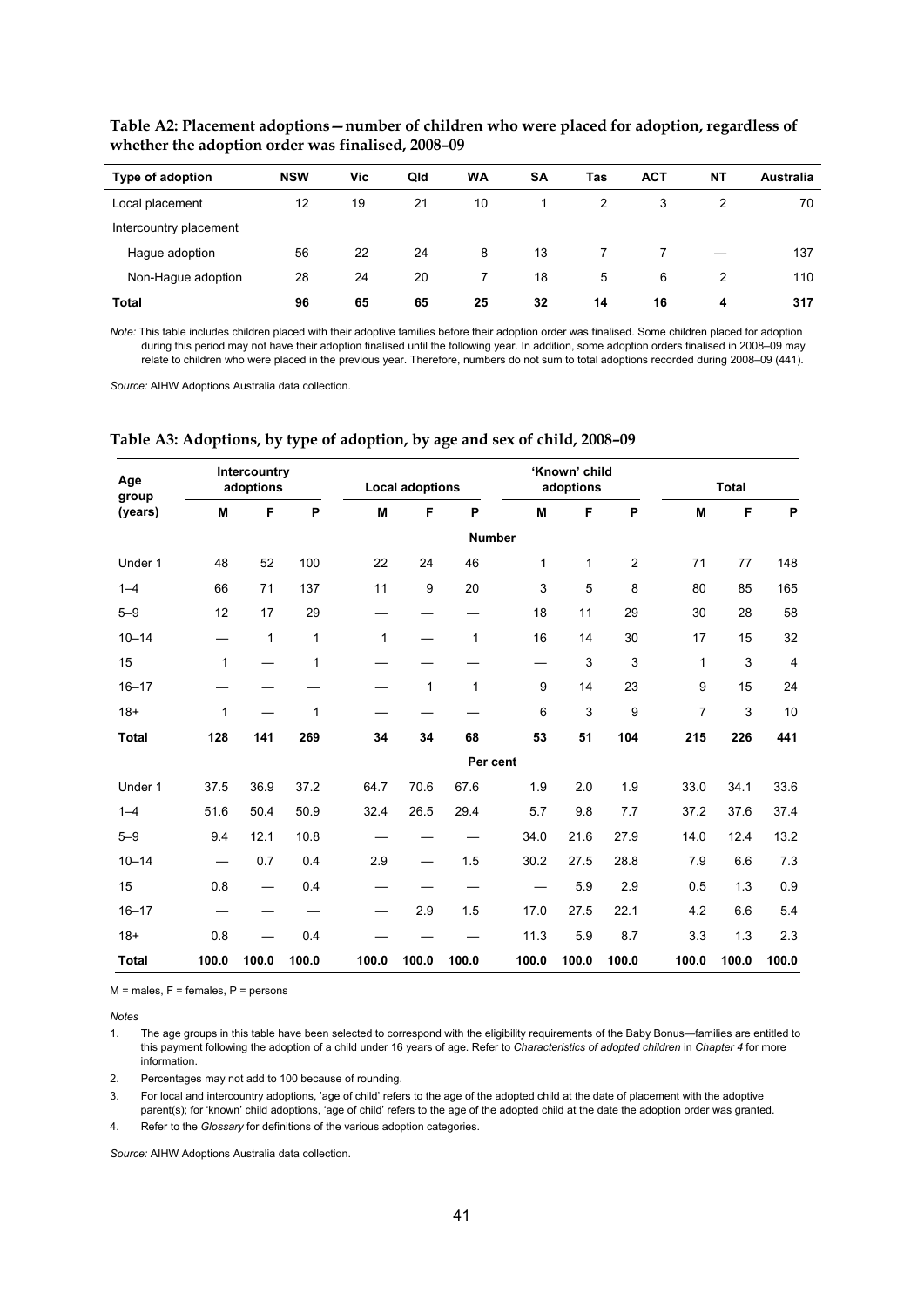**Table A2: Placement adoptions—number of children who were placed for adoption, regardless of whether the adoption order was finalised, 2008–09**

| Type of adoption | NSW | Vic | Qld | WA | SA | Tas | ACT | NT | Australia |
|---|---|---|---|---|---|---|---|---|---|
| Local placement | 12 | 19 | 21 | 10 | 1 | 2 | 3 | 2 | 70 |
| Intercountry placement | | | | | | | | | |
| Hague adoption | 56 | 22 | 24 | 8 | 13 | 7 | 7 | — | 137 |
| Non-Hague adoption | 28 | 24 | 20 | 7 | 18 | 5 | 6 | 2 | 110 |
| **Total** | **96** | **65** | **65** | **25** | **32** | **14** | **16** | **4** | **317** |

*Note:* This table includes children placed with their adoptive families before their adoption order was finalised. Some children placed for adoption during this period may not have their adoption finalised until the following year. In addition, some adoption orders finalised in 2008–09 may relate to children who were placed in the previous year. Therefore, numbers do not sum to total adoptions recorded during 2008–09 (441).

*Source:* AIHW Adoptions Australia data collection.

**Table A3: Adoptions, by type of adoption, by age and sex of child, 2008–09**

| Age group (years) | Intercountry adoptions | | | Local adoptions | | | 'Known' child adoptions | | | Total | | |
|---|---|---|---|---|---|---|---|---|---|---|---|---|
| | M | F | P | M | F | P | M | F | P | M | F | P |
| | | | | | | **Number** | | | | | | |
| Under 1 | 48 | 52 | 100 | 22 | 24 | 46 | 1 | 1 | 2 | 71 | 77 | 148 |
| 1–4 | 66 | 71 | 137 | 11 | 9 | 20 | 3 | 5 | 8 | 80 | 85 | 165 |
| 5–9 | 12 | 17 | 29 | — | — | — | 18 | 11 | 29 | 30 | 28 | 58 |
| 10–14 | — | 1 | 1 | 1 | — | 1 | 16 | 14 | 30 | 17 | 15 | 32 |
| 15 | 1 | — | 1 | — | — | — | — | 3 | 3 | 1 | 3 | 4 |
| 16–17 | — | — | — | — | 1 | 1 | 9 | 14 | 23 | 9 | 15 | 24 |
| 18+ | 1 | — | 1 | — | — | — | 6 | 3 | 9 | 7 | 3 | 10 |
| **Total** | **128** | **141** | **269** | **34** | **34** | **68** | **53** | **51** | **104** | **215** | **226** | **441** |
| | | | | | | **Per cent** | | | | | | |
| Under 1 | 37.5 | 36.9 | 37.2 | 64.7 | 70.6 | 67.6 | 1.9 | 2.0 | 1.9 | 33.0 | 34.1 | 33.6 |
| 1–4 | 51.6 | 50.4 | 50.9 | 32.4 | 26.5 | 29.4 | 5.7 | 9.8 | 7.7 | 37.2 | 37.6 | 37.4 |
| 5–9 | 9.4 | 12.1 | 10.8 | — | — | — | 34.0 | 21.6 | 27.9 | 14.0 | 12.4 | 13.2 |
| 10–14 | — | 0.7 | 0.4 | 2.9 | — | 1.5 | 30.2 | 27.5 | 28.8 | 7.9 | 6.6 | 7.3 |
| 15 | 0.8 | — | 0.4 | — | — | — | — | 5.9 | 2.9 | 0.5 | 1.3 | 0.9 |
| 16–17 | — | — | — | — | 2.9 | 1.5 | 17.0 | 27.5 | 22.1 | 4.2 | 6.6 | 5.4 |
| 18+ | 0.8 | — | 0.4 | — | — | — | 11.3 | 5.9 | 8.7 | 3.3 | 1.3 | 2.3 |
| **Total** | **100.0** | **100.0** | **100.0** | **100.0** | **100.0** | **100.0** | **100.0** | **100.0** | **100.0** | **100.0** | **100.0** | **100.0** |

M = males, F = females, P = persons

*Notes*

1. The age groups in this table have been selected to correspond with the eligibility requirements of the Baby Bonus—families are entitled to this payment following the adoption of a child under 16 years of age. Refer to *Characteristics of adopted children* in *Chapter 4* for more information.
2. Percentages may not add to 100 because of rounding.
3. For local and intercountry adoptions, 'age of child' refers to the age of the adopted child at the date of placement with the adoptive parent(s); for 'known' child adoptions, 'age of child' refers to the age of the adopted child at the date the adoption order was granted.
4. Refer to the *Glossary* for definitions of the various adoption categories.

*Source:* AIHW Adoptions Australia data collection.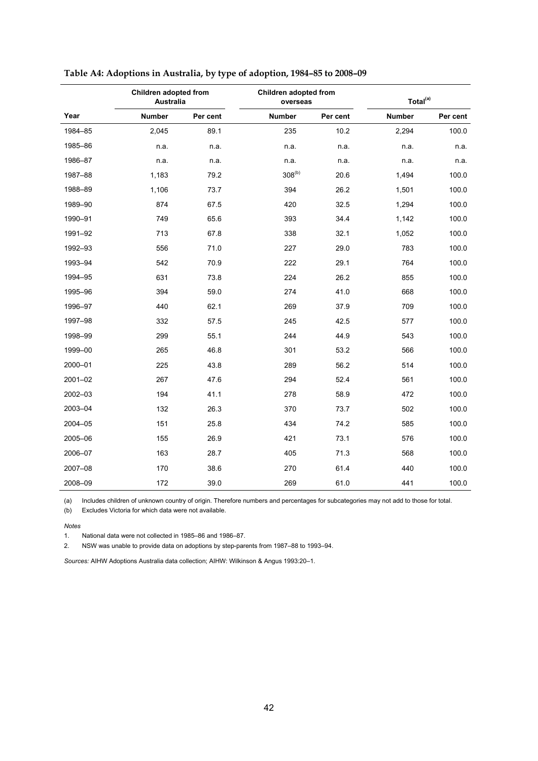**Table A4: Adoptions in Australia, by type of adoption, 1984–85 to 2008–09**

| | Children adopted from Australia | | Children adopted from overseas | | Total[(a)] | |
|---|---|---|---|---|---|---|
| Year | Number | Per cent | Number | Per cent | Number | Per cent |
| 1984–85 | 2,045 | 89.1 | 235 | 10.2 | 2,294 | 100.0 |
| 1985–86 | n.a. | n.a. | n.a. | n.a. | n.a. | n.a. |
| 1986–87 | n.a. | n.a. | n.a. | n.a. | n.a. | n.a. |
| 1987–88 | 1,183 | 79.2 | 308[(b)] | 20.6 | 1,494 | 100.0 |
| 1988–89 | 1,106 | 73.7 | 394 | 26.2 | 1,501 | 100.0 |
| 1989–90 | 874 | 67.5 | 420 | 32.5 | 1,294 | 100.0 |
| 1990–91 | 749 | 65.6 | 393 | 34.4 | 1,142 | 100.0 |
| 1991–92 | 713 | 67.8 | 338 | 32.1 | 1,052 | 100.0 |
| 1992–93 | 556 | 71.0 | 227 | 29.0 | 783 | 100.0 |
| 1993–94 | 542 | 70.9 | 222 | 29.1 | 764 | 100.0 |
| 1994–95 | 631 | 73.8 | 224 | 26.2 | 855 | 100.0 |
| 1995–96 | 394 | 59.0 | 274 | 41.0 | 668 | 100.0 |
| 1996–97 | 440 | 62.1 | 269 | 37.9 | 709 | 100.0 |
| 1997–98 | 332 | 57.5 | 245 | 42.5 | 577 | 100.0 |
| 1998–99 | 299 | 55.1 | 244 | 44.9 | 543 | 100.0 |
| 1999–00 | 265 | 46.8 | 301 | 53.2 | 566 | 100.0 |
| 2000–01 | 225 | 43.8 | 289 | 56.2 | 514 | 100.0 |
| 2001–02 | 267 | 47.6 | 294 | 52.4 | 561 | 100.0 |
| 2002–03 | 194 | 41.1 | 278 | 58.9 | 472 | 100.0 |
| 2003–04 | 132 | 26.3 | 370 | 73.7 | 502 | 100.0 |
| 2004–05 | 151 | 25.8 | 434 | 74.2 | 585 | 100.0 |
| 2005–06 | 155 | 26.9 | 421 | 73.1 | 576 | 100.0 |
| 2006–07 | 163 | 28.7 | 405 | 71.3 | 568 | 100.0 |
| 2007–08 | 170 | 38.6 | 270 | 61.4 | 440 | 100.0 |
| 2008–09 | 172 | 39.0 | 269 | 61.0 | 441 | 100.0 |

(a) Includes children of unknown country of origin. Therefore numbers and percentages for subcategories may not add to those for total.

(b) Excludes Victoria for which data were not available.

*Notes*

1. National data were not collected in 1985–86 and 1986–87.
2. NSW was unable to provide data on adoptions by step-parents from 1987–88 to 1993–94.

*Sources:* AIHW Adoptions Australia data collection; AIHW: Wilkinson & Angus 1993:20–1.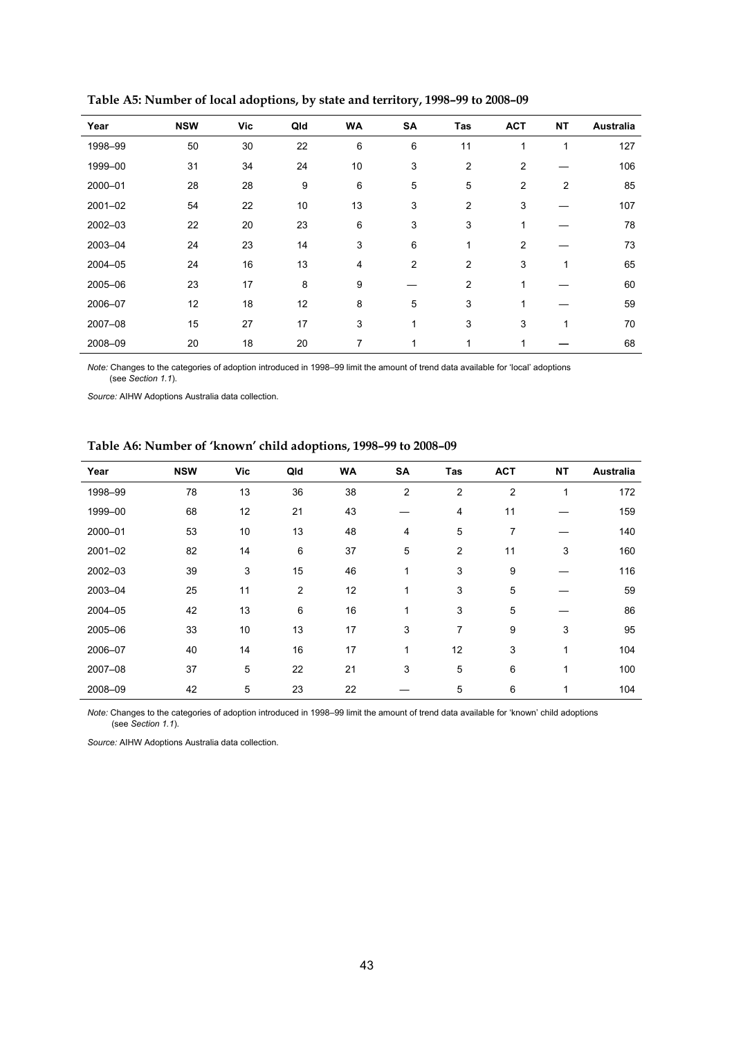**Table A5: Number of local adoptions, by state and territory, 1998–99 to 2008–09**

| Year | NSW | Vic | Qld | WA | SA | Tas | ACT | NT | Australia |
|---|---|---|---|---|---|---|---|---|---|
| 1998–99 | 50 | 30 | 22 | 6 | 6 | 11 | 1 | 1 | 127 |
| 1999–00 | 31 | 34 | 24 | 10 | 3 | 2 | 2 | — | 106 |
| 2000–01 | 28 | 28 | 9 | 6 | 5 | 5 | 2 | 2 | 85 |
| 2001–02 | 54 | 22 | 10 | 13 | 3 | 2 | 3 | — | 107 |
| 2002–03 | 22 | 20 | 23 | 6 | 3 | 3 | 1 | — | 78 |
| 2003–04 | 24 | 23 | 14 | 3 | 6 | 1 | 2 | — | 73 |
| 2004–05 | 24 | 16 | 13 | 4 | 2 | 2 | 3 | 1 | 65 |
| 2005–06 | 23 | 17 | 8 | 9 | — | 2 | 1 | — | 60 |
| 2006–07 | 12 | 18 | 12 | 8 | 5 | 3 | 1 | — | 59 |
| 2007–08 | 15 | 27 | 17 | 3 | 1 | 3 | 3 | 1 | 70 |
| 2008–09 | 20 | 18 | 20 | 7 | 1 | 1 | 1 | — | 68 |

*Note:* Changes to the categories of adoption introduced in 1998–99 limit the amount of trend data available for 'local' adoptions (see *Section 1.1*).

*Source:* AIHW Adoptions Australia data collection.

**Table A6: Number of 'known' child adoptions, 1998–99 to 2008–09**

| Year | NSW | Vic | Qld | WA | SA | Tas | ACT | NT | Australia |
|---|---|---|---|---|---|---|---|---|---|
| 1998–99 | 78 | 13 | 36 | 38 | 2 | 2 | 2 | 1 | 172 |
| 1999–00 | 68 | 12 | 21 | 43 | — | 4 | 11 | — | 159 |
| 2000–01 | 53 | 10 | 13 | 48 | 4 | 5 | 7 | — | 140 |
| 2001–02 | 82 | 14 | 6 | 37 | 5 | 2 | 11 | 3 | 160 |
| 2002–03 | 39 | 3 | 15 | 46 | 1 | 3 | 9 | — | 116 |
| 2003–04 | 25 | 11 | 2 | 12 | 1 | 3 | 5 | — | 59 |
| 2004–05 | 42 | 13 | 6 | 16 | 1 | 3 | 5 | — | 86 |
| 2005–06 | 33 | 10 | 13 | 17 | 3 | 7 | 9 | 3 | 95 |
| 2006–07 | 40 | 14 | 16 | 17 | 1 | 12 | 3 | 1 | 104 |
| 2007–08 | 37 | 5 | 22 | 21 | 3 | 5 | 6 | 1 | 100 |
| 2008–09 | 42 | 5 | 23 | 22 | — | 5 | 6 | 1 | 104 |

*Note:* Changes to the categories of adoption introduced in 1998–99 limit the amount of trend data available for 'known' child adoptions (see *Section 1.1*).

*Source:* AIHW Adoptions Australia data collection.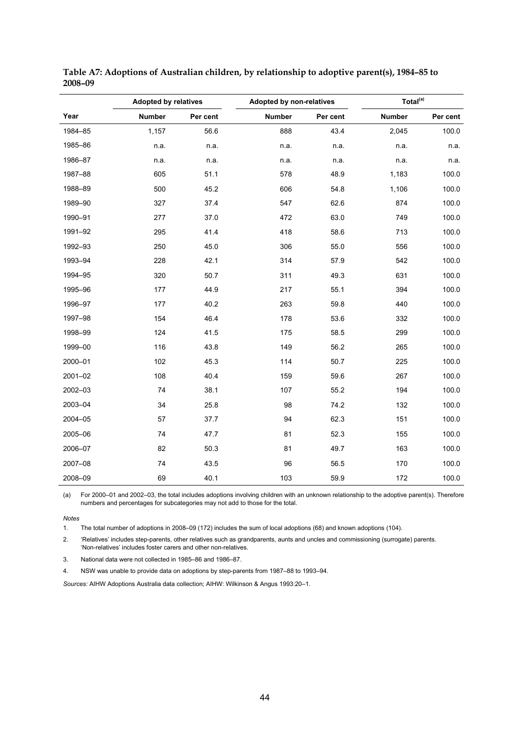**Table A7: Adoptions of Australian children, by relationship to adoptive parent(s), 1984–85 to 2008–09**

| | Adopted by relatives | | Adopted by non-relatives | | Total[(a)] | |
|---|---|---|---|---|---|---|
| Year | Number | Per cent | Number | Per cent | Number | Per cent |
| 1984–85 | 1,157 | 56.6 | 888 | 43.4 | 2,045 | 100.0 |
| 1985–86 | n.a. | n.a. | n.a. | n.a. | n.a. | n.a. |
| 1986–87 | n.a. | n.a. | n.a. | n.a. | n.a. | n.a. |
| 1987–88 | 605 | 51.1 | 578 | 48.9 | 1,183 | 100.0 |
| 1988–89 | 500 | 45.2 | 606 | 54.8 | 1,106 | 100.0 |
| 1989–90 | 327 | 37.4 | 547 | 62.6 | 874 | 100.0 |
| 1990–91 | 277 | 37.0 | 472 | 63.0 | 749 | 100.0 |
| 1991–92 | 295 | 41.4 | 418 | 58.6 | 713 | 100.0 |
| 1992–93 | 250 | 45.0 | 306 | 55.0 | 556 | 100.0 |
| 1993–94 | 228 | 42.1 | 314 | 57.9 | 542 | 100.0 |
| 1994–95 | 320 | 50.7 | 311 | 49.3 | 631 | 100.0 |
| 1995–96 | 177 | 44.9 | 217 | 55.1 | 394 | 100.0 |
| 1996–97 | 177 | 40.2 | 263 | 59.8 | 440 | 100.0 |
| 1997–98 | 154 | 46.4 | 178 | 53.6 | 332 | 100.0 |
| 1998–99 | 124 | 41.5 | 175 | 58.5 | 299 | 100.0 |
| 1999–00 | 116 | 43.8 | 149 | 56.2 | 265 | 100.0 |
| 2000–01 | 102 | 45.3 | 114 | 50.7 | 225 | 100.0 |
| 2001–02 | 108 | 40.4 | 159 | 59.6 | 267 | 100.0 |
| 2002–03 | 74 | 38.1 | 107 | 55.2 | 194 | 100.0 |
| 2003–04 | 34 | 25.8 | 98 | 74.2 | 132 | 100.0 |
| 2004–05 | 57 | 37.7 | 94 | 62.3 | 151 | 100.0 |
| 2005–06 | 74 | 47.7 | 81 | 52.3 | 155 | 100.0 |
| 2006–07 | 82 | 50.3 | 81 | 49.7 | 163 | 100.0 |
| 2007–08 | 74 | 43.5 | 96 | 56.5 | 170 | 100.0 |
| 2008–09 | 69 | 40.1 | 103 | 59.9 | 172 | 100.0 |

(a) For 2000–01 and 2002–03, the total includes adoptions involving children with an unknown relationship to the adoptive parent(s). Therefore numbers and percentages for subcategories may not add to those for the total.

*Notes*

1. The total number of adoptions in 2008–09 (172) includes the sum of local adoptions (68) and known adoptions (104).
2. 'Relatives' includes step-parents, other relatives such as grandparents, aunts and uncles and commissioning (surrogate) parents. 'Non-relatives' includes foster carers and other non-relatives.
3. National data were not collected in 1985–86 and 1986–87.
4. NSW was unable to provide data on adoptions by step-parents from 1987–88 to 1993–94.

*Sources:* AIHW Adoptions Australia data collection; AIHW: Wilkinson & Angus 1993:20–1.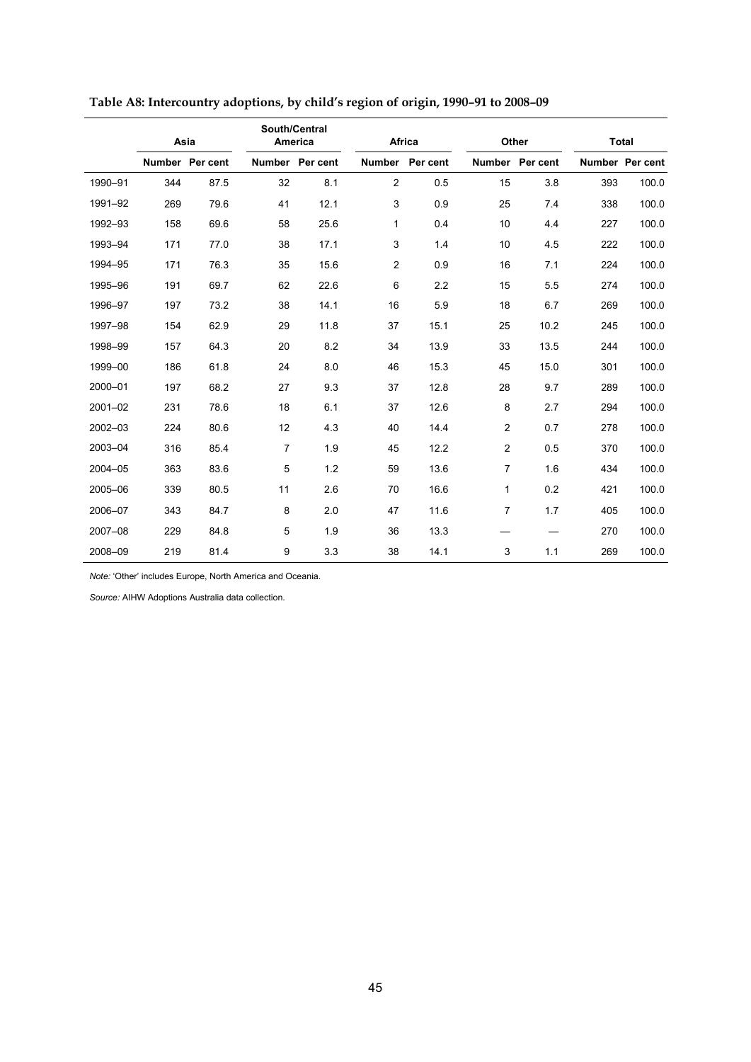**Table A8: Intercountry adoptions, by child's region of origin, 1990–91 to 2008–09**

| | Asia | | South/Central America | | Africa | | Other | | Total | |
|---|---|---|---|---|---|---|---|---|---|---|
| | Number | Per cent | Number | Per cent | Number | Per cent | Number | Per cent | Number | Per cent |
| 1990–91 | 344 | 87.5 | 32 | 8.1 | 2 | 0.5 | 15 | 3.8 | 393 | 100.0 |
| 1991–92 | 269 | 79.6 | 41 | 12.1 | 3 | 0.9 | 25 | 7.4 | 338 | 100.0 |
| 1992–93 | 158 | 69.6 | 58 | 25.6 | 1 | 0.4 | 10 | 4.4 | 227 | 100.0 |
| 1993–94 | 171 | 77.0 | 38 | 17.1 | 3 | 1.4 | 10 | 4.5 | 222 | 100.0 |
| 1994–95 | 171 | 76.3 | 35 | 15.6 | 2 | 0.9 | 16 | 7.1 | 224 | 100.0 |
| 1995–96 | 191 | 69.7 | 62 | 22.6 | 6 | 2.2 | 15 | 5.5 | 274 | 100.0 |
| 1996–97 | 197 | 73.2 | 38 | 14.1 | 16 | 5.9 | 18 | 6.7 | 269 | 100.0 |
| 1997–98 | 154 | 62.9 | 29 | 11.8 | 37 | 15.1 | 25 | 10.2 | 245 | 100.0 |
| 1998–99 | 157 | 64.3 | 20 | 8.2 | 34 | 13.9 | 33 | 13.5 | 244 | 100.0 |
| 1999–00 | 186 | 61.8 | 24 | 8.0 | 46 | 15.3 | 45 | 15.0 | 301 | 100.0 |
| 2000–01 | 197 | 68.2 | 27 | 9.3 | 37 | 12.8 | 28 | 9.7 | 289 | 100.0 |
| 2001–02 | 231 | 78.6 | 18 | 6.1 | 37 | 12.6 | 8 | 2.7 | 294 | 100.0 |
| 2002–03 | 224 | 80.6 | 12 | 4.3 | 40 | 14.4 | 2 | 0.7 | 278 | 100.0 |
| 2003–04 | 316 | 85.4 | 7 | 1.9 | 45 | 12.2 | 2 | 0.5 | 370 | 100.0 |
| 2004–05 | 363 | 83.6 | 5 | 1.2 | 59 | 13.6 | 7 | 1.6 | 434 | 100.0 |
| 2005–06 | 339 | 80.5 | 11 | 2.6 | 70 | 16.6 | 1 | 0.2 | 421 | 100.0 |
| 2006–07 | 343 | 84.7 | 8 | 2.0 | 47 | 11.6 | 7 | 1.7 | 405 | 100.0 |
| 2007–08 | 229 | 84.8 | 5 | 1.9 | 36 | 13.3 | — | — | 270 | 100.0 |
| 2008–09 | 219 | 81.4 | 9 | 3.3 | 38 | 14.1 | 3 | 1.1 | 269 | 100.0 |

*Note:* 'Other' includes Europe, North America and Oceania.

*Source:* AIHW Adoptions Australia data collection.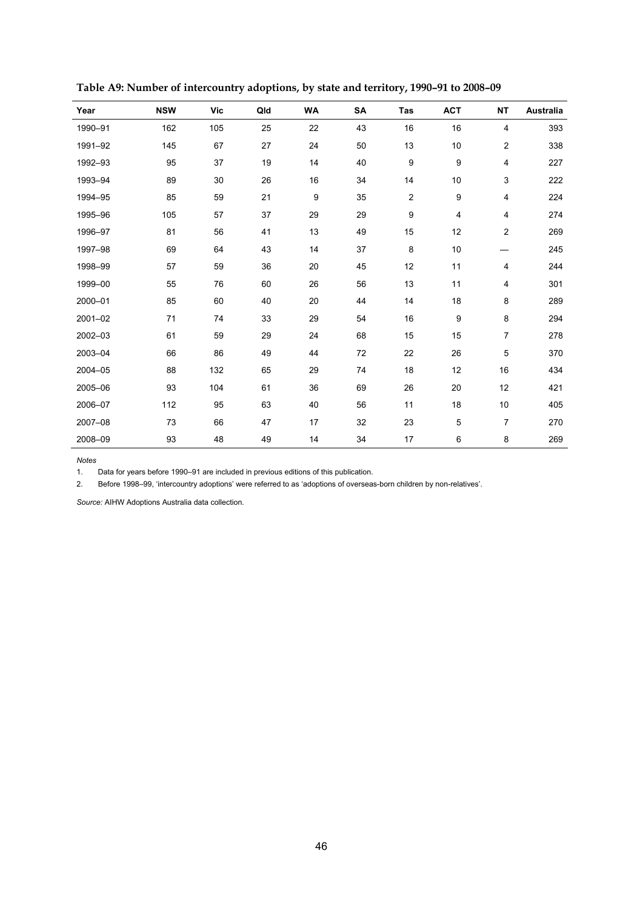**Table A9: Number of intercountry adoptions, by state and territory, 1990–91 to 2008–09**

| Year | NSW | Vic | Qld | WA | SA | Tas | ACT | NT | Australia |
|---|---|---|---|---|---|---|---|---|---|
| 1990–91 | 162 | 105 | 25 | 22 | 43 | 16 | 16 | 4 | 393 |
| 1991–92 | 145 | 67 | 27 | 24 | 50 | 13 | 10 | 2 | 338 |
| 1992–93 | 95 | 37 | 19 | 14 | 40 | 9 | 9 | 4 | 227 |
| 1993–94 | 89 | 30 | 26 | 16 | 34 | 14 | 10 | 3 | 222 |
| 1994–95 | 85 | 59 | 21 | 9 | 35 | 2 | 9 | 4 | 224 |
| 1995–96 | 105 | 57 | 37 | 29 | 29 | 9 | 4 | 4 | 274 |
| 1996–97 | 81 | 56 | 41 | 13 | 49 | 15 | 12 | 2 | 269 |
| 1997–98 | 69 | 64 | 43 | 14 | 37 | 8 | 10 | — | 245 |
| 1998–99 | 57 | 59 | 36 | 20 | 45 | 12 | 11 | 4 | 244 |
| 1999–00 | 55 | 76 | 60 | 26 | 56 | 13 | 11 | 4 | 301 |
| 2000–01 | 85 | 60 | 40 | 20 | 44 | 14 | 18 | 8 | 289 |
| 2001–02 | 71 | 74 | 33 | 29 | 54 | 16 | 9 | 8 | 294 |
| 2002–03 | 61 | 59 | 29 | 24 | 68 | 15 | 15 | 7 | 278 |
| 2003–04 | 66 | 86 | 49 | 44 | 72 | 22 | 26 | 5 | 370 |
| 2004–05 | 88 | 132 | 65 | 29 | 74 | 18 | 12 | 16 | 434 |
| 2005–06 | 93 | 104 | 61 | 36 | 69 | 26 | 20 | 12 | 421 |
| 2006–07 | 112 | 95 | 63 | 40 | 56 | 11 | 18 | 10 | 405 |
| 2007–08 | 73 | 66 | 47 | 17 | 32 | 23 | 5 | 7 | 270 |
| 2008–09 | 93 | 48 | 49 | 14 | 34 | 17 | 6 | 8 | 269 |

*Notes*

1. Data for years before 1990–91 are included in previous editions of this publication.
2. Before 1998–99, 'intercountry adoptions' were referred to as 'adoptions of overseas-born children by non-relatives'.

*Source:* AIHW Adoptions Australia data collection.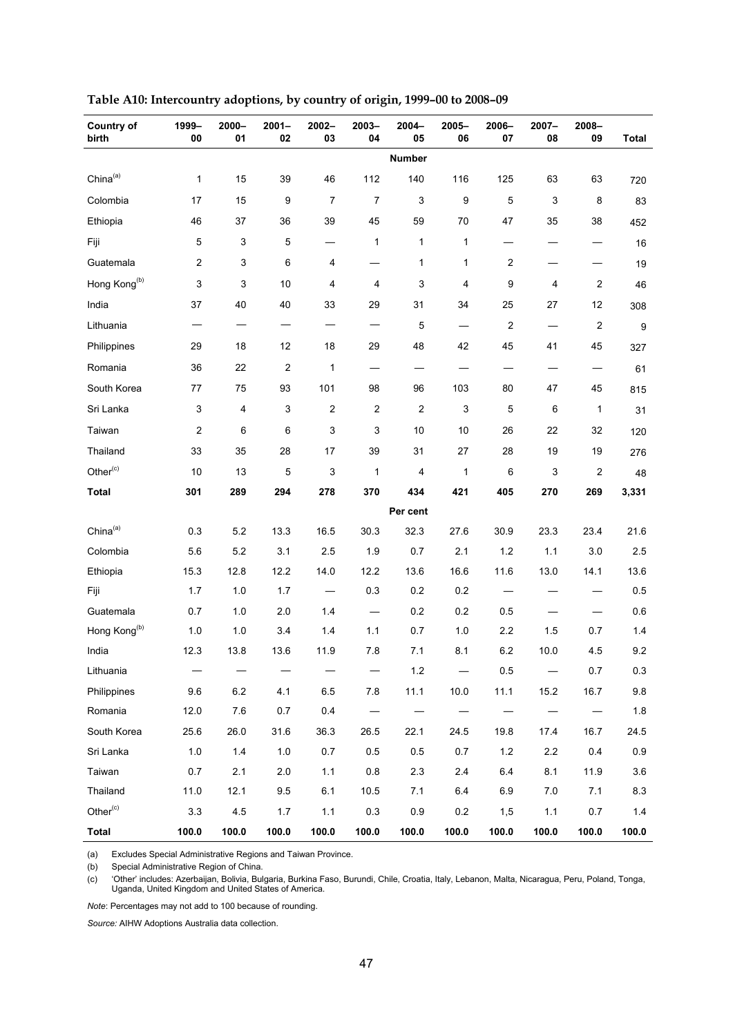**Table A10: Intercountry adoptions, by country of origin, 1999–00 to 2008–09**

| Country of birth | 1999–00 | 2000–01 | 2001–02 | 2002–03 | 2003–04 | 2004–05 | 2005–06 | 2006–07 | 2007–08 | 2008–09 | Total |
|---|---|---|---|---|---|---|---|---|---|---|---|
| | | | | | | **Number** | | | | | |
| China[(a)] | 1 | 15 | 39 | 46 | 112 | 140 | 116 | 125 | 63 | 63 | 720 |
| Colombia | 17 | 15 | 9 | 7 | 7 | 3 | 9 | 5 | 3 | 8 | 83 |
| Ethiopia | 46 | 37 | 36 | 39 | 45 | 59 | 70 | 47 | 35 | 38 | 452 |
| Fiji | 5 | 3 | 5 | — | 1 | 1 | 1 | — | — | — | 16 |
| Guatemala | 2 | 3 | 6 | 4 | — | 1 | 1 | 2 | — | — | 19 |
| Hong Kong[(b)] | 3 | 3 | 10 | 4 | 4 | 3 | 4 | 9 | 4 | 2 | 46 |
| India | 37 | 40 | 40 | 33 | 29 | 31 | 34 | 25 | 27 | 12 | 308 |
| Lithuania | — | — | — | — | — | 5 | — | 2 | — | 2 | 9 |
| Philippines | 29 | 18 | 12 | 18 | 29 | 48 | 42 | 45 | 41 | 45 | 327 |
| Romania | 36 | 22 | 2 | 1 | — | — | — | — | — | — | 61 |
| South Korea | 77 | 75 | 93 | 101 | 98 | 96 | 103 | 80 | 47 | 45 | 815 |
| Sri Lanka | 3 | 4 | 3 | 2 | 2 | 2 | 3 | 5 | 6 | 1 | 31 |
| Taiwan | 2 | 6 | 6 | 3 | 3 | 10 | 10 | 26 | 22 | 32 | 120 |
| Thailand | 33 | 35 | 28 | 17 | 39 | 31 | 27 | 28 | 19 | 19 | 276 |
| Other[(c)] | 10 | 13 | 5 | 3 | 1 | 4 | 1 | 6 | 3 | 2 | 48 |
| **Total** | **301** | **289** | **294** | **278** | **370** | **434** | **421** | **405** | **270** | **269** | **3,331** |
| | | | | | | **Per cent** | | | | | |
| China[(a)] | 0.3 | 5.2 | 13.3 | 16.5 | 30.3 | 32.3 | 27.6 | 30.9 | 23.3 | 23.4 | 21.6 |
| Colombia | 5.6 | 5.2 | 3.1 | 2.5 | 1.9 | 0.7 | 2.1 | 1.2 | 1.1 | 3.0 | 2.5 |
| Ethiopia | 15.3 | 12.8 | 12.2 | 14.0 | 12.2 | 13.6 | 16.6 | 11.6 | 13.0 | 14.1 | 13.6 |
| Fiji | 1.7 | 1.0 | 1.7 | — | 0.3 | 0.2 | 0.2 | — | — | — | 0.5 |
| Guatemala | 0.7 | 1.0 | 2.0 | 1.4 | — | 0.2 | 0.2 | 0.5 | — | — | 0.6 |
| Hong Kong[(b)] | 1.0 | 1.0 | 3.4 | 1.4 | 1.1 | 0.7 | 1.0 | 2.2 | 1.5 | 0.7 | 1.4 |
| India | 12.3 | 13.8 | 13.6 | 11.9 | 7.8 | 7.1 | 8.1 | 6.2 | 10.0 | 4.5 | 9.2 |
| Lithuania | — | — | — | — | — | 1.2 | — | 0.5 | — | 0.7 | 0.3 |
| Philippines | 9.6 | 6.2 | 4.1 | 6.5 | 7.8 | 11.1 | 10.0 | 11.1 | 15.2 | 16.7 | 9.8 |
| Romania | 12.0 | 7.6 | 0.7 | 0.4 | — | — | — | — | — | — | 1.8 |
| South Korea | 25.6 | 26.0 | 31.6 | 36.3 | 26.5 | 22.1 | 24.5 | 19.8 | 17.4 | 16.7 | 24.5 |
| Sri Lanka | 1.0 | 1.4 | 1.0 | 0.7 | 0.5 | 0.5 | 0.7 | 1.2 | 2.2 | 0.4 | 0.9 |
| Taiwan | 0.7 | 2.1 | 2.0 | 1.1 | 0.8 | 2.3 | 2.4 | 6.4 | 8.1 | 11.9 | 3.6 |
| Thailand | 11.0 | 12.1 | 9.5 | 6.1 | 10.5 | 7.1 | 6.4 | 6.9 | 7.0 | 7.1 | 8.3 |
| Other[(c)] | 3.3 | 4.5 | 1.7 | 1.1 | 0.3 | 0.9 | 0.2 | 1,5 | 1.1 | 0.7 | 1.4 |
| **Total** | **100.0** | **100.0** | **100.0** | **100.0** | **100.0** | **100.0** | **100.0** | **100.0** | **100.0** | **100.0** | **100.0** |

(a) Excludes Special Administrative Regions and Taiwan Province.

(b) Special Administrative Region of China.

(c) 'Other' includes: Azerbaijan, Bolivia, Bulgaria, Burkina Faso, Burundi, Chile, Croatia, Italy, Lebanon, Malta, Nicaragua, Peru, Poland, Tonga, Uganda, United Kingdom and United States of America.

*Note*: Percentages may not add to 100 because of rounding.

*Source:* AIHW Adoptions Australia data collection.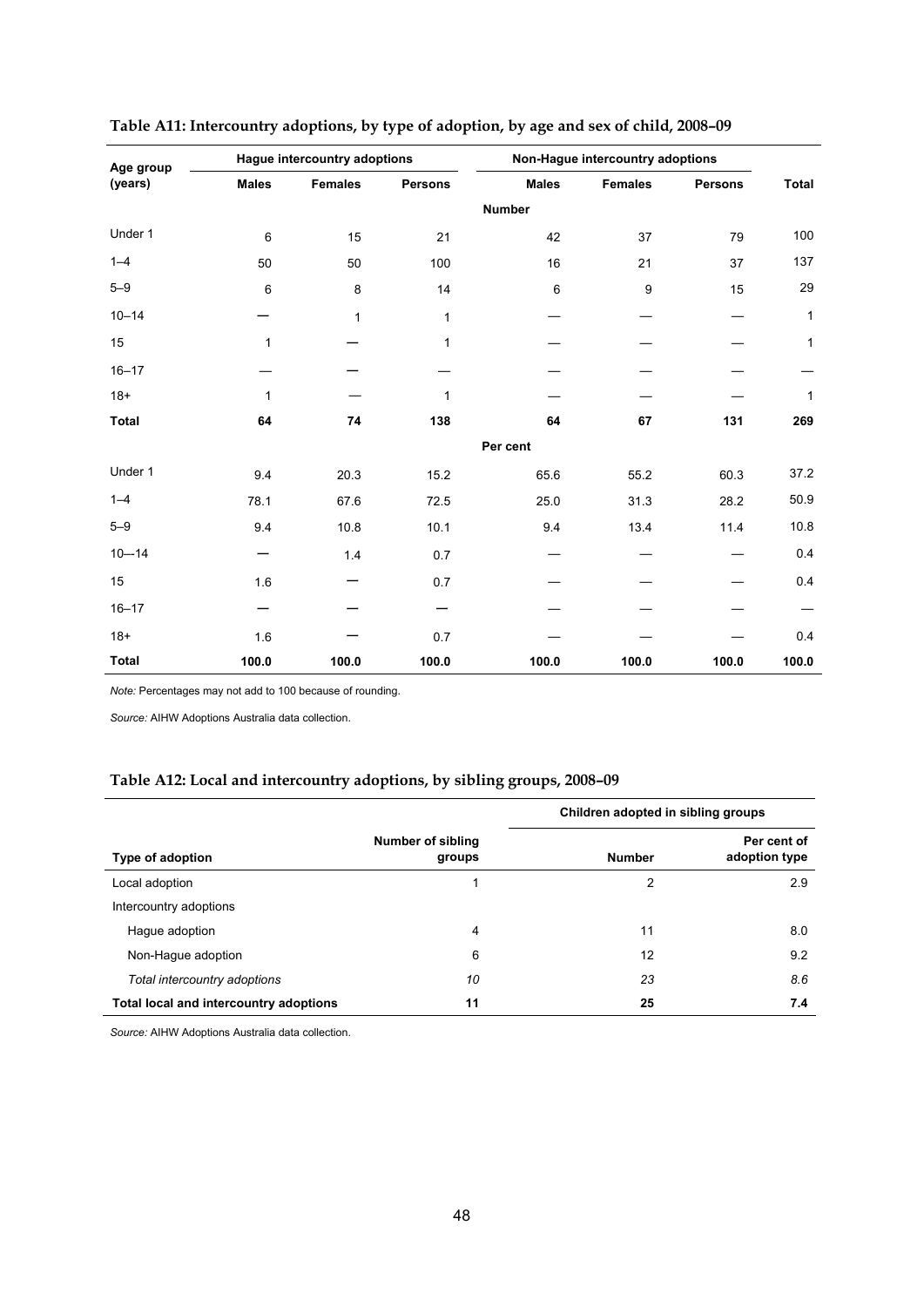**Table A11: Intercountry adoptions, by type of adoption, by age and sex of child, 2008–09**

| Age group (years) | Hague intercountry adoptions | | | Non-Hague intercountry adoptions | | | |
|---|---|---|---|---|---|---|---|
| | Males | Females | Persons | Males | Females | Persons | Total |
| | | | | **Number** | | | |
| Under 1 | 6 | 15 | 21 | 42 | 37 | 79 | 100 |
| 1–4 | 50 | 50 | 100 | 16 | 21 | 37 | 137 |
| 5–9 | 6 | 8 | 14 | 6 | 9 | 15 | 29 |
| 10–14 | — | 1 | 1 | — | — | — | 1 |
| 15 | 1 | — | 1 | — | — | — | 1 |
| 16–17 | — | — | — | — | — | — | — |
| 18+ | 1 | — | 1 | — | — | — | 1 |
| **Total** | **64** | **74** | **138** | **64** | **67** | **131** | **269** |
| | | | | **Per cent** | | | |
| Under 1 | 9.4 | 20.3 | 15.2 | 65.6 | 55.2 | 60.3 | 37.2 |
| 1–4 | 78.1 | 67.6 | 72.5 | 25.0 | 31.3 | 28.2 | 50.9 |
| 5–9 | 9.4 | 10.8 | 10.1 | 9.4 | 13.4 | 11.4 | 10.8 |
| 10—14 | — | 1.4 | 0.7 | — | — | — | 0.4 |
| 15 | 1.6 | — | 0.7 | — | — | — | 0.4 |
| 16–17 | — | — | — | — | — | — | — |
| 18+ | 1.6 | — | 0.7 | — | — | — | 0.4 |
| **Total** | **100.0** | **100.0** | **100.0** | **100.0** | **100.0** | **100.0** | **100.0** |

*Note:* Percentages may not add to 100 because of rounding.

*Source:* AIHW Adoptions Australia data collection.

**Table A12: Local and intercountry adoptions, by sibling groups, 2008–09**

| Type of adoption | Number of sibling groups | Children adopted in sibling groups | |
|---|---|---|---|
| | | Number | Per cent of adoption type |
| Local adoption | 1 | 2 | 2.9 |
| Intercountry adoptions | | | |
| Hague adoption | 4 | 11 | 8.0 |
| Non-Hague adoption | 6 | 12 | 9.2 |
| *Total intercountry adoptions* | *10* | *23* | *8.6* |
| **Total local and intercountry adoptions** | **11** | **25** | **7.4** |

*Source:* AIHW Adoptions Australia data collection.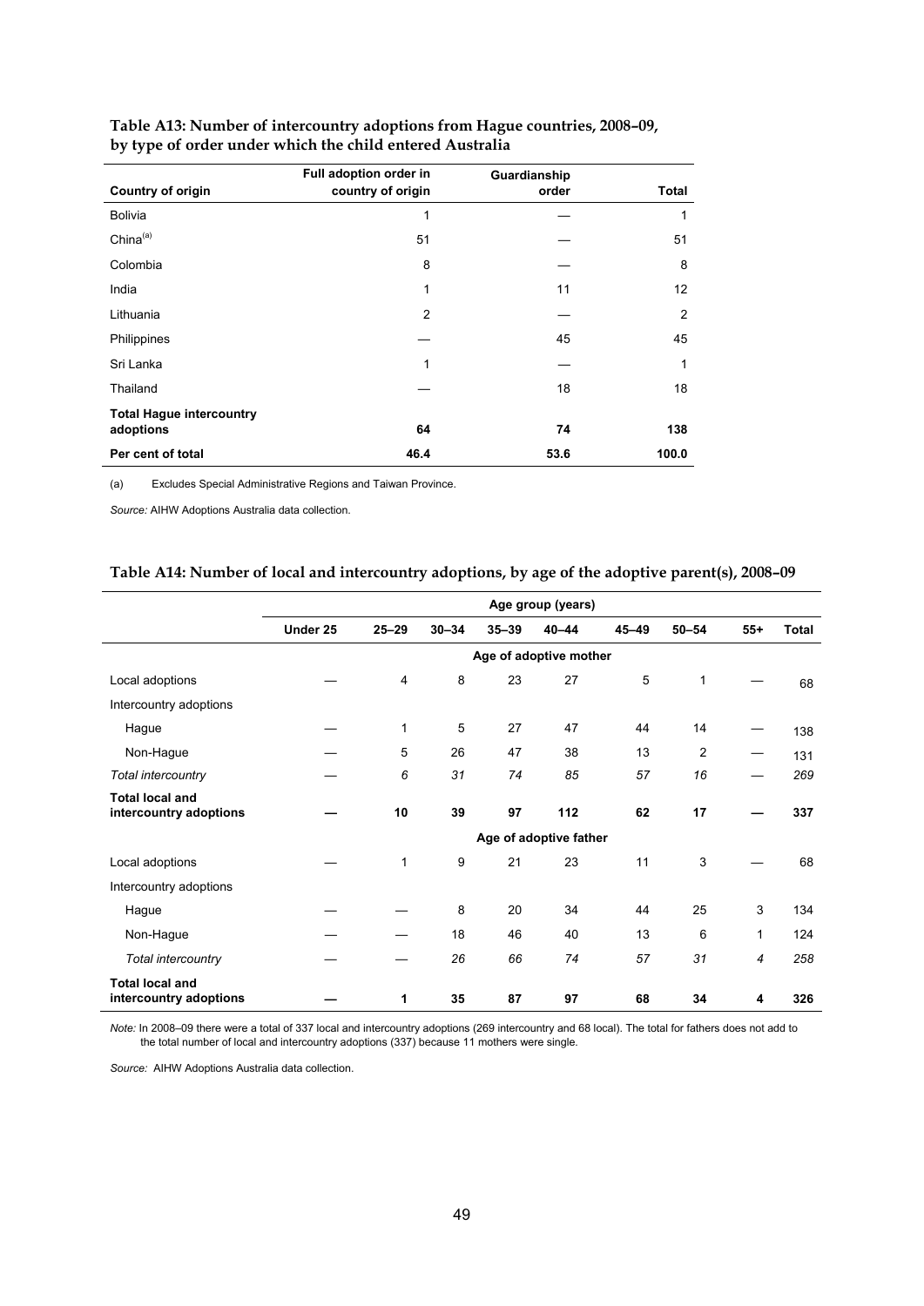**Table A13: Number of intercountry adoptions from Hague countries, 2008–09, by type of order under which the child entered Australia**

| Country of origin | Full adoption order in country of origin | Guardianship order | Total |
|---|---|---|---|
| Bolivia | 1 | — | 1 |
| China[(a)] | 51 | — | 51 |
| Colombia | 8 | — | 8 |
| India | 1 | 11 | 12 |
| Lithuania | 2 | — | 2 |
| Philippines | — | 45 | 45 |
| Sri Lanka | 1 | — | 1 |
| Thailand | — | 18 | 18 |
| **Total Hague intercountry adoptions** | **64** | **74** | **138** |
| **Per cent of total** | **46.4** | **53.6** | **100.0** |

(a) Excludes Special Administrative Regions and Taiwan Province.

*Source:* AIHW Adoptions Australia data collection.

**Table A14: Number of local and intercountry adoptions, by age of the adoptive parent(s), 2008–09**

| | Age group (years) | | | | | | | | |
|---|---|---|---|---|---|---|---|---|---|
| | Under 25 | 25–29 | 30–34 | 35–39 | 40–44 | 45–49 | 50–54 | 55+ | Total |
| | | | | Age of adoptive mother | | | | | |
| Local adoptions | — | 4 | 8 | 23 | 27 | 5 | 1 | — | 68 |
| Intercountry adoptions | | | | | | | | | |
| Hague | — | 1 | 5 | 27 | 47 | 44 | 14 | — | 138 |
| Non-Hague | — | 5 | 26 | 47 | 38 | 13 | 2 | — | 131 |
| *Total intercountry* | — | *6* | *31* | *74* | *85* | *57* | *16* | — | *269* |
| **Total local and intercountry adoptions** | **—** | **10** | **39** | **97** | **112** | **62** | **17** | **—** | **337** |
| | | | | Age of adoptive father | | | | | |
| Local adoptions | — | 1 | 9 | 21 | 23 | 11 | 3 | — | 68 |
| Intercountry adoptions | | | | | | | | | |
| Hague | — | — | 8 | 20 | 34 | 44 | 25 | 3 | 134 |
| Non-Hague | — | — | 18 | 46 | 40 | 13 | 6 | 1 | 124 |
| *Total intercountry* | — | — | *26* | *66* | *74* | *57* | *31* | *4* | *258* |
| **Total local and intercountry adoptions** | **—** | **1** | **35** | **87** | **97** | **68** | **34** | **4** | **326** |

*Note:* In 2008–09 there were a total of 337 local and intercountry adoptions (269 intercountry and 68 local). The total for fathers does not add to the total number of local and intercountry adoptions (337) because 11 mothers were single.

*Source:* AIHW Adoptions Australia data collection.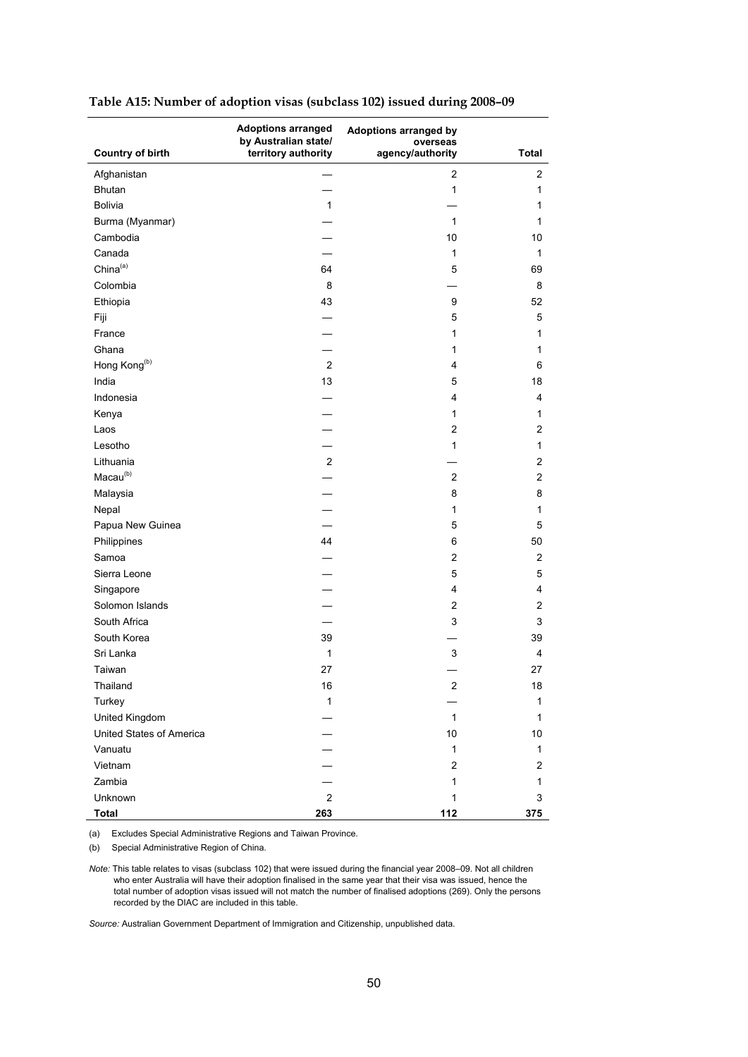**Table A15: Number of adoption visas (subclass 102) issued during 2008–09**

| Country of birth | Adoptions arranged by Australian state/ territory authority | Adoptions arranged by overseas agency/authority | Total |
|---|---|---|---|
| Afghanistan | — | 2 | 2 |
| Bhutan | — | 1 | 1 |
| Bolivia | 1 | — | 1 |
| Burma (Myanmar) | — | 1 | 1 |
| Cambodia | — | 10 | 10 |
| Canada | — | 1 | 1 |
| China[(a)] | 64 | 5 | 69 |
| Colombia | 8 | — | 8 |
| Ethiopia | 43 | 9 | 52 |
| Fiji | — | 5 | 5 |
| France | — | 1 | 1 |
| Ghana | — | 1 | 1 |
| Hong Kong[(b)] | 2 | 4 | 6 |
| India | 13 | 5 | 18 |
| Indonesia | — | 4 | 4 |
| Kenya | — | 1 | 1 |
| Laos | — | 2 | 2 |
| Lesotho | — | 1 | 1 |
| Lithuania | 2 | — | 2 |
| Macau[(b)] | — | 2 | 2 |
| Malaysia | — | 8 | 8 |
| Nepal | — | 1 | 1 |
| Papua New Guinea | — | 5 | 5 |
| Philippines | 44 | 6 | 50 |
| Samoa | — | 2 | 2 |
| Sierra Leone | — | 5 | 5 |
| Singapore | — | 4 | 4 |
| Solomon Islands | — | 2 | 2 |
| South Africa | — | 3 | 3 |
| South Korea | 39 | — | 39 |
| Sri Lanka | 1 | 3 | 4 |
| Taiwan | 27 | — | 27 |
| Thailand | 16 | 2 | 18 |
| Turkey | 1 | — | 1 |
| United Kingdom | — | 1 | 1 |
| United States of America | — | 10 | 10 |
| Vanuatu | — | 1 | 1 |
| Vietnam | — | 2 | 2 |
| Zambia | — | 1 | 1 |
| Unknown | 2 | 1 | 3 |
| **Total** | **263** | **112** | **375** |

(a) Excludes Special Administrative Regions and Taiwan Province.

(b) Special Administrative Region of China.

*Note:* This table relates to visas (subclass 102) that were issued during the financial year 2008–09. Not all children who enter Australia will have their adoption finalised in the same year that their visa was issued, hence the total number of adoption visas issued will not match the number of finalised adoptions (269). Only the persons recorded by the DIAC are included in this table.

*Source:* Australian Government Department of Immigration and Citizenship, unpublished data.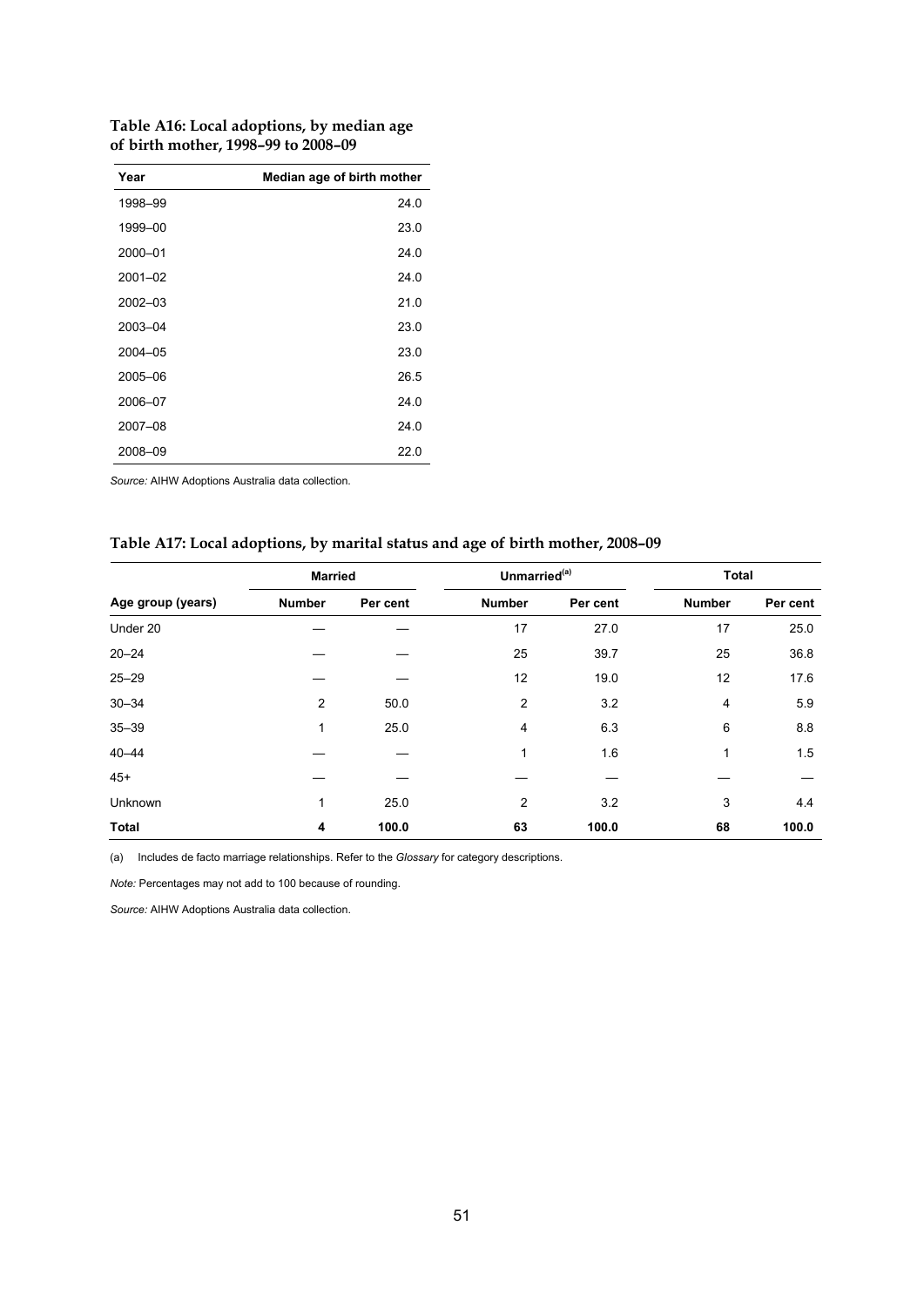**Table A16: Local adoptions, by median age of birth mother, 1998–99 to 2008–09**

| Year | Median age of birth mother |
|---|---|
| 1998–99 | 24.0 |
| 1999–00 | 23.0 |
| 2000–01 | 24.0 |
| 2001–02 | 24.0 |
| 2002–03 | 21.0 |
| 2003–04 | 23.0 |
| 2004–05 | 23.0 |
| 2005–06 | 26.5 |
| 2006–07 | 24.0 |
| 2007–08 | 24.0 |
| 2008–09 | 22.0 |

*Source:* AIHW Adoptions Australia data collection.

**Table A17: Local adoptions, by marital status and age of birth mother, 2008–09**

| | Married | | Unmarried[(a)] | | Total | |
|---|---|---|---|---|---|---|
| **Age group (years)** | **Number** | **Per cent** | **Number** | **Per cent** | **Number** | **Per cent** |
| Under 20 | — | — | 17 | 27.0 | 17 | 25.0 |
| 20–24 | — | — | 25 | 39.7 | 25 | 36.8 |
| 25–29 | — | — | 12 | 19.0 | 12 | 17.6 |
| 30–34 | 2 | 50.0 | 2 | 3.2 | 4 | 5.9 |
| 35–39 | 1 | 25.0 | 4 | 6.3 | 6 | 8.8 |
| 40–44 | — | — | 1 | 1.6 | 1 | 1.5 |
| 45+ | — | — | — | — | — | — |
| Unknown | 1 | 25.0 | 2 | 3.2 | 3 | 4.4 |
| **Total** | **4** | **100.0** | **63** | **100.0** | **68** | **100.0** |

(a) Includes de facto marriage relationships. Refer to the *Glossary* for category descriptions.

*Note:* Percentages may not add to 100 because of rounding.

*Source:* AIHW Adoptions Australia data collection.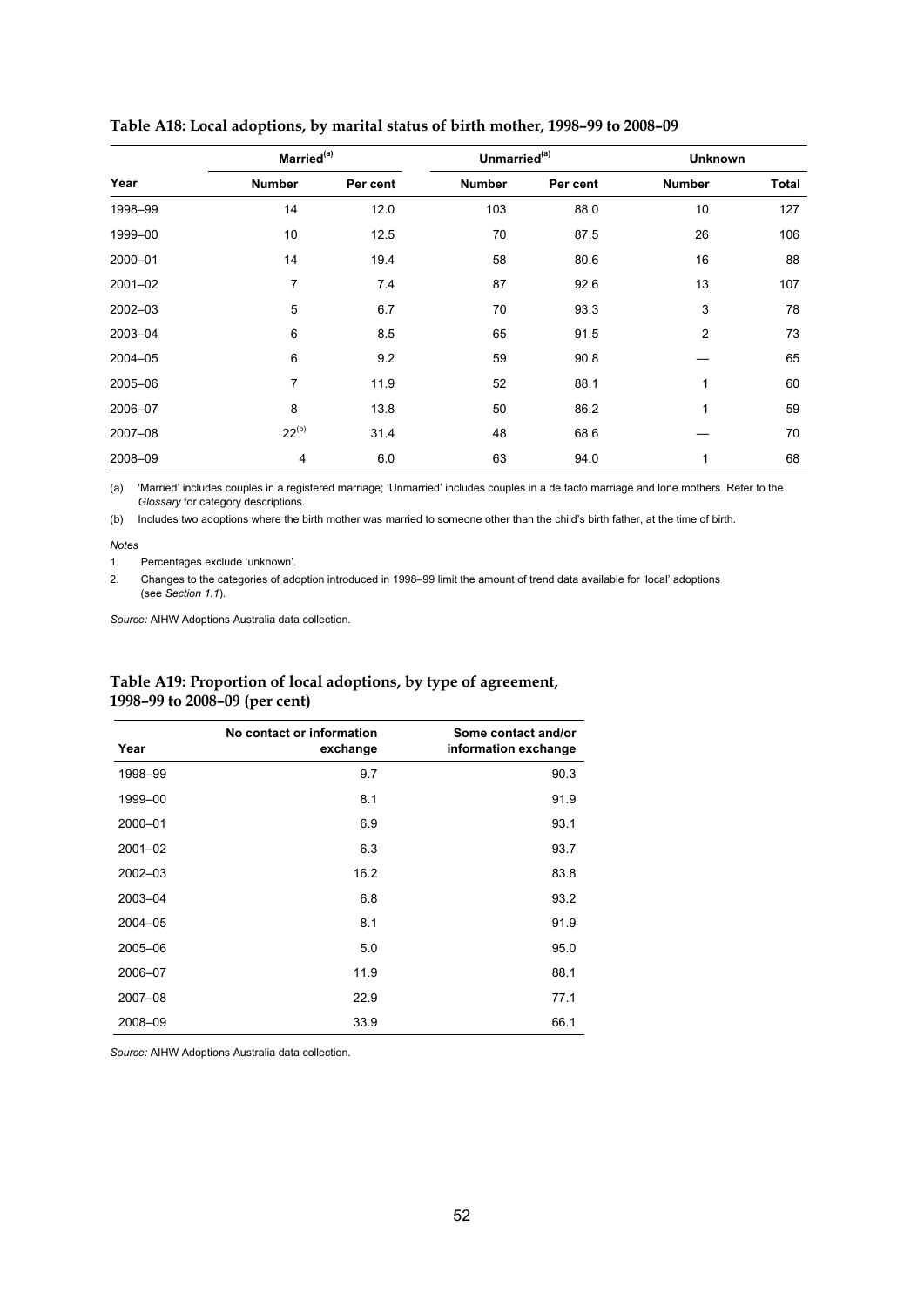**Table A18: Local adoptions, by marital status of birth mother, 1998–99 to 2008–09**

| | Married[(a)] | | Unmarried[(a)] | | Unknown | |
|---|---|---|---|---|---|---|
| Year | Number | Per cent | Number | Per cent | Number | Total |
| 1998–99 | 14 | 12.0 | 103 | 88.0 | 10 | 127 |
| 1999–00 | 10 | 12.5 | 70 | 87.5 | 26 | 106 |
| 2000–01 | 14 | 19.4 | 58 | 80.6 | 16 | 88 |
| 2001–02 | 7 | 7.4 | 87 | 92.6 | 13 | 107 |
| 2002–03 | 5 | 6.7 | 70 | 93.3 | 3 | 78 |
| 2003–04 | 6 | 8.5 | 65 | 91.5 | 2 | 73 |
| 2004–05 | 6 | 9.2 | 59 | 90.8 | — | 65 |
| 2005–06 | 7 | 11.9 | 52 | 88.1 | 1 | 60 |
| 2006–07 | 8 | 13.8 | 50 | 86.2 | 1 | 59 |
| 2007–08 | 22[(b)] | 31.4 | 48 | 68.6 | — | 70 |
| 2008–09 | 4 | 6.0 | 63 | 94.0 | 1 | 68 |

(a) 'Married' includes couples in a registered marriage; 'Unmarried' includes couples in a de facto marriage and lone mothers. Refer to the *Glossary* for category descriptions.

(b) Includes two adoptions where the birth mother was married to someone other than the child's birth father, at the time of birth.

*Notes*

1. Percentages exclude 'unknown'.
2. Changes to the categories of adoption introduced in 1998–99 limit the amount of trend data available for 'local' adoptions (see *Section 1.1*).

*Source:* AIHW Adoptions Australia data collection.

**Table A19: Proportion of local adoptions, by type of agreement, 1998–99 to 2008–09 (per cent)**

| Year | No contact or information exchange | Some contact and/or information exchange |
|---|---|---|
| 1998–99 | 9.7 | 90.3 |
| 1999–00 | 8.1 | 91.9 |
| 2000–01 | 6.9 | 93.1 |
| 2001–02 | 6.3 | 93.7 |
| 2002–03 | 16.2 | 83.8 |
| 2003–04 | 6.8 | 93.2 |
| 2004–05 | 8.1 | 91.9 |
| 2005–06 | 5.0 | 95.0 |
| 2006–07 | 11.9 | 88.1 |
| 2007–08 | 22.9 | 77.1 |
| 2008–09 | 33.9 | 66.1 |

*Source:* AIHW Adoptions Australia data collection.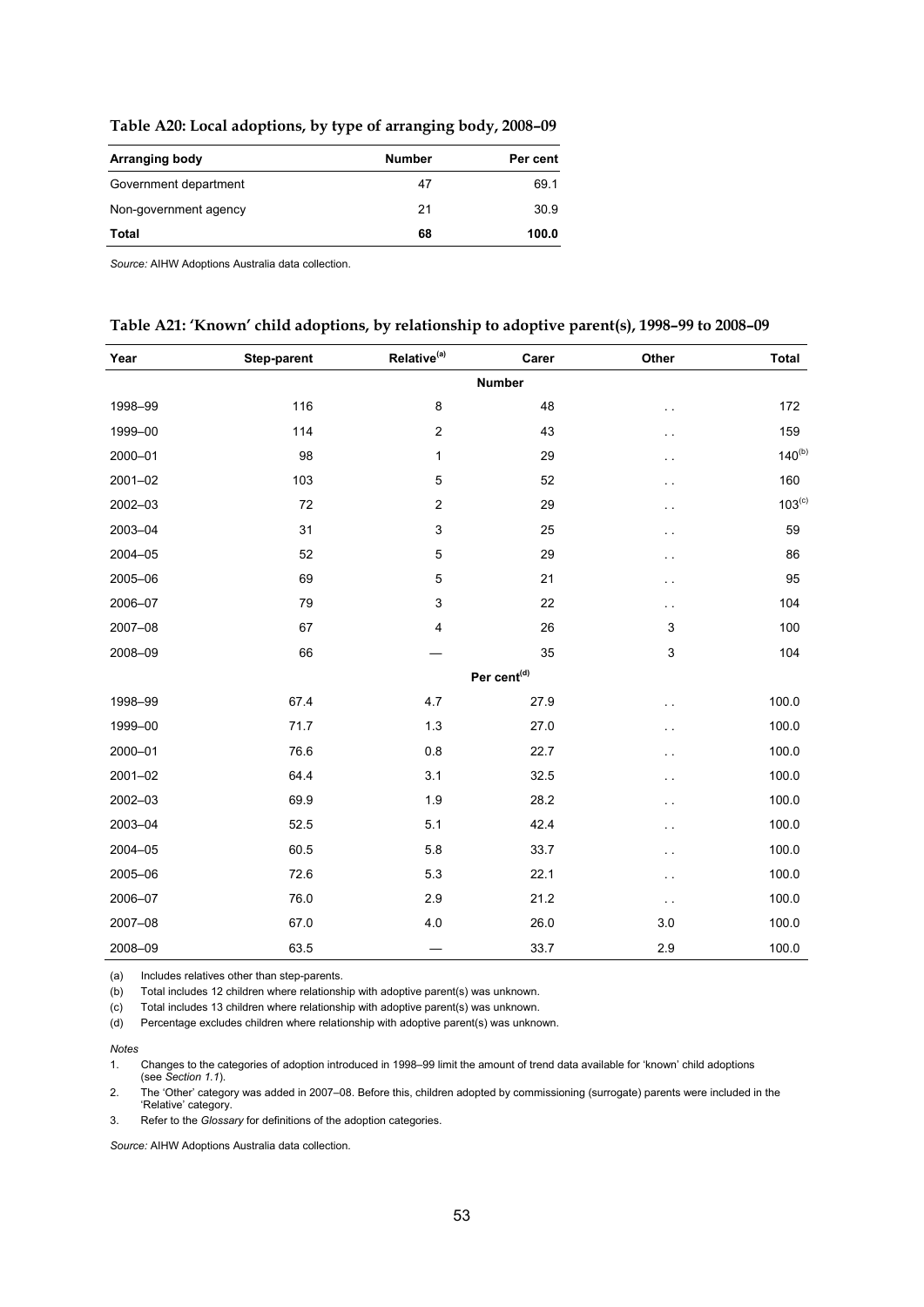**Table A20: Local adoptions, by type of arranging body, 2008–09**

| Arranging body | Number | Per cent |
| --- | --- | --- |
| Government department | 47 | 69.1 |
| Non-government agency | 21 | 30.9 |
| **Total** | **68** | **100.0** |

*Source:* AIHW Adoptions Australia data collection.

**Table A21: 'Known' child adoptions, by relationship to adoptive parent(s), 1998–99 to 2008–09**

| Year | Step-parent | Relative[(a)] | Carer | Other | Total |
| --- | --- | --- | --- | --- | --- |
| | | | **Number** | | |
| 1998–99 | 116 | 8 | 48 | . . | 172 |
| 1999–00 | 114 | 2 | 43 | . . | 159 |
| 2000–01 | 98 | 1 | 29 | . . | 140[(b)] |
| 2001–02 | 103 | 5 | 52 | . . | 160 |
| 2002–03 | 72 | 2 | 29 | . . | 103[(c)] |
| 2003–04 | 31 | 3 | 25 | . . | 59 |
| 2004–05 | 52 | 5 | 29 | . . | 86 |
| 2005–06 | 69 | 5 | 21 | . . | 95 |
| 2006–07 | 79 | 3 | 22 | . . | 104 |
| 2007–08 | 67 | 4 | 26 | 3 | 100 |
| 2008–09 | 66 | — | 35 | 3 | 104 |
| | | | **Per cent[(d)]** | | |
| 1998–99 | 67.4 | 4.7 | 27.9 | . . | 100.0 |
| 1999–00 | 71.7 | 1.3 | 27.0 | . . | 100.0 |
| 2000–01 | 76.6 | 0.8 | 22.7 | . . | 100.0 |
| 2001–02 | 64.4 | 3.1 | 32.5 | . . | 100.0 |
| 2002–03 | 69.9 | 1.9 | 28.2 | . . | 100.0 |
| 2003–04 | 52.5 | 5.1 | 42.4 | . . | 100.0 |
| 2004–05 | 60.5 | 5.8 | 33.7 | . . | 100.0 |
| 2005–06 | 72.6 | 5.3 | 22.1 | . . | 100.0 |
| 2006–07 | 76.0 | 2.9 | 21.2 | . . | 100.0 |
| 2007–08 | 67.0 | 4.0 | 26.0 | 3.0 | 100.0 |
| 2008–09 | 63.5 | — | 33.7 | 2.9 | 100.0 |

(a) Includes relatives other than step-parents.

(b) Total includes 12 children where relationship with adoptive parent(s) was unknown.

(c) Total includes 13 children where relationship with adoptive parent(s) was unknown.

(d) Percentage excludes children where relationship with adoptive parent(s) was unknown.

*Notes*

1. Changes to the categories of adoption introduced in 1998–99 limit the amount of trend data available for 'known' child adoptions (see *Section 1.1*).
2. The 'Other' category was added in 2007–08. Before this, children adopted by commissioning (surrogate) parents were included in the 'Relative' category.
3. Refer to the *Glossary* for definitions of the adoption categories.

*Source:* AIHW Adoptions Australia data collection.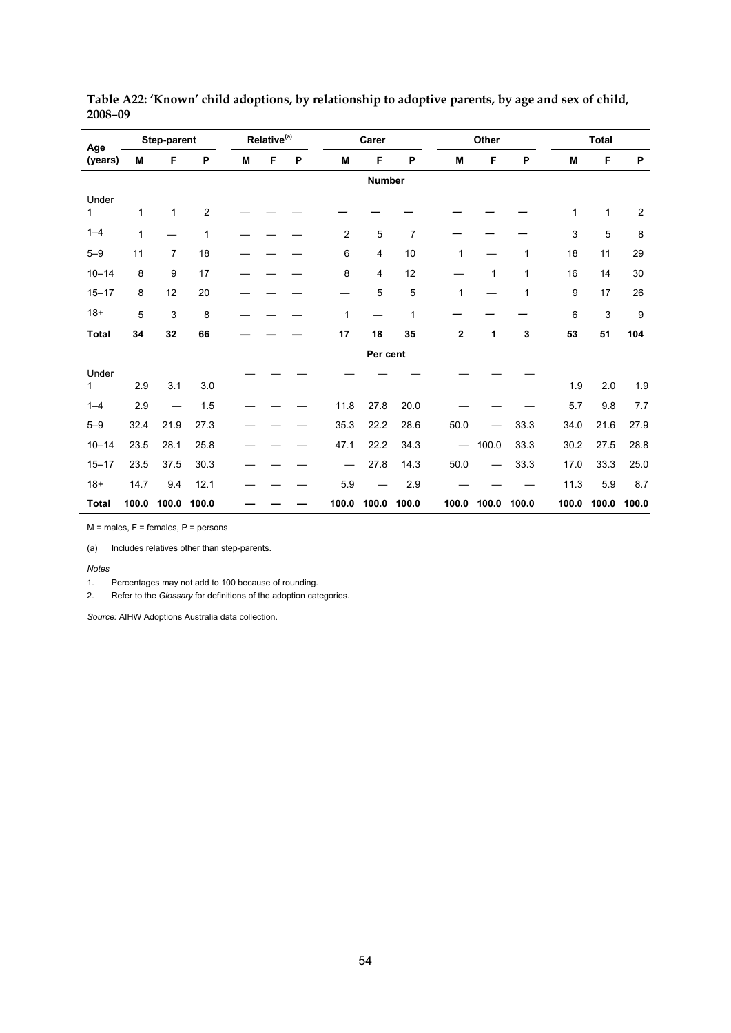**Table A22: 'Known' child adoptions, by relationship to adoptive parents, by age and sex of child, 2008–09**

| Age (years) | Step-parent | | | Relative[(a)] | | | Carer | | | Other | | | Total | | |
|---|---|---|---|---|---|---|---|---|---|---|---|---|---|---|---|
| | M | F | P | M | F | P | M | F | P | M | F | P | M | F | P |
| | | | | | | | **Number** | | | | | | | | |
| Under 1 | 1 | 1 | 2 | — | — | — | — | — | — | — | — | — | 1 | 1 | 2 |
| 1–4 | 1 | — | 1 | — | — | — | 2 | 5 | 7 | — | — | — | 3 | 5 | 8 |
| 5–9 | 11 | 7 | 18 | — | — | — | 6 | 4 | 10 | 1 | — | 1 | 18 | 11 | 29 |
| 10–14 | 8 | 9 | 17 | — | — | — | 8 | 4 | 12 | — | 1 | 1 | 16 | 14 | 30 |
| 15–17 | 8 | 12 | 20 | — | — | — | — | 5 | 5 | 1 | — | 1 | 9 | 17 | 26 |
| 18+ | 5 | 3 | 8 | — | — | — | 1 | — | 1 | — | — | — | 6 | 3 | 9 |
| **Total** | **34** | **32** | **66** | **—** | **—** | **—** | **17** | **18** | **35** | **2** | **1** | **3** | **53** | **51** | **104** |
| | | | | | | | **Per cent** | | | | | | | | |
| Under 1 | 2.9 | 3.1 | 3.0 | — | — | — | — | — | — | — | — | — | 1.9 | 2.0 | 1.9 |
| 1–4 | 2.9 | — | 1.5 | — | — | — | 11.8 | 27.8 | 20.0 | — | — | — | 5.7 | 9.8 | 7.7 |
| 5–9 | 32.4 | 21.9 | 27.3 | — | — | — | 35.3 | 22.2 | 28.6 | 50.0 | — | 33.3 | 34.0 | 21.6 | 27.9 |
| 10–14 | 23.5 | 28.1 | 25.8 | — | — | — | 47.1 | 22.2 | 34.3 | — | 100.0 | 33.3 | 30.2 | 27.5 | 28.8 |
| 15–17 | 23.5 | 37.5 | 30.3 | — | — | — | — | 27.8 | 14.3 | 50.0 | — | 33.3 | 17.0 | 33.3 | 25.0 |
| 18+ | 14.7 | 9.4 | 12.1 | — | — | — | 5.9 | — | 2.9 | — | — | — | 11.3 | 5.9 | 8.7 |
| **Total** | **100.0** | **100.0** | **100.0** | **—** | **—** | **—** | **100.0** | **100.0** | **100.0** | **100.0** | **100.0** | **100.0** | **100.0** | **100.0** | **100.0** |

M = males, F = females, P = persons

(a) Includes relatives other than step-parents.

*Notes*

1. Percentages may not add to 100 because of rounding.
2. Refer to the *Glossary* for definitions of the adoption categories.

*Source:* AIHW Adoptions Australia data collection.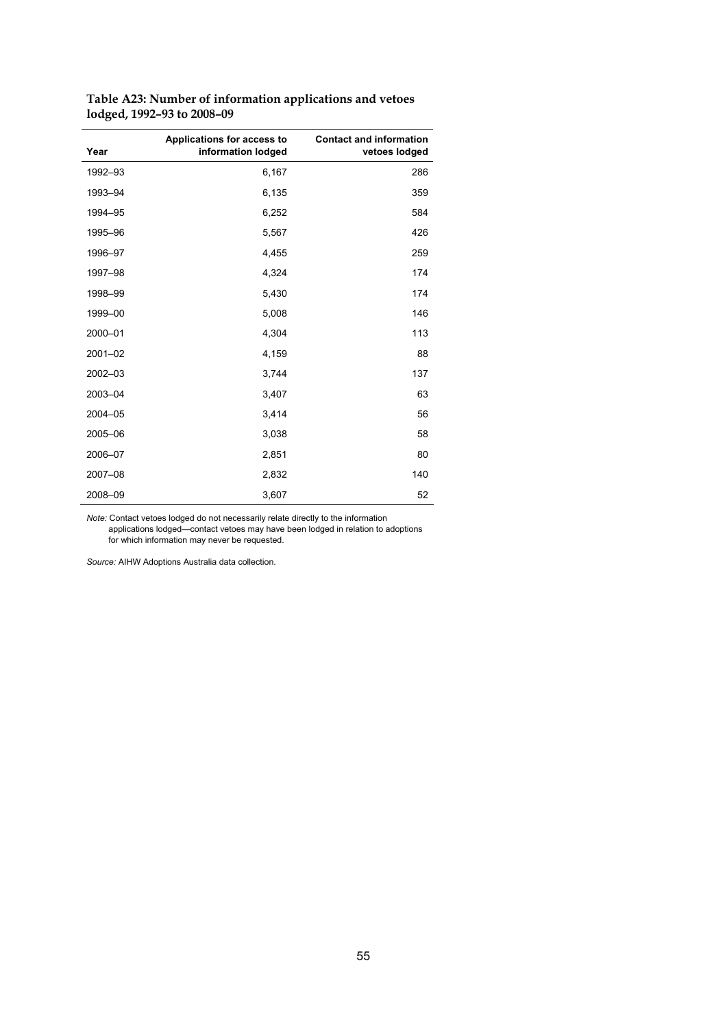**Table A23: Number of information applications and vetoes lodged, 1992–93 to 2008–09**

| Year | Applications for access to information lodged | Contact and information vetoes lodged |
|---|---|---|
| 1992–93 | 6,167 | 286 |
| 1993–94 | 6,135 | 359 |
| 1994–95 | 6,252 | 584 |
| 1995–96 | 5,567 | 426 |
| 1996–97 | 4,455 | 259 |
| 1997–98 | 4,324 | 174 |
| 1998–99 | 5,430 | 174 |
| 1999–00 | 5,008 | 146 |
| 2000–01 | 4,304 | 113 |
| 2001–02 | 4,159 | 88 |
| 2002–03 | 3,744 | 137 |
| 2003–04 | 3,407 | 63 |
| 2004–05 | 3,414 | 56 |
| 2005–06 | 3,038 | 58 |
| 2006–07 | 2,851 | 80 |
| 2007–08 | 2,832 | 140 |
| 2008–09 | 3,607 | 52 |

*Note:* Contact vetoes lodged do not necessarily relate directly to the information applications lodged—contact vetoes may have been lodged in relation to adoptions for which information may never be requested.

*Source:* AIHW Adoptions Australia data collection.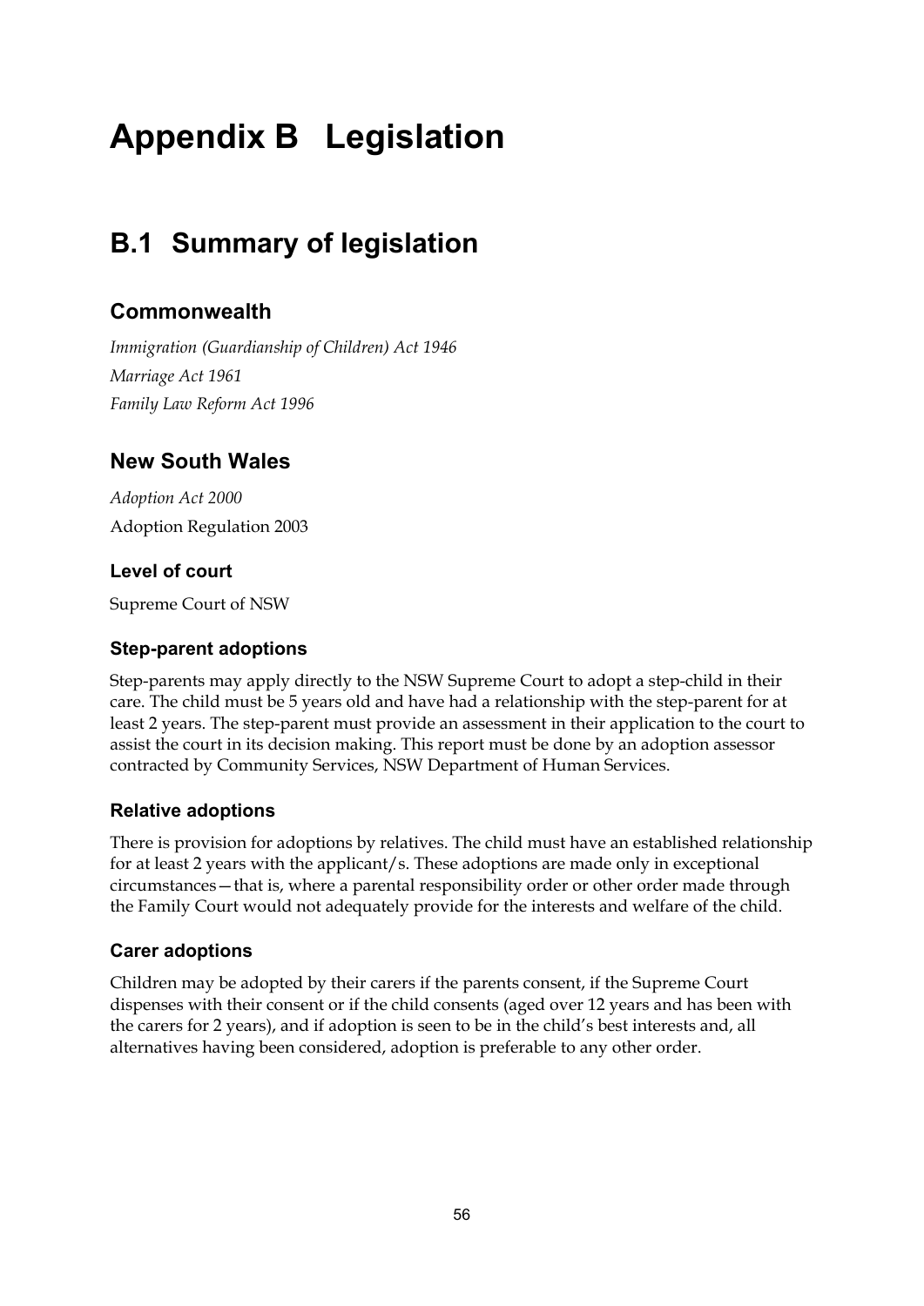# Appendix B Legislation

## B.1 Summary of legislation

### Commonwealth

*Immigration (Guardianship of Children) Act 1946*

*Marriage Act 1961*

*Family Law Reform Act 1996*

### New South Wales

*Adoption Act 2000*

Adoption Regulation 2003

#### Level of court

Supreme Court of NSW

#### Step-parent adoptions

Step-parents may apply directly to the NSW Supreme Court to adopt a step-child in their care. The child must be 5 years old and have had a relationship with the step-parent for at least 2 years. The step-parent must provide an assessment in their application to the court to assist the court in its decision making. This report must be done by an adoption assessor contracted by Community Services, NSW Department of Human Services.

#### Relative adoptions

There is provision for adoptions by relatives. The child must have an established relationship for at least 2 years with the applicant/s. These adoptions are made only in exceptional circumstances—that is, where a parental responsibility order or other order made through the Family Court would not adequately provide for the interests and welfare of the child.

#### Carer adoptions

Children may be adopted by their carers if the parents consent, if the Supreme Court dispenses with their consent or if the child consents (aged over 12 years and has been with the carers for 2 years), and if adoption is seen to be in the child's best interests and, all alternatives having been considered, adoption is preferable to any other order.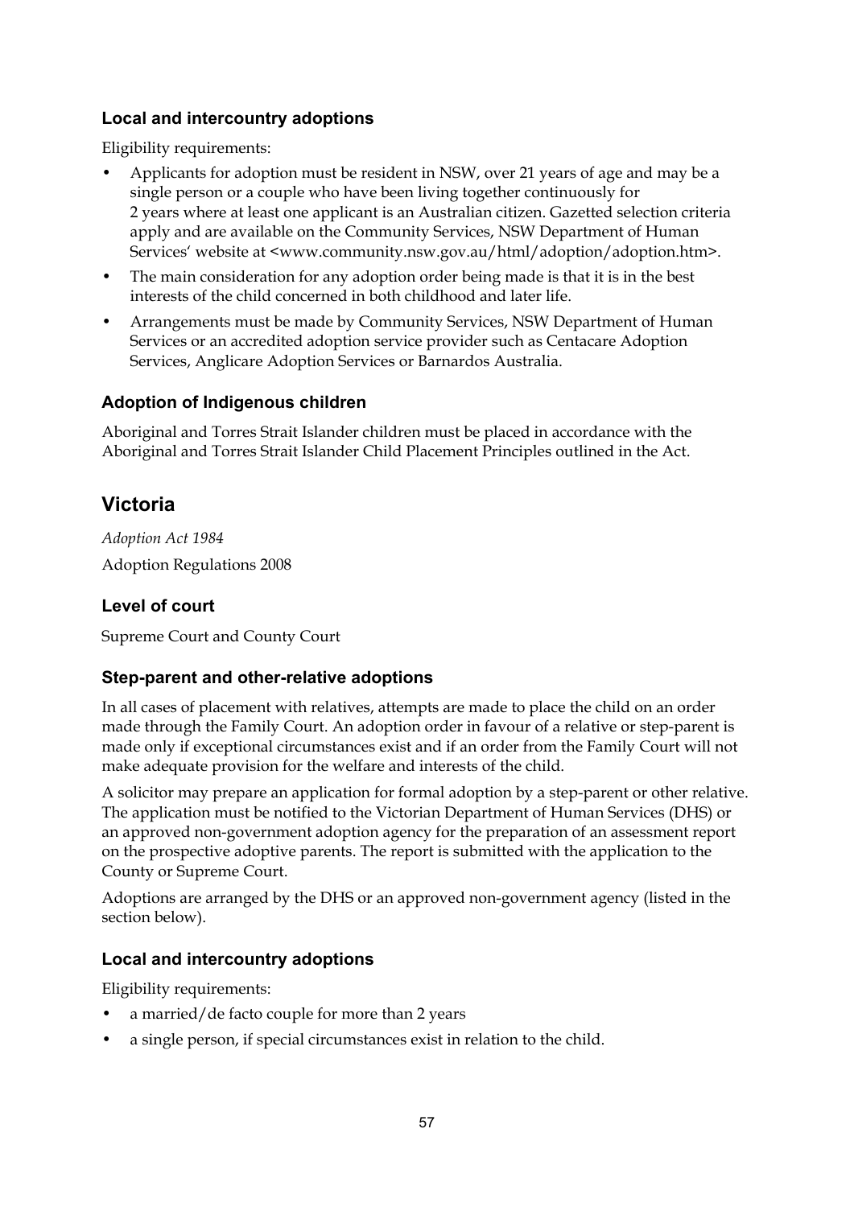### Local and intercountry adoptions

Eligibility requirements:

- Applicants for adoption must be resident in NSW, over 21 years of age and may be a single person or a couple who have been living together continuously for 2 years where at least one applicant is an Australian citizen. Gazetted selection criteria apply and are available on the Community Services, NSW Department of Human Services' website at <www.community.nsw.gov.au/html/adoption/adoption.htm>.
- The main consideration for any adoption order being made is that it is in the best interests of the child concerned in both childhood and later life.
- Arrangements must be made by Community Services, NSW Department of Human Services or an accredited adoption service provider such as Centacare Adoption Services, Anglicare Adoption Services or Barnardos Australia.

### Adoption of Indigenous children

Aboriginal and Torres Strait Islander children must be placed in accordance with the Aboriginal and Torres Strait Islander Child Placement Principles outlined in the Act.

## Victoria

*Adoption Act 1984*

Adoption Regulations 2008

### Level of court

Supreme Court and County Court

### Step-parent and other-relative adoptions

In all cases of placement with relatives, attempts are made to place the child on an order made through the Family Court. An adoption order in favour of a relative or step-parent is made only if exceptional circumstances exist and if an order from the Family Court will not make adequate provision for the welfare and interests of the child.

A solicitor may prepare an application for formal adoption by a step-parent or other relative. The application must be notified to the Victorian Department of Human Services (DHS) or an approved non-government adoption agency for the preparation of an assessment report on the prospective adoptive parents. The report is submitted with the application to the County or Supreme Court.

Adoptions are arranged by the DHS or an approved non-government agency (listed in the section below).

### Local and intercountry adoptions

Eligibility requirements:

- a married/de facto couple for more than 2 years
- a single person, if special circumstances exist in relation to the child.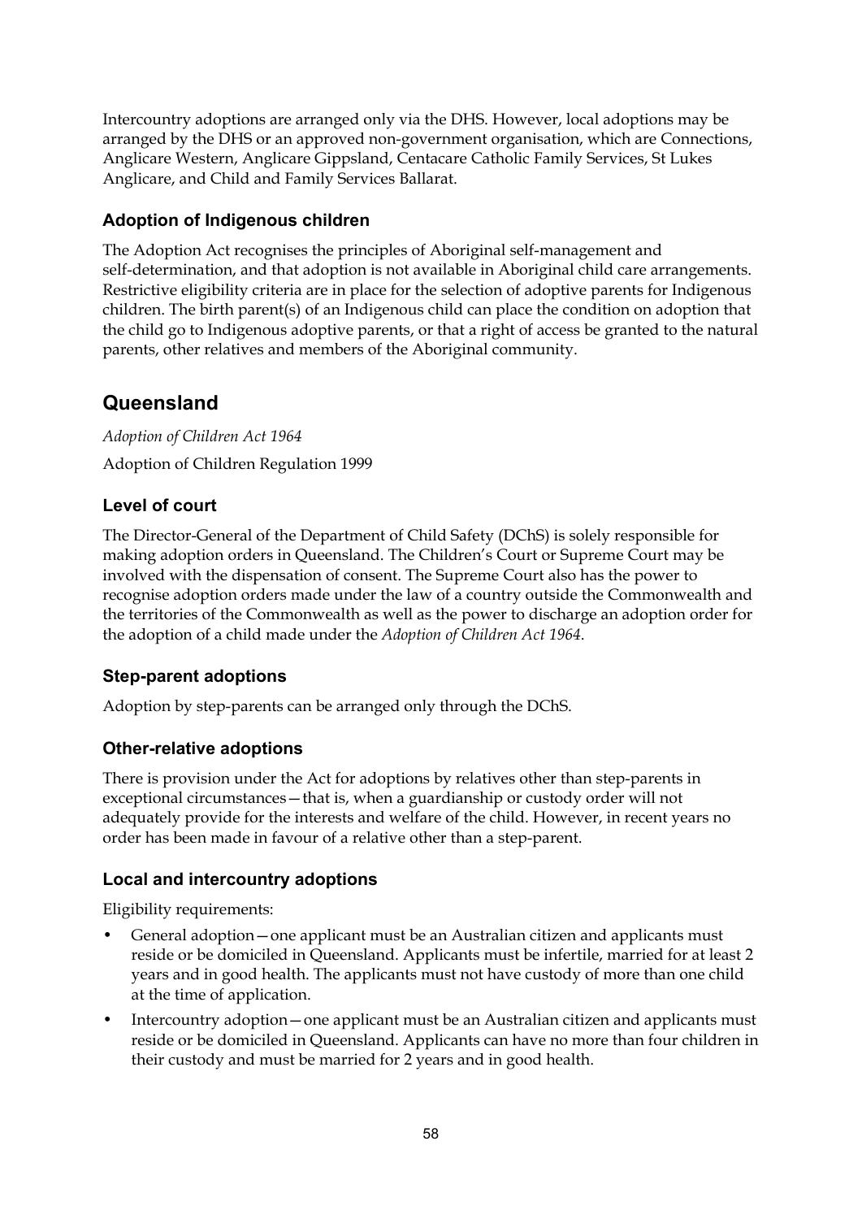Intercountry adoptions are arranged only via the DHS. However, local adoptions may be arranged by the DHS or an approved non-government organisation, which are Connections, Anglicare Western, Anglicare Gippsland, Centacare Catholic Family Services, St Lukes Anglicare, and Child and Family Services Ballarat.

### Adoption of Indigenous children

The Adoption Act recognises the principles of Aboriginal self-management and self-determination, and that adoption is not available in Aboriginal child care arrangements. Restrictive eligibility criteria are in place for the selection of adoptive parents for Indigenous children. The birth parent(s) of an Indigenous child can place the condition on adoption that the child go to Indigenous adoptive parents, or that a right of access be granted to the natural parents, other relatives and members of the Aboriginal community.

## Queensland

*Adoption of Children Act 1964*

Adoption of Children Regulation 1999

### Level of court

The Director-General of the Department of Child Safety (DChS) is solely responsible for making adoption orders in Queensland. The Children's Court or Supreme Court may be involved with the dispensation of consent. The Supreme Court also has the power to recognise adoption orders made under the law of a country outside the Commonwealth and the territories of the Commonwealth as well as the power to discharge an adoption order for the adoption of a child made under the *Adoption of Children Act 1964*.

### Step-parent adoptions

Adoption by step-parents can be arranged only through the DChS.

### Other-relative adoptions

There is provision under the Act for adoptions by relatives other than step-parents in exceptional circumstances—that is, when a guardianship or custody order will not adequately provide for the interests and welfare of the child. However, in recent years no order has been made in favour of a relative other than a step-parent.

### Local and intercountry adoptions

Eligibility requirements:

- General adoption—one applicant must be an Australian citizen and applicants must reside or be domiciled in Queensland. Applicants must be infertile, married for at least 2 years and in good health. The applicants must not have custody of more than one child at the time of application.
- Intercountry adoption—one applicant must be an Australian citizen and applicants must reside or be domiciled in Queensland. Applicants can have no more than four children in their custody and must be married for 2 years and in good health.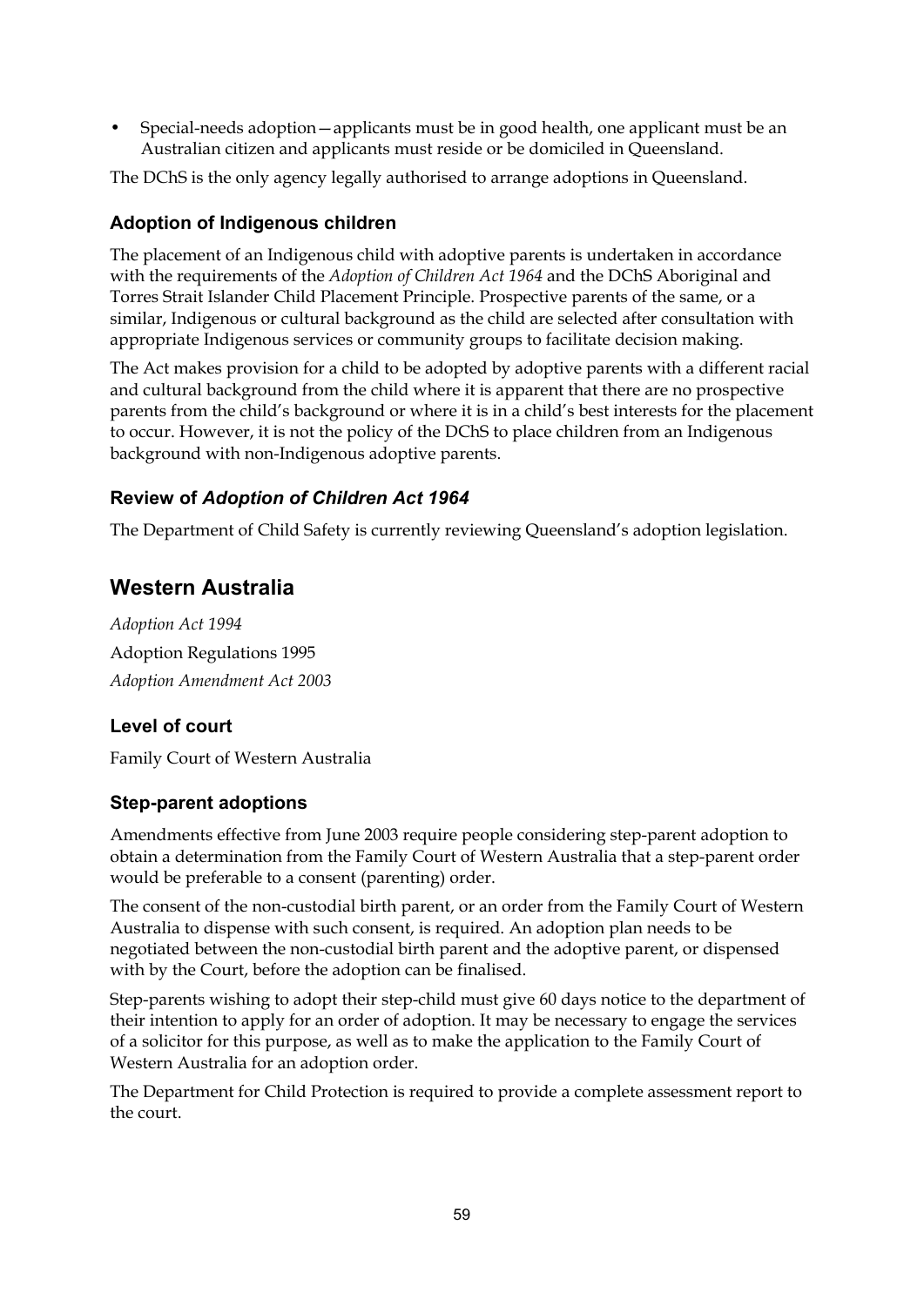- Special-needs adoption—applicants must be in good health, one applicant must be an Australian citizen and applicants must reside or be domiciled in Queensland.

The DChS is the only agency legally authorised to arrange adoptions in Queensland.

### Adoption of Indigenous children

The placement of an Indigenous child with adoptive parents is undertaken in accordance with the requirements of the *Adoption of Children Act 1964* and the DChS Aboriginal and Torres Strait Islander Child Placement Principle. Prospective parents of the same, or a similar, Indigenous or cultural background as the child are selected after consultation with appropriate Indigenous services or community groups to facilitate decision making.

The Act makes provision for a child to be adopted by adoptive parents with a different racial and cultural background from the child where it is apparent that there are no prospective parents from the child's background or where it is in a child's best interests for the placement to occur. However, it is not the policy of the DChS to place children from an Indigenous background with non-Indigenous adoptive parents.

### Review of *Adoption of Children Act 1964*

The Department of Child Safety is currently reviewing Queensland's adoption legislation.

## Western Australia

*Adoption Act 1994*

Adoption Regulations 1995

*Adoption Amendment Act 2003*

### Level of court

Family Court of Western Australia

### Step-parent adoptions

Amendments effective from June 2003 require people considering step-parent adoption to obtain a determination from the Family Court of Western Australia that a step-parent order would be preferable to a consent (parenting) order.

The consent of the non-custodial birth parent, or an order from the Family Court of Western Australia to dispense with such consent, is required. An adoption plan needs to be negotiated between the non-custodial birth parent and the adoptive parent, or dispensed with by the Court, before the adoption can be finalised.

Step-parents wishing to adopt their step-child must give 60 days notice to the department of their intention to apply for an order of adoption. It may be necessary to engage the services of a solicitor for this purpose, as well as to make the application to the Family Court of Western Australia for an adoption order.

The Department for Child Protection is required to provide a complete assessment report to the court.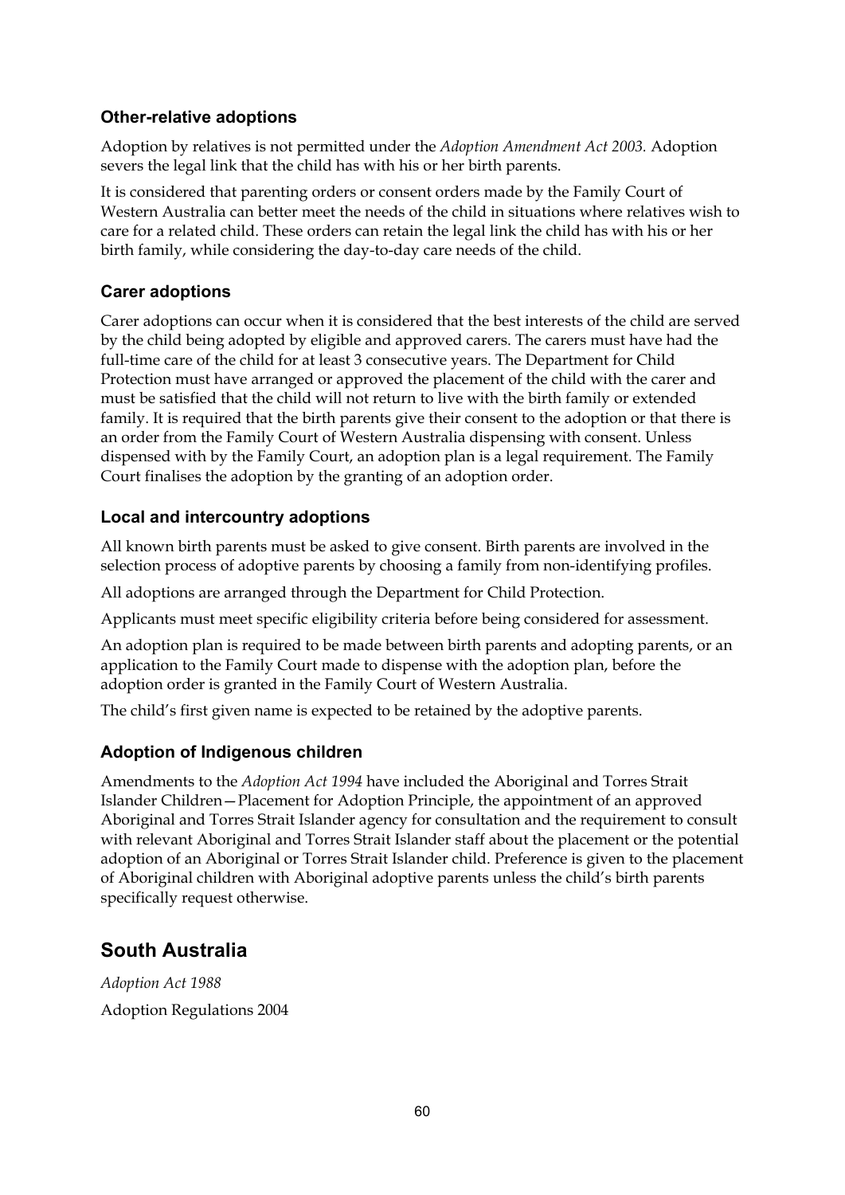### Other-relative adoptions

Adoption by relatives is not permitted under the *Adoption Amendment Act 2003.* Adoption severs the legal link that the child has with his or her birth parents.

It is considered that parenting orders or consent orders made by the Family Court of Western Australia can better meet the needs of the child in situations where relatives wish to care for a related child. These orders can retain the legal link the child has with his or her birth family, while considering the day-to-day care needs of the child.

### Carer adoptions

Carer adoptions can occur when it is considered that the best interests of the child are served by the child being adopted by eligible and approved carers. The carers must have had the full-time care of the child for at least 3 consecutive years. The Department for Child Protection must have arranged or approved the placement of the child with the carer and must be satisfied that the child will not return to live with the birth family or extended family. It is required that the birth parents give their consent to the adoption or that there is an order from the Family Court of Western Australia dispensing with consent. Unless dispensed with by the Family Court, an adoption plan is a legal requirement. The Family Court finalises the adoption by the granting of an adoption order.

### Local and intercountry adoptions

All known birth parents must be asked to give consent. Birth parents are involved in the selection process of adoptive parents by choosing a family from non-identifying profiles.

All adoptions are arranged through the Department for Child Protection.

Applicants must meet specific eligibility criteria before being considered for assessment.

An adoption plan is required to be made between birth parents and adopting parents, or an application to the Family Court made to dispense with the adoption plan, before the adoption order is granted in the Family Court of Western Australia.

The child's first given name is expected to be retained by the adoptive parents.

### Adoption of Indigenous children

Amendments to the *Adoption Act 1994* have included the Aboriginal and Torres Strait Islander Children—Placement for Adoption Principle, the appointment of an approved Aboriginal and Torres Strait Islander agency for consultation and the requirement to consult with relevant Aboriginal and Torres Strait Islander staff about the placement or the potential adoption of an Aboriginal or Torres Strait Islander child. Preference is given to the placement of Aboriginal children with Aboriginal adoptive parents unless the child's birth parents specifically request otherwise.

## South Australia

*Adoption Act 1988*

Adoption Regulations 2004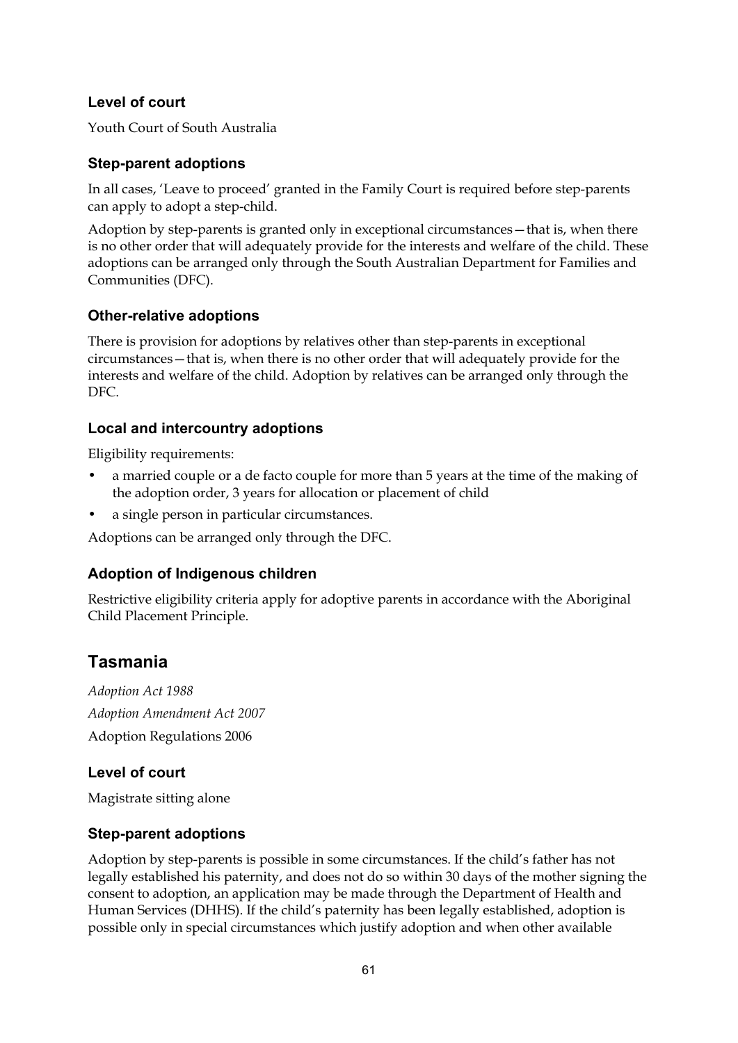### Level of court

Youth Court of South Australia

### Step-parent adoptions

In all cases, 'Leave to proceed' granted in the Family Court is required before step-parents can apply to adopt a step-child.

Adoption by step-parents is granted only in exceptional circumstances—that is, when there is no other order that will adequately provide for the interests and welfare of the child. These adoptions can be arranged only through the South Australian Department for Families and Communities (DFC).

### Other-relative adoptions

There is provision for adoptions by relatives other than step-parents in exceptional circumstances—that is, when there is no other order that will adequately provide for the interests and welfare of the child. Adoption by relatives can be arranged only through the DFC.

### Local and intercountry adoptions

Eligibility requirements:

- a married couple or a de facto couple for more than 5 years at the time of the making of the adoption order, 3 years for allocation or placement of child
- a single person in particular circumstances.

Adoptions can be arranged only through the DFC.

### Adoption of Indigenous children

Restrictive eligibility criteria apply for adoptive parents in accordance with the Aboriginal Child Placement Principle.

## Tasmania

*Adoption Act 1988*

*Adoption Amendment Act 2007*

Adoption Regulations 2006

### Level of court

Magistrate sitting alone

### Step-parent adoptions

Adoption by step-parents is possible in some circumstances. If the child's father has not legally established his paternity, and does not do so within 30 days of the mother signing the consent to adoption, an application may be made through the Department of Health and Human Services (DHHS). If the child's paternity has been legally established, adoption is possible only in special circumstances which justify adoption and when other available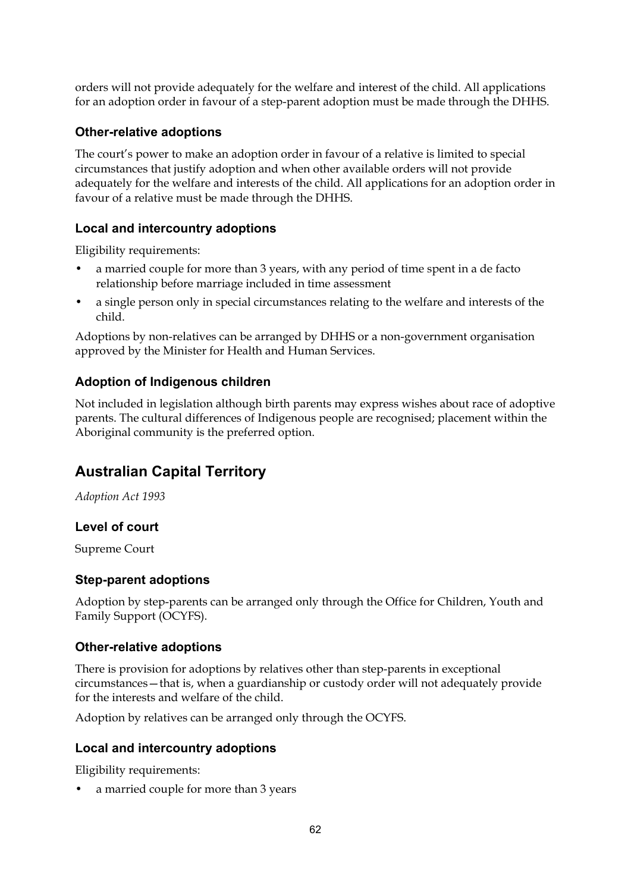orders will not provide adequately for the welfare and interest of the child. All applications for an adoption order in favour of a step-parent adoption must be made through the DHHS.

### Other-relative adoptions

The court's power to make an adoption order in favour of a relative is limited to special circumstances that justify adoption and when other available orders will not provide adequately for the welfare and interests of the child. All applications for an adoption order in favour of a relative must be made through the DHHS.

### Local and intercountry adoptions

Eligibility requirements:

- a married couple for more than 3 years, with any period of time spent in a de facto relationship before marriage included in time assessment
- a single person only in special circumstances relating to the welfare and interests of the child.

Adoptions by non-relatives can be arranged by DHHS or a non-government organisation approved by the Minister for Health and Human Services.

### Adoption of Indigenous children

Not included in legislation although birth parents may express wishes about race of adoptive parents. The cultural differences of Indigenous people are recognised; placement within the Aboriginal community is the preferred option.

## Australian Capital Territory

*Adoption Act 1993*

### Level of court

Supreme Court

### Step-parent adoptions

Adoption by step-parents can be arranged only through the Office for Children, Youth and Family Support (OCYFS).

### Other-relative adoptions

There is provision for adoptions by relatives other than step-parents in exceptional circumstances—that is, when a guardianship or custody order will not adequately provide for the interests and welfare of the child.

Adoption by relatives can be arranged only through the OCYFS.

### Local and intercountry adoptions

Eligibility requirements:

- a married couple for more than 3 years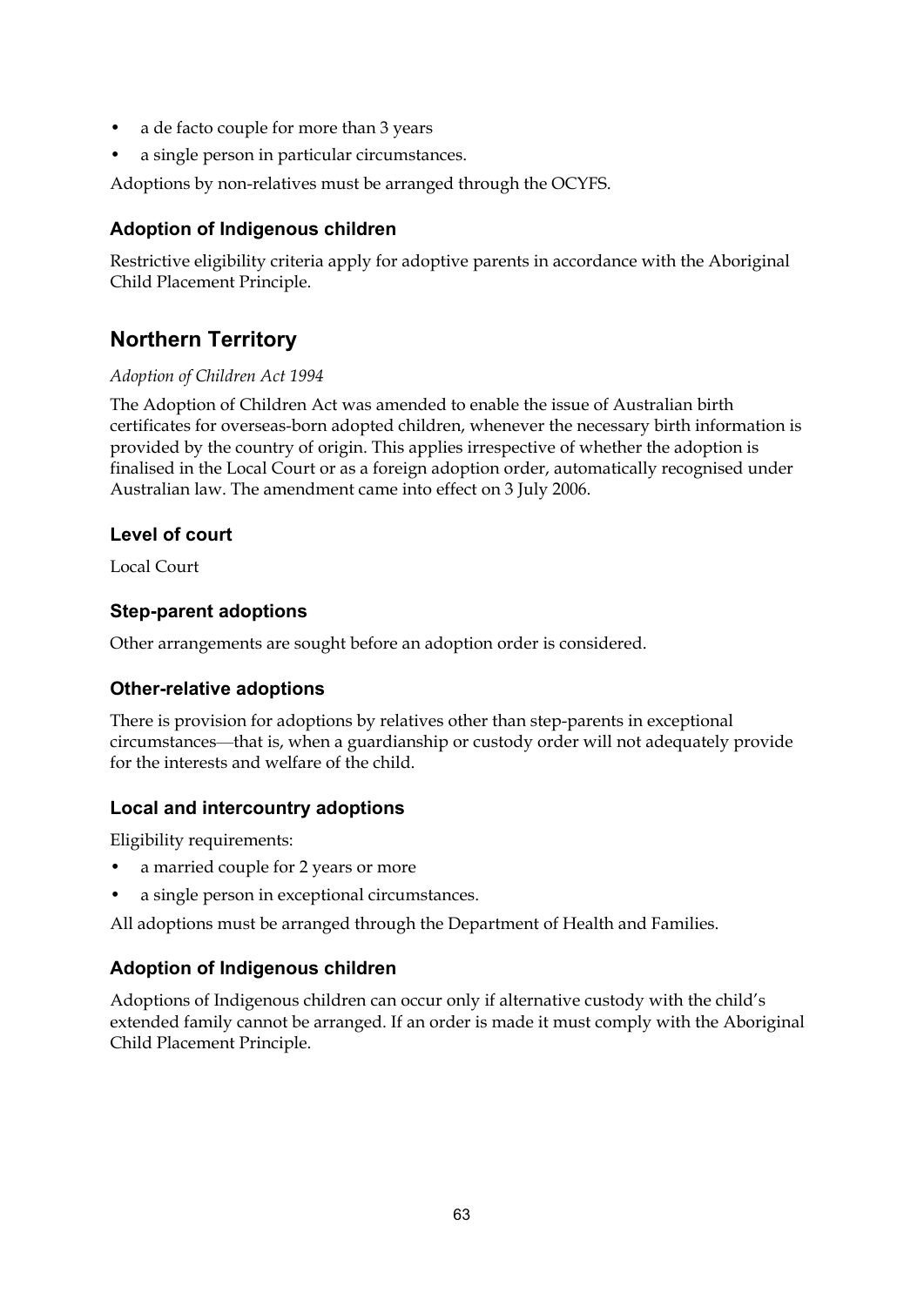- a de facto couple for more than 3 years
- a single person in particular circumstances.

Adoptions by non-relatives must be arranged through the OCYFS.

### Adoption of Indigenous children

Restrictive eligibility criteria apply for adoptive parents in accordance with the Aboriginal Child Placement Principle.

## Northern Territory

*Adoption of Children Act 1994*

The Adoption of Children Act was amended to enable the issue of Australian birth certificates for overseas-born adopted children, whenever the necessary birth information is provided by the country of origin. This applies irrespective of whether the adoption is finalised in the Local Court or as a foreign adoption order, automatically recognised under Australian law. The amendment came into effect on 3 July 2006.

### Level of court

Local Court

### Step-parent adoptions

Other arrangements are sought before an adoption order is considered.

### Other-relative adoptions

There is provision for adoptions by relatives other than step-parents in exceptional circumstances—that is, when a guardianship or custody order will not adequately provide for the interests and welfare of the child.

### Local and intercountry adoptions

Eligibility requirements:

- a married couple for 2 years or more
- a single person in exceptional circumstances.

All adoptions must be arranged through the Department of Health and Families.

### Adoption of Indigenous children

Adoptions of Indigenous children can occur only if alternative custody with the child's extended family cannot be arranged. If an order is made it must comply with the Aboriginal Child Placement Principle.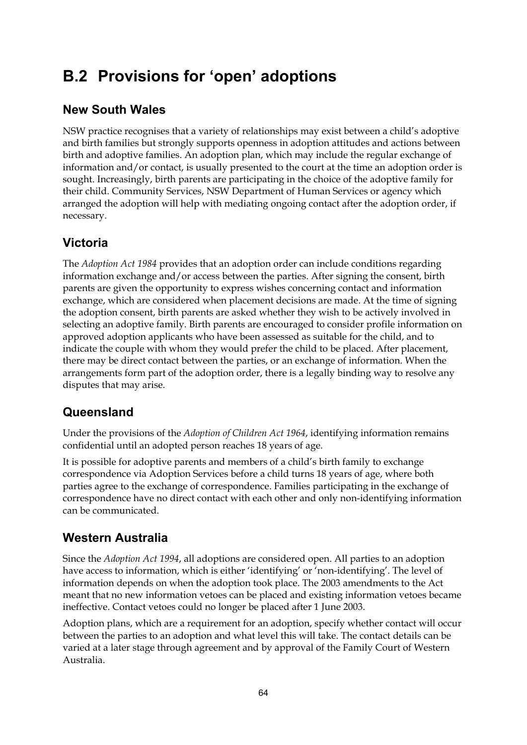# B.2 Provisions for 'open' adoptions

## New South Wales

NSW practice recognises that a variety of relationships may exist between a child's adoptive and birth families but strongly supports openness in adoption attitudes and actions between birth and adoptive families. An adoption plan, which may include the regular exchange of information and/or contact, is usually presented to the court at the time an adoption order is sought. Increasingly, birth parents are participating in the choice of the adoptive family for their child. Community Services, NSW Department of Human Services or agency which arranged the adoption will help with mediating ongoing contact after the adoption order, if necessary.

## Victoria

The *Adoption Act 1984* provides that an adoption order can include conditions regarding information exchange and/or access between the parties. After signing the consent, birth parents are given the opportunity to express wishes concerning contact and information exchange, which are considered when placement decisions are made. At the time of signing the adoption consent, birth parents are asked whether they wish to be actively involved in selecting an adoptive family. Birth parents are encouraged to consider profile information on approved adoption applicants who have been assessed as suitable for the child, and to indicate the couple with whom they would prefer the child to be placed. After placement, there may be direct contact between the parties, or an exchange of information. When the arrangements form part of the adoption order, there is a legally binding way to resolve any disputes that may arise.

## Queensland

Under the provisions of the *Adoption of Children Act 1964*, identifying information remains confidential until an adopted person reaches 18 years of age.

It is possible for adoptive parents and members of a child's birth family to exchange correspondence via Adoption Services before a child turns 18 years of age, where both parties agree to the exchange of correspondence. Families participating in the exchange of correspondence have no direct contact with each other and only non-identifying information can be communicated.

## Western Australia

Since the *Adoption Act 1994*, all adoptions are considered open. All parties to an adoption have access to information, which is either 'identifying' or 'non-identifying'. The level of information depends on when the adoption took place. The 2003 amendments to the Act meant that no new information vetoes can be placed and existing information vetoes became ineffective. Contact vetoes could no longer be placed after 1 June 2003.

Adoption plans, which are a requirement for an adoption, specify whether contact will occur between the parties to an adoption and what level this will take. The contact details can be varied at a later stage through agreement and by approval of the Family Court of Western Australia.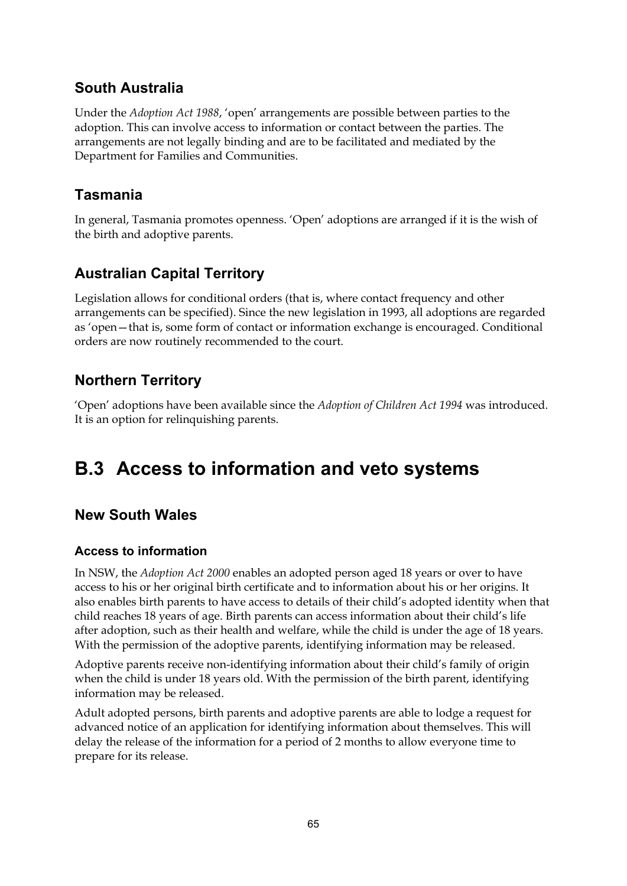## South Australia

Under the *Adoption Act 1988*, 'open' arrangements are possible between parties to the adoption. This can involve access to information or contact between the parties. The arrangements are not legally binding and are to be facilitated and mediated by the Department for Families and Communities.

## Tasmania

In general, Tasmania promotes openness. 'Open' adoptions are arranged if it is the wish of the birth and adoptive parents.

## Australian Capital Territory

Legislation allows for conditional orders (that is, where contact frequency and other arrangements can be specified). Since the new legislation in 1993, all adoptions are regarded as 'open—that is, some form of contact or information exchange is encouraged. Conditional orders are now routinely recommended to the court.

## Northern Territory

'Open' adoptions have been available since the *Adoption of Children Act 1994* was introduced. It is an option for relinquishing parents.

# B.3 Access to information and veto systems

## New South Wales

### Access to information

In NSW, the *Adoption Act 2000* enables an adopted person aged 18 years or over to have access to his or her original birth certificate and to information about his or her origins. It also enables birth parents to have access to details of their child's adopted identity when that child reaches 18 years of age. Birth parents can access information about their child's life after adoption, such as their health and welfare, while the child is under the age of 18 years. With the permission of the adoptive parents, identifying information may be released.

Adoptive parents receive non-identifying information about their child's family of origin when the child is under 18 years old. With the permission of the birth parent, identifying information may be released.

Adult adopted persons, birth parents and adoptive parents are able to lodge a request for advanced notice of an application for identifying information about themselves. This will delay the release of the information for a period of 2 months to allow everyone time to prepare for its release.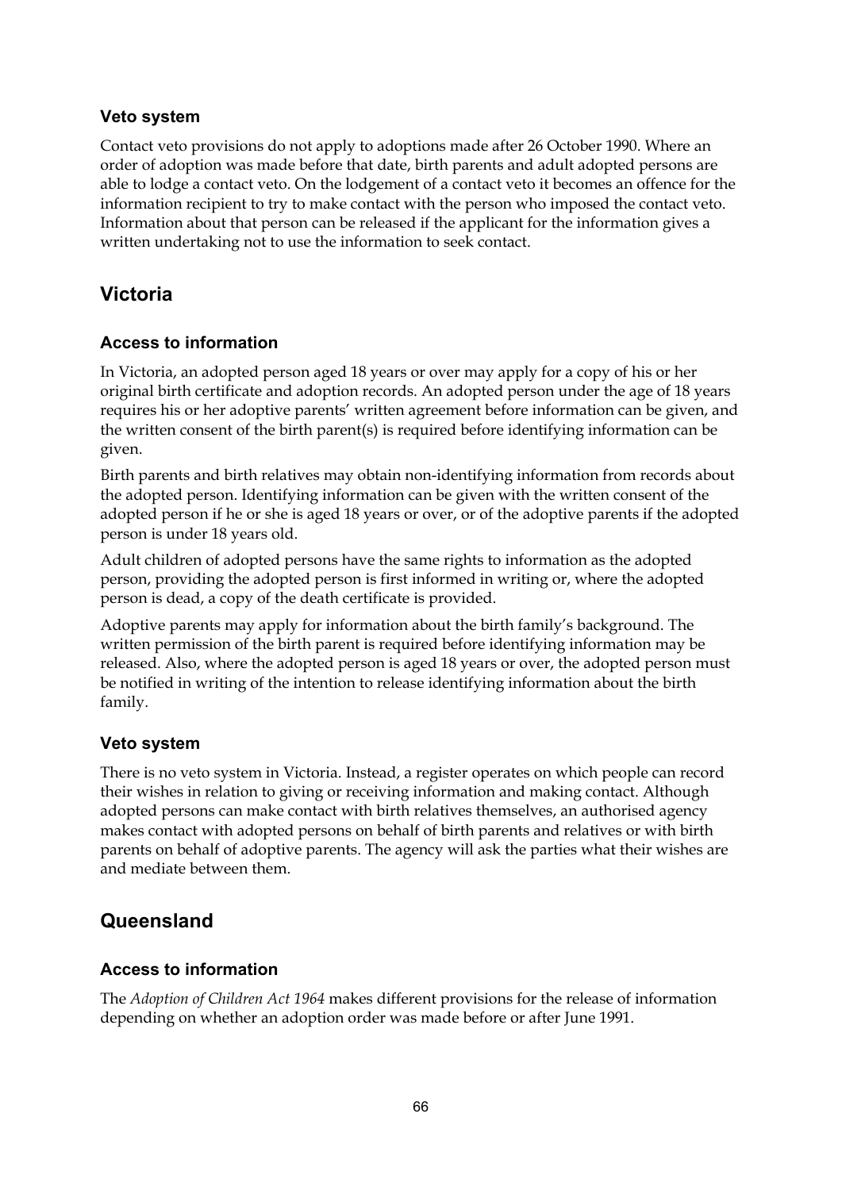### Veto system

Contact veto provisions do not apply to adoptions made after 26 October 1990. Where an order of adoption was made before that date, birth parents and adult adopted persons are able to lodge a contact veto. On the lodgement of a contact veto it becomes an offence for the information recipient to try to make contact with the person who imposed the contact veto. Information about that person can be released if the applicant for the information gives a written undertaking not to use the information to seek contact.

## Victoria

### Access to information

In Victoria, an adopted person aged 18 years or over may apply for a copy of his or her original birth certificate and adoption records. An adopted person under the age of 18 years requires his or her adoptive parents' written agreement before information can be given, and the written consent of the birth parent(s) is required before identifying information can be given.

Birth parents and birth relatives may obtain non-identifying information from records about the adopted person. Identifying information can be given with the written consent of the adopted person if he or she is aged 18 years or over, or of the adoptive parents if the adopted person is under 18 years old.

Adult children of adopted persons have the same rights to information as the adopted person, providing the adopted person is first informed in writing or, where the adopted person is dead, a copy of the death certificate is provided.

Adoptive parents may apply for information about the birth family's background. The written permission of the birth parent is required before identifying information may be released. Also, where the adopted person is aged 18 years or over, the adopted person must be notified in writing of the intention to release identifying information about the birth family.

### Veto system

There is no veto system in Victoria. Instead, a register operates on which people can record their wishes in relation to giving or receiving information and making contact. Although adopted persons can make contact with birth relatives themselves, an authorised agency makes contact with adopted persons on behalf of birth parents and relatives or with birth parents on behalf of adoptive parents. The agency will ask the parties what their wishes are and mediate between them.

## Queensland

### Access to information

The *Adoption of Children Act 1964* makes different provisions for the release of information depending on whether an adoption order was made before or after June 1991.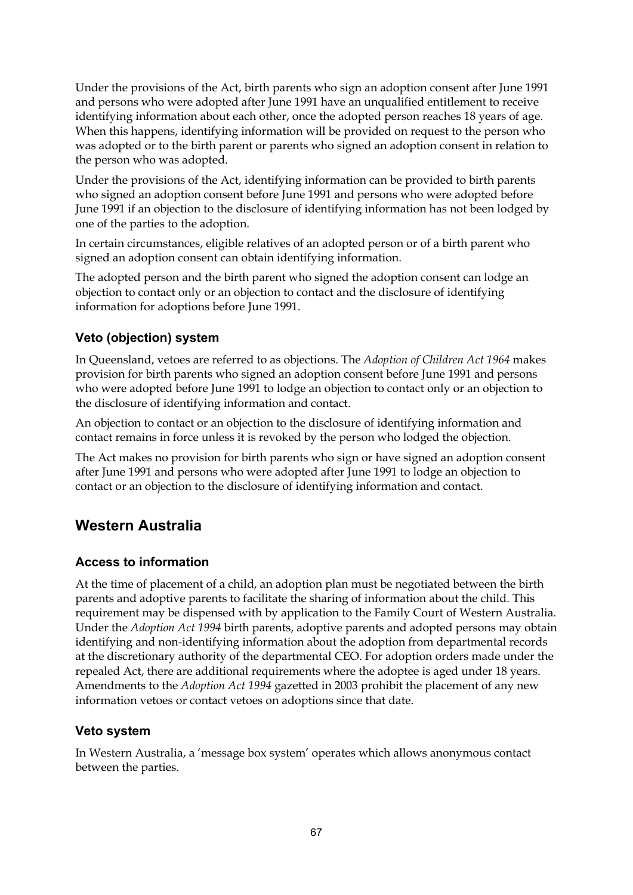Under the provisions of the Act, birth parents who sign an adoption consent after June 1991 and persons who were adopted after June 1991 have an unqualified entitlement to receive identifying information about each other, once the adopted person reaches 18 years of age. When this happens, identifying information will be provided on request to the person who was adopted or to the birth parent or parents who signed an adoption consent in relation to the person who was adopted.

Under the provisions of the Act, identifying information can be provided to birth parents who signed an adoption consent before June 1991 and persons who were adopted before June 1991 if an objection to the disclosure of identifying information has not been lodged by one of the parties to the adoption.

In certain circumstances, eligible relatives of an adopted person or of a birth parent who signed an adoption consent can obtain identifying information.

The adopted person and the birth parent who signed the adoption consent can lodge an objection to contact only or an objection to contact and the disclosure of identifying information for adoptions before June 1991.

### Veto (objection) system

In Queensland, vetoes are referred to as objections. The *Adoption of Children Act 1964* makes provision for birth parents who signed an adoption consent before June 1991 and persons who were adopted before June 1991 to lodge an objection to contact only or an objection to the disclosure of identifying information and contact.

An objection to contact or an objection to the disclosure of identifying information and contact remains in force unless it is revoked by the person who lodged the objection.

The Act makes no provision for birth parents who sign or have signed an adoption consent after June 1991 and persons who were adopted after June 1991 to lodge an objection to contact or an objection to the disclosure of identifying information and contact.

## Western Australia

### Access to information

At the time of placement of a child, an adoption plan must be negotiated between the birth parents and adoptive parents to facilitate the sharing of information about the child. This requirement may be dispensed with by application to the Family Court of Western Australia. Under the *Adoption Act 1994* birth parents, adoptive parents and adopted persons may obtain identifying and non-identifying information about the adoption from departmental records at the discretionary authority of the departmental CEO. For adoption orders made under the repealed Act, there are additional requirements where the adoptee is aged under 18 years. Amendments to the *Adoption Act 1994* gazetted in 2003 prohibit the placement of any new information vetoes or contact vetoes on adoptions since that date.

### Veto system

In Western Australia, a 'message box system' operates which allows anonymous contact between the parties.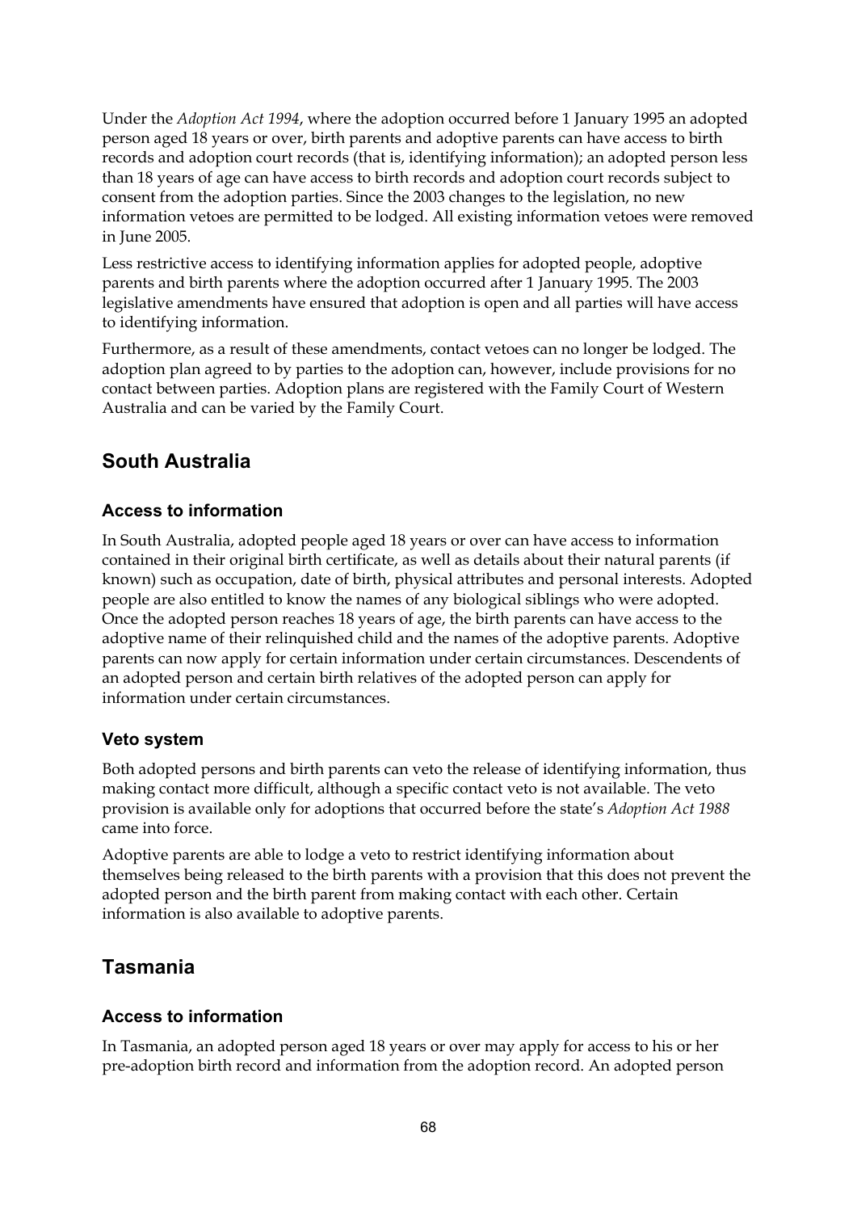Under the *Adoption Act 1994*, where the adoption occurred before 1 January 1995 an adopted person aged 18 years or over, birth parents and adoptive parents can have access to birth records and adoption court records (that is, identifying information); an adopted person less than 18 years of age can have access to birth records and adoption court records subject to consent from the adoption parties. Since the 2003 changes to the legislation, no new information vetoes are permitted to be lodged. All existing information vetoes were removed in June 2005.

Less restrictive access to identifying information applies for adopted people, adoptive parents and birth parents where the adoption occurred after 1 January 1995. The 2003 legislative amendments have ensured that adoption is open and all parties will have access to identifying information.

Furthermore, as a result of these amendments, contact vetoes can no longer be lodged. The adoption plan agreed to by parties to the adoption can, however, include provisions for no contact between parties. Adoption plans are registered with the Family Court of Western Australia and can be varied by the Family Court.

## South Australia

### Access to information

In South Australia, adopted people aged 18 years or over can have access to information contained in their original birth certificate, as well as details about their natural parents (if known) such as occupation, date of birth, physical attributes and personal interests. Adopted people are also entitled to know the names of any biological siblings who were adopted. Once the adopted person reaches 18 years of age, the birth parents can have access to the adoptive name of their relinquished child and the names of the adoptive parents. Adoptive parents can now apply for certain information under certain circumstances. Descendents of an adopted person and certain birth relatives of the adopted person can apply for information under certain circumstances.

### Veto system

Both adopted persons and birth parents can veto the release of identifying information, thus making contact more difficult, although a specific contact veto is not available. The veto provision is available only for adoptions that occurred before the state's *Adoption Act 1988* came into force.

Adoptive parents are able to lodge a veto to restrict identifying information about themselves being released to the birth parents with a provision that this does not prevent the adopted person and the birth parent from making contact with each other. Certain information is also available to adoptive parents.

## Tasmania

### Access to information

In Tasmania, an adopted person aged 18 years or over may apply for access to his or her pre-adoption birth record and information from the adoption record. An adopted person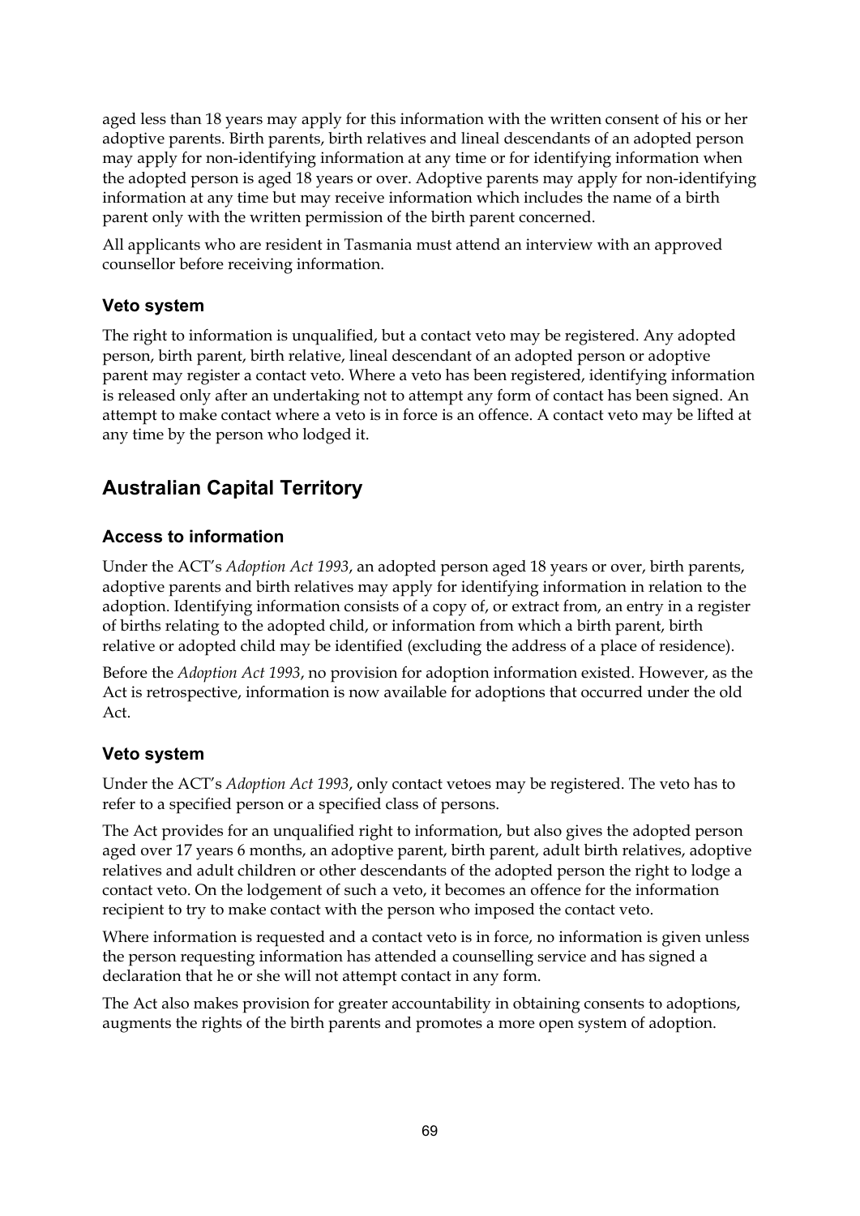aged less than 18 years may apply for this information with the written consent of his or her adoptive parents. Birth parents, birth relatives and lineal descendants of an adopted person may apply for non-identifying information at any time or for identifying information when the adopted person is aged 18 years or over. Adoptive parents may apply for non-identifying information at any time but may receive information which includes the name of a birth parent only with the written permission of the birth parent concerned.

All applicants who are resident in Tasmania must attend an interview with an approved counsellor before receiving information.

### Veto system

The right to information is unqualified, but a contact veto may be registered. Any adopted person, birth parent, birth relative, lineal descendant of an adopted person or adoptive parent may register a contact veto. Where a veto has been registered, identifying information is released only after an undertaking not to attempt any form of contact has been signed. An attempt to make contact where a veto is in force is an offence. A contact veto may be lifted at any time by the person who lodged it.

## Australian Capital Territory

### Access to information

Under the ACT's *Adoption Act 1993*, an adopted person aged 18 years or over, birth parents, adoptive parents and birth relatives may apply for identifying information in relation to the adoption. Identifying information consists of a copy of, or extract from, an entry in a register of births relating to the adopted child, or information from which a birth parent, birth relative or adopted child may be identified (excluding the address of a place of residence).

Before the *Adoption Act 1993*, no provision for adoption information existed. However, as the Act is retrospective, information is now available for adoptions that occurred under the old Act.

### Veto system

Under the ACT's *Adoption Act 1993*, only contact vetoes may be registered. The veto has to refer to a specified person or a specified class of persons.

The Act provides for an unqualified right to information, but also gives the adopted person aged over 17 years 6 months, an adoptive parent, birth parent, adult birth relatives, adoptive relatives and adult children or other descendants of the adopted person the right to lodge a contact veto. On the lodgement of such a veto, it becomes an offence for the information recipient to try to make contact with the person who imposed the contact veto.

Where information is requested and a contact veto is in force, no information is given unless the person requesting information has attended a counselling service and has signed a declaration that he or she will not attempt contact in any form.

The Act also makes provision for greater accountability in obtaining consents to adoptions, augments the rights of the birth parents and promotes a more open system of adoption.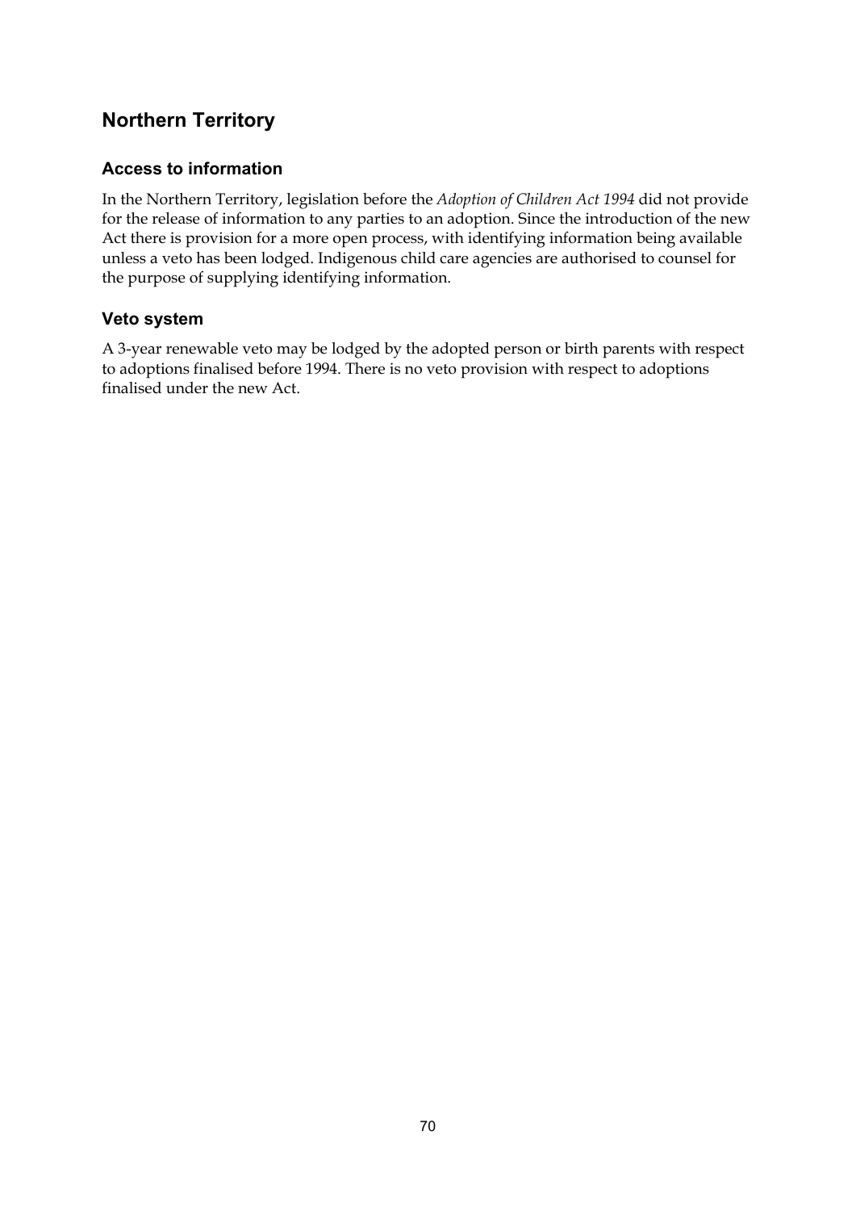## Northern Territory

### Access to information

In the Northern Territory, legislation before the *Adoption of Children Act 1994* did not provide for the release of information to any parties to an adoption. Since the introduction of the new Act there is provision for a more open process, with identifying information being available unless a veto has been lodged. Indigenous child care agencies are authorised to counsel for the purpose of supplying identifying information.

### Veto system

A 3-year renewable veto may be lodged by the adopted person or birth parents with respect to adoptions finalised before 1994. There is no veto provision with respect to adoptions finalised under the new Act.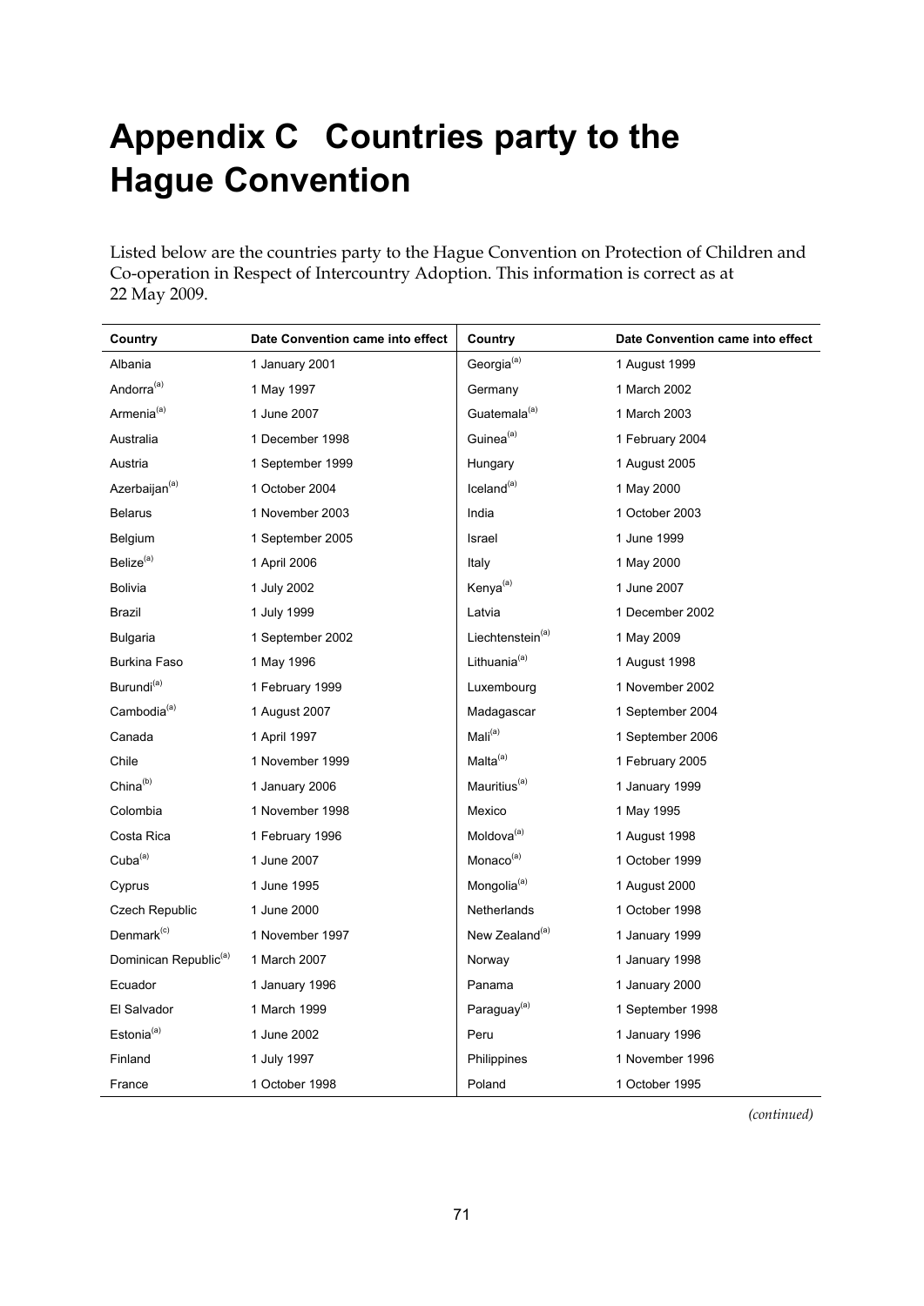# Appendix C Countries party to the Hague Convention

Listed below are the countries party to the Hague Convention on Protection of Children and Co-operation in Respect of Intercountry Adoption. This information is correct as at 22 May 2009.

| Country | Date Convention came into effect | Country | Date Convention came into effect |
|---|---|---|---|
| Albania | 1 January 2001 | Georgia[(a)] | 1 August 1999 |
| Andorra[(a)] | 1 May 1997 | Germany | 1 March 2002 |
| Armenia[(a)] | 1 June 2007 | Guatemala[(a)] | 1 March 2003 |
| Australia | 1 December 1998 | Guinea[(a)] | 1 February 2004 |
| Austria | 1 September 1999 | Hungary | 1 August 2005 |
| Azerbaijan[(a)] | 1 October 2004 | Iceland[(a)] | 1 May 2000 |
| Belarus | 1 November 2003 | India | 1 October 2003 |
| Belgium | 1 September 2005 | Israel | 1 June 1999 |
| Belize[(a)] | 1 April 2006 | Italy | 1 May 2000 |
| Bolivia | 1 July 2002 | Kenya[(a)] | 1 June 2007 |
| Brazil | 1 July 1999 | Latvia | 1 December 2002 |
| Bulgaria | 1 September 2002 | Liechtenstein[(a)] | 1 May 2009 |
| Burkina Faso | 1 May 1996 | Lithuania[(a)] | 1 August 1998 |
| Burundi[(a)] | 1 February 1999 | Luxembourg | 1 November 2002 |
| Cambodia[(a)] | 1 August 2007 | Madagascar | 1 September 2004 |
| Canada | 1 April 1997 | Mali[(a)] | 1 September 2006 |
| Chile | 1 November 1999 | Malta[(a)] | 1 February 2005 |
| China[(b)] | 1 January 2006 | Mauritius[(a)] | 1 January 1999 |
| Colombia | 1 November 1998 | Mexico | 1 May 1995 |
| Costa Rica | 1 February 1996 | Moldova[(a)] | 1 August 1998 |
| Cuba[(a)] | 1 June 2007 | Monaco[(a)] | 1 October 1999 |
| Cyprus | 1 June 1995 | Mongolia[(a)] | 1 August 2000 |
| Czech Republic | 1 June 2000 | Netherlands | 1 October 1998 |
| Denmark[(c)] | 1 November 1997 | New Zealand[(a)] | 1 January 1999 |
| Dominican Republic[(a)] | 1 March 2007 | Norway | 1 January 1998 |
| Ecuador | 1 January 1996 | Panama | 1 January 2000 |
| El Salvador | 1 March 1999 | Paraguay[(a)] | 1 September 1998 |
| Estonia[(a)] | 1 June 2002 | Peru | 1 January 1996 |
| Finland | 1 July 1997 | Philippines | 1 November 1996 |
| France | 1 October 1998 | Poland | 1 October 1995 |

*(continued)*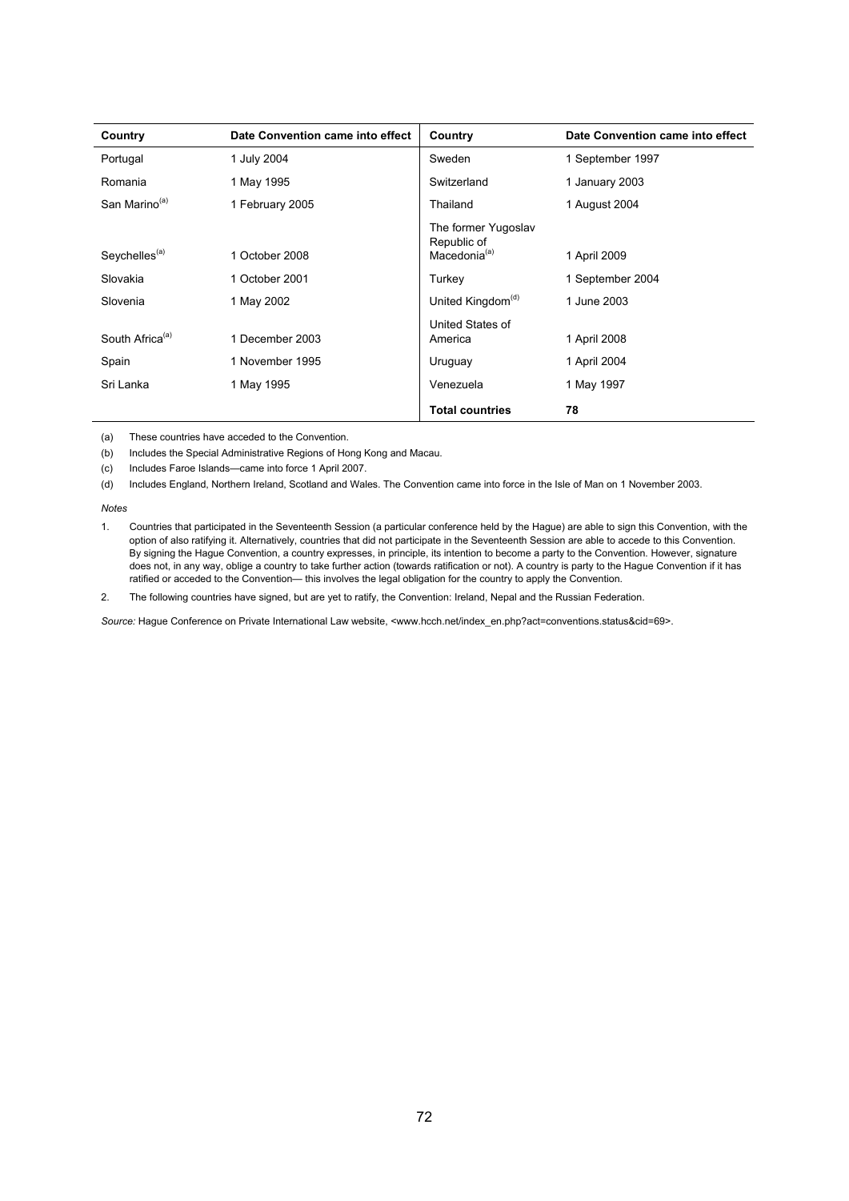| Country | Date Convention came into effect | Country | Date Convention came into effect |
|---|---|---|---|
| Portugal | 1 July 2004 | Sweden | 1 September 1997 |
| Romania | 1 May 1995 | Switzerland | 1 January 2003 |
| San Marino[(a)] | 1 February 2005 | Thailand | 1 August 2004 |
| Seychelles[(a)] | 1 October 2008 | The former Yugoslav Republic of Macedonia[(a)] | 1 April 2009 |
| Slovakia | 1 October 2001 | Turkey | 1 September 2004 |
| Slovenia | 1 May 2002 | United Kingdom[(d)] | 1 June 2003 |
| South Africa[(a)] | 1 December 2003 | United States of America | 1 April 2008 |
| Spain | 1 November 1995 | Uruguay | 1 April 2004 |
| Sri Lanka | 1 May 1995 | Venezuela | 1 May 1997 |
| | | **Total countries** | **78** |

(a) These countries have acceded to the Convention.

(b) Includes the Special Administrative Regions of Hong Kong and Macau.

(c) Includes Faroe Islands—came into force 1 April 2007.

(d) Includes England, Northern Ireland, Scotland and Wales. The Convention came into force in the Isle of Man on 1 November 2003.

*Notes*

1. Countries that participated in the Seventeenth Session (a particular conference held by the Hague) are able to sign this Convention, with the option of also ratifying it. Alternatively, countries that did not participate in the Seventeenth Session are able to accede to this Convention. By signing the Hague Convention, a country expresses, in principle, its intention to become a party to the Convention. However, signature does not, in any way, oblige a country to take further action (towards ratification or not). A country is party to the Hague Convention if it has ratified or acceded to the Convention— this involves the legal obligation for the country to apply the Convention.

2. The following countries have signed, but are yet to ratify, the Convention: Ireland, Nepal and the Russian Federation.

*Source:* Hague Conference on Private International Law website, <www.hcch.net/index_en.php?act=conventions.status&cid=69>.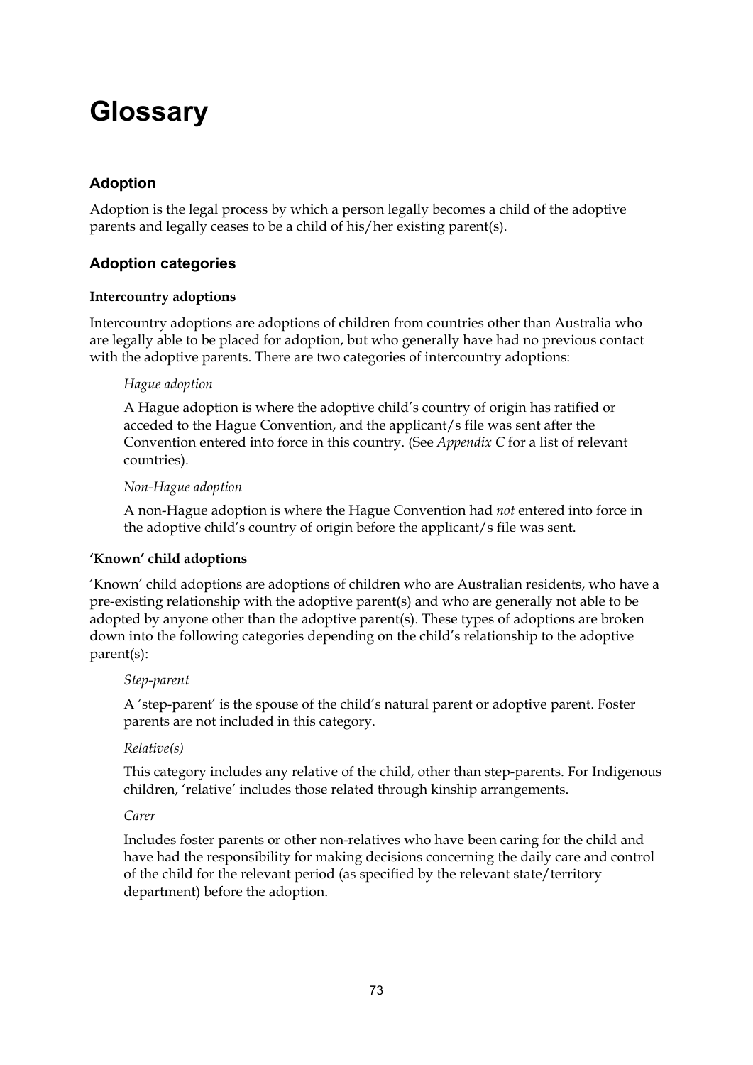# Glossary

## Adoption

Adoption is the legal process by which a person legally becomes a child of the adoptive parents and legally ceases to be a child of his/her existing parent(s).

## Adoption categories

### Intercountry adoptions

Intercountry adoptions are adoptions of children from countries other than Australia who are legally able to be placed for adoption, but who generally have had no previous contact with the adoptive parents. There are two categories of intercountry adoptions:

*Hague adoption*

A Hague adoption is where the adoptive child's country of origin has ratified or acceded to the Hague Convention, and the applicant/s file was sent after the Convention entered into force in this country. (See *Appendix C* for a list of relevant countries).

*Non-Hague adoption*

A non-Hague adoption is where the Hague Convention had *not* entered into force in the adoptive child's country of origin before the applicant/s file was sent.

### 'Known' child adoptions

'Known' child adoptions are adoptions of children who are Australian residents, who have a pre-existing relationship with the adoptive parent(s) and who are generally not able to be adopted by anyone other than the adoptive parent(s). These types of adoptions are broken down into the following categories depending on the child's relationship to the adoptive parent(s):

*Step-parent*

A 'step-parent' is the spouse of the child's natural parent or adoptive parent. Foster parents are not included in this category.

*Relative(s)*

This category includes any relative of the child, other than step-parents. For Indigenous children, 'relative' includes those related through kinship arrangements.

*Carer*

Includes foster parents or other non-relatives who have been caring for the child and have had the responsibility for making decisions concerning the daily care and control of the child for the relevant period (as specified by the relevant state/territory department) before the adoption.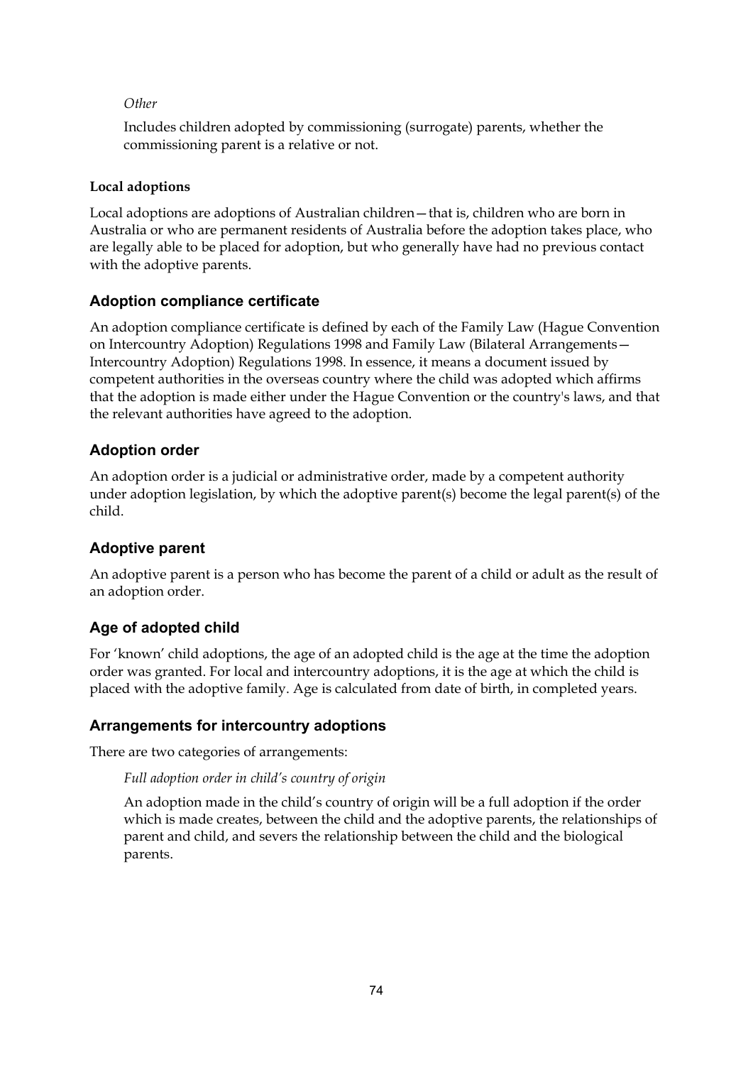*Other*

Includes children adopted by commissioning (surrogate) parents, whether the commissioning parent is a relative or not.

**Local adoptions**

Local adoptions are adoptions of Australian children—that is, children who are born in Australia or who are permanent residents of Australia before the adoption takes place, who are legally able to be placed for adoption, but who generally have had no previous contact with the adoptive parents.

## Adoption compliance certificate

An adoption compliance certificate is defined by each of the Family Law (Hague Convention on Intercountry Adoption) Regulations 1998 and Family Law (Bilateral Arrangements—Intercountry Adoption) Regulations 1998. In essence, it means a document issued by competent authorities in the overseas country where the child was adopted which affirms that the adoption is made either under the Hague Convention or the country's laws, and that the relevant authorities have agreed to the adoption.

## Adoption order

An adoption order is a judicial or administrative order, made by a competent authority under adoption legislation, by which the adoptive parent(s) become the legal parent(s) of the child.

## Adoptive parent

An adoptive parent is a person who has become the parent of a child or adult as the result of an adoption order.

## Age of adopted child

For 'known' child adoptions, the age of an adopted child is the age at the time the adoption order was granted. For local and intercountry adoptions, it is the age at which the child is placed with the adoptive family. Age is calculated from date of birth, in completed years.

## Arrangements for intercountry adoptions

There are two categories of arrangements:

*Full adoption order in child's country of origin*

An adoption made in the child's country of origin will be a full adoption if the order which is made creates, between the child and the adoptive parents, the relationships of parent and child, and severs the relationship between the child and the biological parents.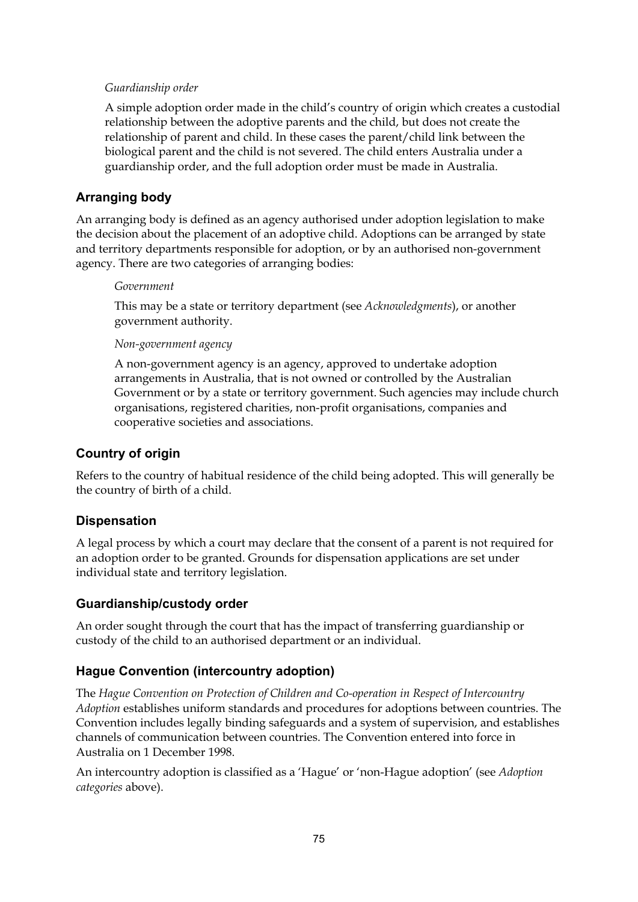*Guardianship order*

A simple adoption order made in the child's country of origin which creates a custodial relationship between the adoptive parents and the child, but does not create the relationship of parent and child. In these cases the parent/child link between the biological parent and the child is not severed. The child enters Australia under a guardianship order, and the full adoption order must be made in Australia.

### Arranging body

An arranging body is defined as an agency authorised under adoption legislation to make the decision about the placement of an adoptive child. Adoptions can be arranged by state and territory departments responsible for adoption, or by an authorised non-government agency. There are two categories of arranging bodies:

*Government*

This may be a state or territory department (see *Acknowledgments*), or another government authority.

*Non-government agency*

A non-government agency is an agency, approved to undertake adoption arrangements in Australia, that is not owned or controlled by the Australian Government or by a state or territory government. Such agencies may include church organisations, registered charities, non-profit organisations, companies and cooperative societies and associations.

### Country of origin

Refers to the country of habitual residence of the child being adopted. This will generally be the country of birth of a child.

### Dispensation

A legal process by which a court may declare that the consent of a parent is not required for an adoption order to be granted. Grounds for dispensation applications are set under individual state and territory legislation.

### Guardianship/custody order

An order sought through the court that has the impact of transferring guardianship or custody of the child to an authorised department or an individual.

### Hague Convention (intercountry adoption)

The *Hague Convention on Protection of Children and Co-operation in Respect of Intercountry Adoption* establishes uniform standards and procedures for adoptions between countries. The Convention includes legally binding safeguards and a system of supervision, and establishes channels of communication between countries. The Convention entered into force in Australia on 1 December 1998.

An intercountry adoption is classified as a 'Hague' or 'non-Hague adoption' (see *Adoption categories* above).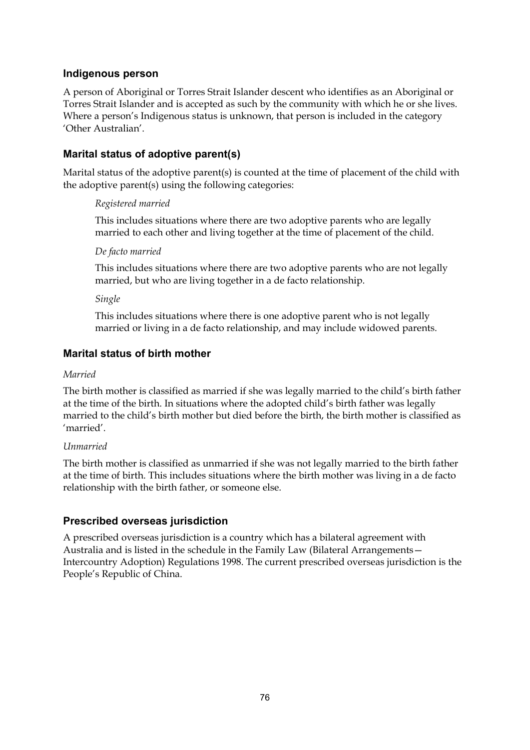### Indigenous person

A person of Aboriginal or Torres Strait Islander descent who identifies as an Aboriginal or Torres Strait Islander and is accepted as such by the community with which he or she lives. Where a person's Indigenous status is unknown, that person is included in the category 'Other Australian'.

### Marital status of adoptive parent(s)

Marital status of the adoptive parent(s) is counted at the time of placement of the child with the adoptive parent(s) using the following categories:

*Registered married*

This includes situations where there are two adoptive parents who are legally married to each other and living together at the time of placement of the child.

*De facto married*

This includes situations where there are two adoptive parents who are not legally married, but who are living together in a de facto relationship.

*Single*

This includes situations where there is one adoptive parent who is not legally married or living in a de facto relationship, and may include widowed parents.

### Marital status of birth mother

*Married*

The birth mother is classified as married if she was legally married to the child's birth father at the time of the birth. In situations where the adopted child's birth father was legally married to the child's birth mother but died before the birth, the birth mother is classified as 'married'.

*Unmarried*

The birth mother is classified as unmarried if she was not legally married to the birth father at the time of birth. This includes situations where the birth mother was living in a de facto relationship with the birth father, or someone else.

### Prescribed overseas jurisdiction

A prescribed overseas jurisdiction is a country which has a bilateral agreement with Australia and is listed in the schedule in the Family Law (Bilateral Arrangements—Intercountry Adoption) Regulations 1998. The current prescribed overseas jurisdiction is the People's Republic of China.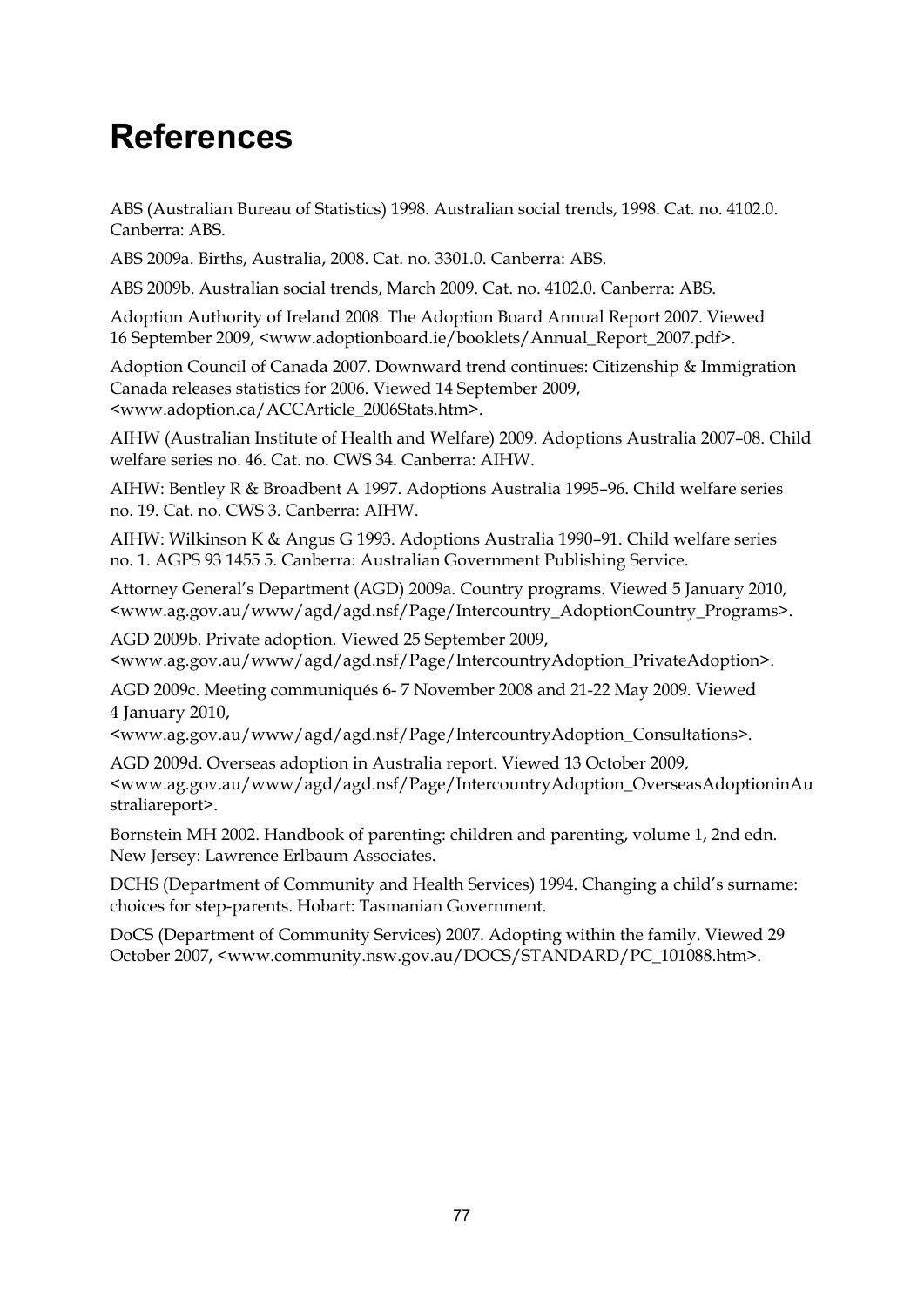# References

ABS (Australian Bureau of Statistics) 1998. Australian social trends, 1998. Cat. no. 4102.0. Canberra: ABS.

ABS 2009a. Births, Australia, 2008. Cat. no. 3301.0. Canberra: ABS.

ABS 2009b. Australian social trends, March 2009. Cat. no. 4102.0. Canberra: ABS.

Adoption Authority of Ireland 2008. The Adoption Board Annual Report 2007. Viewed 16 September 2009, <www.adoptionboard.ie/booklets/Annual_Report_2007.pdf>.

Adoption Council of Canada 2007. Downward trend continues: Citizenship & Immigration Canada releases statistics for 2006. Viewed 14 September 2009, <www.adoption.ca/ACCArticle_2006Stats.htm>.

AIHW (Australian Institute of Health and Welfare) 2009. Adoptions Australia 2007–08. Child welfare series no. 46. Cat. no. CWS 34. Canberra: AIHW.

AIHW: Bentley R & Broadbent A 1997. Adoptions Australia 1995–96. Child welfare series no. 19. Cat. no. CWS 3. Canberra: AIHW.

AIHW: Wilkinson K & Angus G 1993. Adoptions Australia 1990–91. Child welfare series no. 1. AGPS 93 1455 5. Canberra: Australian Government Publishing Service.

Attorney General's Department (AGD) 2009a. Country programs. Viewed 5 January 2010, <www.ag.gov.au/www/agd/agd.nsf/Page/Intercountry_AdoptionCountry_Programs>.

AGD 2009b. Private adoption. Viewed 25 September 2009, <www.ag.gov.au/www/agd/agd.nsf/Page/IntercountryAdoption_PrivateAdoption>.

AGD 2009c. Meeting communiqués 6- 7 November 2008 and 21-22 May 2009. Viewed 4 January 2010, <www.ag.gov.au/www/agd/agd.nsf/Page/IntercountryAdoption_Consultations>.

AGD 2009d. Overseas adoption in Australia report. Viewed 13 October 2009, <www.ag.gov.au/www/agd/agd.nsf/Page/IntercountryAdoption_OverseasAdoptioninAustraliareport>.

Bornstein MH 2002. Handbook of parenting: children and parenting, volume 1, 2nd edn. New Jersey: Lawrence Erlbaum Associates.

DCHS (Department of Community and Health Services) 1994. Changing a child's surname: choices for step-parents. Hobart: Tasmanian Government.

DoCS (Department of Community Services) 2007. Adopting within the family. Viewed 29 October 2007, <www.community.nsw.gov.au/DOCS/STANDARD/PC_101088.htm>.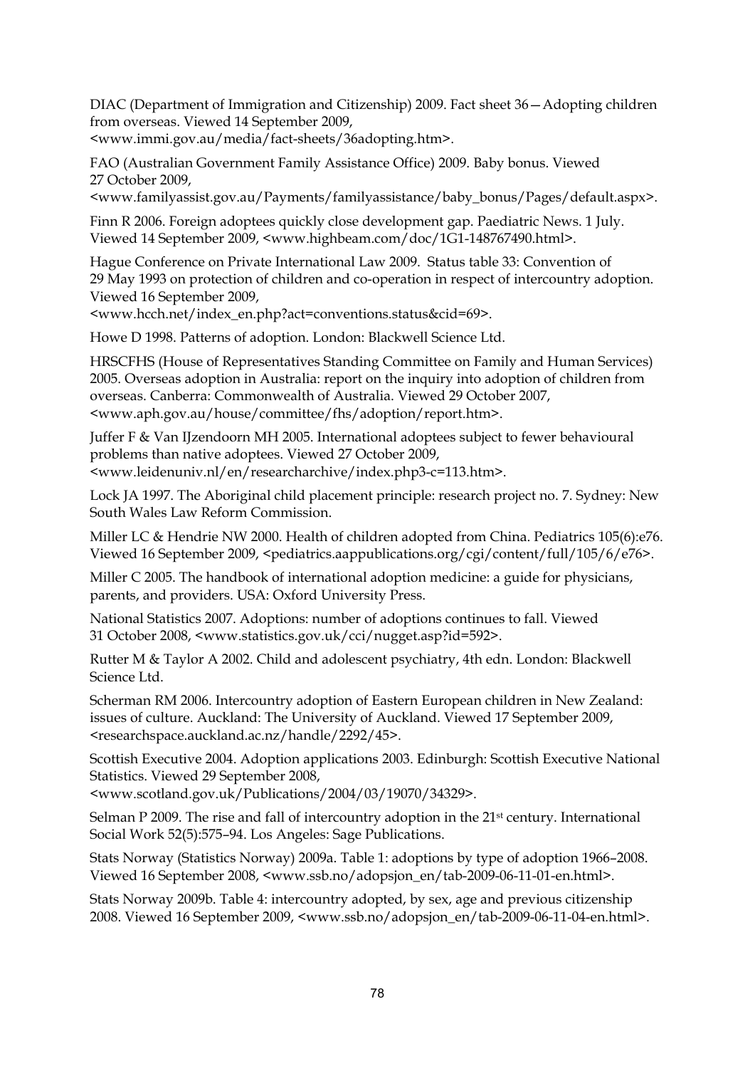DIAC (Department of Immigration and Citizenship) 2009. Fact sheet 36—Adopting children from overseas. Viewed 14 September 2009, <www.immi.gov.au/media/fact-sheets/36adopting.htm>.

FAO (Australian Government Family Assistance Office) 2009. Baby bonus. Viewed 27 October 2009, <www.familyassist.gov.au/Payments/familyassistance/baby_bonus/Pages/default.aspx>.

Finn R 2006. Foreign adoptees quickly close development gap. Paediatric News. 1 July. Viewed 14 September 2009, <www.highbeam.com/doc/1G1-148767490.html>.

Hague Conference on Private International Law 2009. Status table 33: Convention of 29 May 1993 on protection of children and co-operation in respect of intercountry adoption. Viewed 16 September 2009, <www.hcch.net/index_en.php?act=conventions.status&cid=69>.

Howe D 1998. Patterns of adoption. London: Blackwell Science Ltd.

HRSCFHS (House of Representatives Standing Committee on Family and Human Services) 2005. Overseas adoption in Australia: report on the inquiry into adoption of children from overseas. Canberra: Commonwealth of Australia. Viewed 29 October 2007, <www.aph.gov.au/house/committee/fhs/adoption/report.htm>.

Juffer F & Van IJzendoorn MH 2005. International adoptees subject to fewer behavioural problems than native adoptees. Viewed 27 October 2009, <www.leidenuniv.nl/en/researcharchive/index.php3-c=113.htm>.

Lock JA 1997. The Aboriginal child placement principle: research project no. 7. Sydney: New South Wales Law Reform Commission.

Miller LC & Hendrie NW 2000. Health of children adopted from China. Pediatrics 105(6):e76. Viewed 16 September 2009, <pediatrics.aappublications.org/cgi/content/full/105/6/e76>.

Miller C 2005. The handbook of international adoption medicine: a guide for physicians, parents, and providers. USA: Oxford University Press.

National Statistics 2007. Adoptions: number of adoptions continues to fall. Viewed 31 October 2008, <www.statistics.gov.uk/cci/nugget.asp?id=592>.

Rutter M & Taylor A 2002. Child and adolescent psychiatry, 4th edn. London: Blackwell Science Ltd.

Scherman RM 2006. Intercountry adoption of Eastern European children in New Zealand: issues of culture. Auckland: The University of Auckland. Viewed 17 September 2009, <researchspace.auckland.ac.nz/handle/2292/45>.

Scottish Executive 2004. Adoption applications 2003. Edinburgh: Scottish Executive National Statistics. Viewed 29 September 2008, <www.scotland.gov.uk/Publications/2004/03/19070/34329>.

Selman P 2009. The rise and fall of intercountry adoption in the 21st century. International Social Work 52(5):575–94. Los Angeles: Sage Publications.

Stats Norway (Statistics Norway) 2009a. Table 1: adoptions by type of adoption 1966–2008. Viewed 16 September 2008, <www.ssb.no/adopsjon_en/tab-2009-06-11-01-en.html>.

Stats Norway 2009b. Table 4: intercountry adopted, by sex, age and previous citizenship 2008. Viewed 16 September 2009, <www.ssb.no/adopsjon_en/tab-2009-06-11-04-en.html>.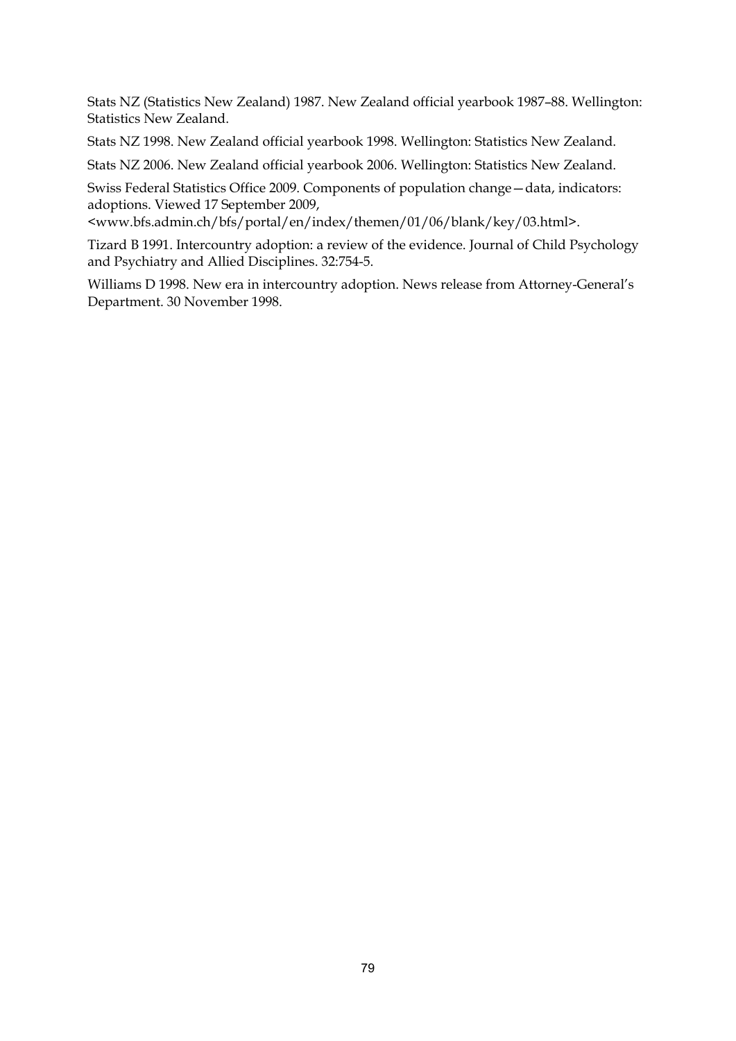Stats NZ (Statistics New Zealand) 1987. New Zealand official yearbook 1987–88. Wellington: Statistics New Zealand.

Stats NZ 1998. New Zealand official yearbook 1998. Wellington: Statistics New Zealand.

Stats NZ 2006. New Zealand official yearbook 2006. Wellington: Statistics New Zealand.

Swiss Federal Statistics Office 2009. Components of population change—data, indicators: adoptions. Viewed 17 September 2009, <www.bfs.admin.ch/bfs/portal/en/index/themen/01/06/blank/key/03.html>.

Tizard B 1991. Intercountry adoption: a review of the evidence. Journal of Child Psychology and Psychiatry and Allied Disciplines. 32:754-5.

Williams D 1998. New era in intercountry adoption. News release from Attorney-General's Department. 30 November 1998.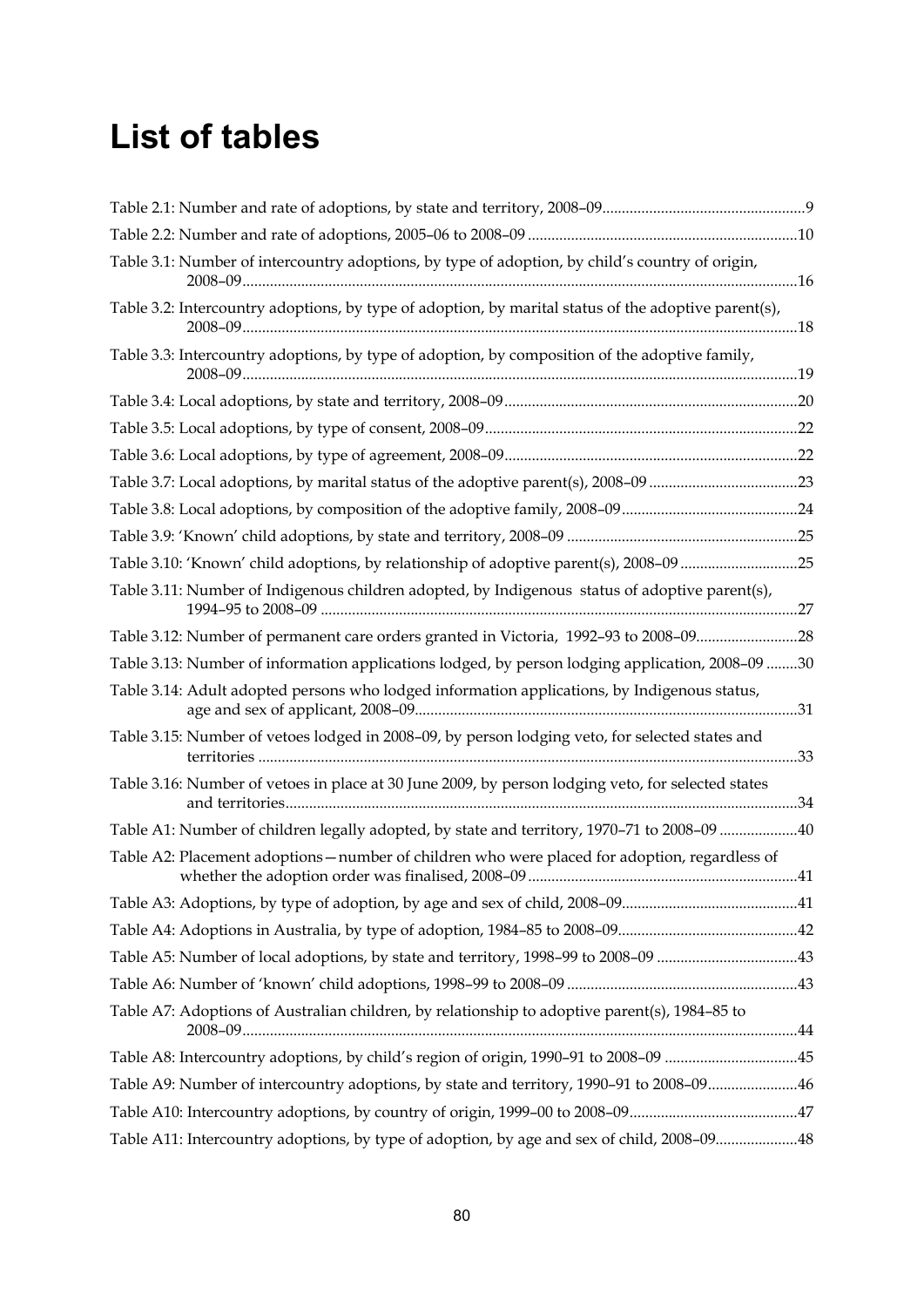# List of tables

Table 2.1: Number and rate of adoptions, by state and territory, 2008–09 ....................................................9

Table 2.2: Number and rate of adoptions, 2005–06 to 2008–09 ....................................................................10

Table 3.1: Number of intercountry adoptions, by type of adoption, by child's country of origin, 2008–09 ............................................................................................................................................16

Table 3.2: Intercountry adoptions, by type of adoption, by marital status of the adoptive parent(s), 2008–09 ............................................................................................................................................18

Table 3.3: Intercountry adoptions, by type of adoption, by composition of the adoptive family, 2008–09 ............................................................................................................................................19

Table 3.4: Local adoptions, by state and territory, 2008–09 ..........................................................................20

Table 3.5: Local adoptions, by type of consent, 2008–09 ...............................................................................22

Table 3.6: Local adoptions, by type of agreement, 2008–09 ..........................................................................22

Table 3.7: Local adoptions, by marital status of the adoptive parent(s), 2008–09 .....................................23

Table 3.8: Local adoptions, by composition of the adoptive family, 2008–09 ............................................24

Table 3.9: 'Known' child adoptions, by state and territory, 2008–09 ..........................................................25

Table 3.10: 'Known' child adoptions, by relationship of adoptive parent(s), 2008–09 .............................25

Table 3.11: Number of Indigenous children adopted, by Indigenous status of adoptive parent(s), 1994–95 to 2008–09 .........................................................................................................................27

Table 3.12: Number of permanent care orders granted in Victoria, 1992–93 to 2008–09..........................28

Table 3.13: Number of information applications lodged, by person lodging application, 2008–09 ........30

Table 3.14: Adult adopted persons who lodged information applications, by Indigenous status, age and sex of applicant, 2008–09.................................................................................................31

Table 3.15: Number of vetoes lodged in 2008–09, by person lodging veto, for selected states and territories .........................................................................................................................................33

Table 3.16: Number of vetoes in place at 30 June 2009, by person lodging veto, for selected states and territories..................................................................................................................................34

Table A1: Number of children legally adopted, by state and territory, 1970–71 to 2008–09 ....................40

Table A2: Placement adoptions—number of children who were placed for adoption, regardless of whether the adoption order was finalised, 2008–09 ....................................................................41

Table A3: Adoptions, by type of adoption, by age and sex of child, 2008–09............................................41

Table A4: Adoptions in Australia, by type of adoption, 1984–85 to 2008–09.............................................42

Table A5: Number of local adoptions, by state and territory, 1998–99 to 2008–09 ....................................43

Table A6: Number of 'known' child adoptions, 1998–99 to 2008–09 ..........................................................43

Table A7: Adoptions of Australian children, by relationship to adoptive parent(s), 1984–85 to 2008–09............................................................................................................................................44

Table A8: Intercountry adoptions, by child's region of origin, 1990–91 to 2008–09 ..................................45

Table A9: Number of intercountry adoptions, by state and territory, 1990–91 to 2008–09.......................46

Table A10: Intercountry adoptions, by country of origin, 1999–00 to 2008–09...........................................47

Table A11: Intercountry adoptions, by type of adoption, by age and sex of child, 2008–09.....................48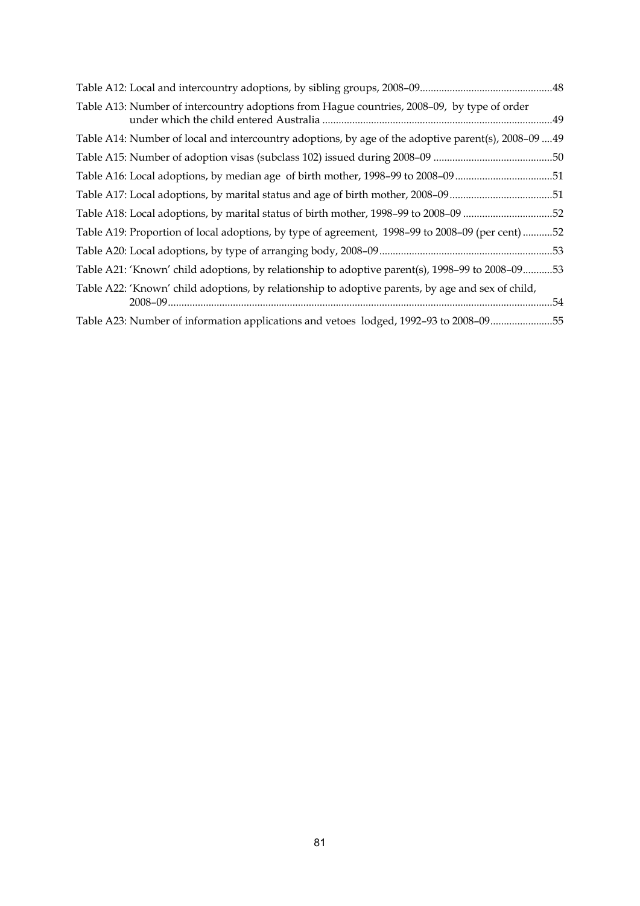Table A12: Local and intercountry adoptions, by sibling groups, 2008–09................................................48

Table A13: Number of intercountry adoptions from Hague countries, 2008–09, by type of order under which the child entered Australia ....................................................................................49

Table A14: Number of local and intercountry adoptions, by age of the adoptive parent(s), 2008–09 ....49

Table A15: Number of adoption visas (subclass 102) issued during 2008–09 ............................................50

Table A16: Local adoptions, by median age of birth mother, 1998–99 to 2008–09....................................51

Table A17: Local adoptions, by marital status and age of birth mother, 2008–09......................................51

Table A18: Local adoptions, by marital status of birth mother, 1998–99 to 2008–09 .................................52

Table A19: Proportion of local adoptions, by type of agreement, 1998–99 to 2008–09 (per cent) ...........52

Table A20: Local adoptions, by type of arranging body, 2008–09................................................................53

Table A21: 'Known' child adoptions, by relationship to adoptive parent(s), 1998–99 to 2008–09...........53

Table A22: 'Known' child adoptions, by relationship to adoptive parents, by age and sex of child, 2008–09............................................................................................................................................54

Table A23: Number of information applications and vetoes lodged, 1992–93 to 2008–09.......................55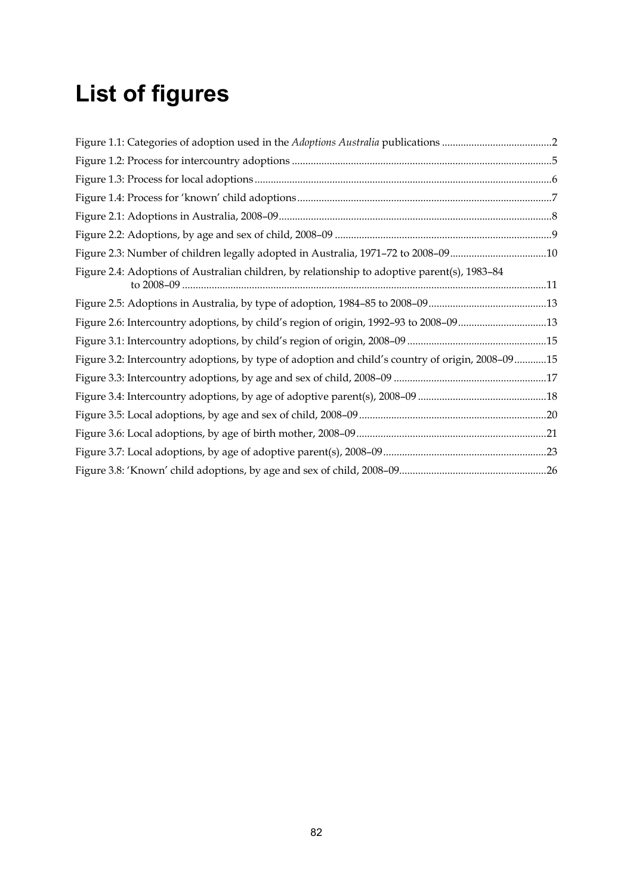# List of figures

Figure 1.1: Categories of adoption used in the *Adoptions Australia* publications ........................................2

Figure 1.2: Process for intercountry adoptions ..............................................................................................5

Figure 1.3: Process for local adoptions ............................................................................................................6

Figure 1.4: Process for 'known' child adoptions .............................................................................................7

Figure 2.1: Adoptions in Australia, 2008–09....................................................................................................8

Figure 2.2: Adoptions, by age and sex of child, 2008–09 ...............................................................................9

Figure 2.3: Number of children legally adopted in Australia, 1971–72 to 2008–09...................................10

Figure 2.4: Adoptions of Australian children, by relationship to adoptive parent(s), 1983–84 to 2008–09 .....................................................................................................................................................11

Figure 2.5: Adoptions in Australia, by type of adoption, 1984–85 to 2008–09...........................................13

Figure 2.6: Intercountry adoptions, by child's region of origin, 1992–93 to 2008–09................................13

Figure 3.1: Intercountry adoptions, by child's region of origin, 2008–09 ...................................................15

Figure 3.2: Intercountry adoptions, by type of adoption and child's country of origin, 2008–09............15

Figure 3.3: Intercountry adoptions, by age and sex of child, 2008–09 ........................................................17

Figure 3.4: Intercountry adoptions, by age of adoptive parent(s), 2008–09 ...............................................18

Figure 3.5: Local adoptions, by age and sex of child, 2008–09.....................................................................20

Figure 3.6: Local adoptions, by age of birth mother, 2008–09......................................................................21

Figure 3.7: Local adoptions, by age of adoptive parent(s), 2008–09............................................................23

Figure 3.8: 'Known' child adoptions, by age and sex of child, 2008–09......................................................26